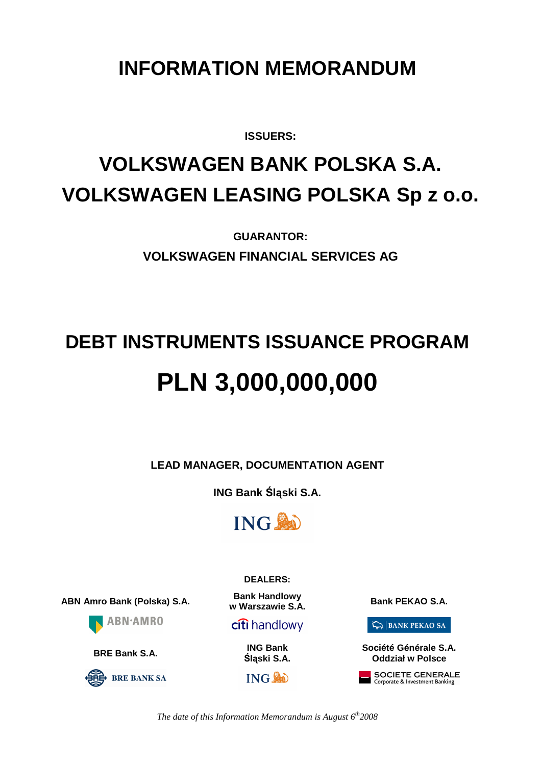# INFORMATION MEMORANDUM

**ISSUERS:**

# VOLKSWAGEN BANK POLSKA S.A.
# VOLKSWAGEN LEASING POLSKA Sp z o.o.

**GUARANTOR:**

**VOLKSWAGEN FINANCIAL SERVICES AG**

# DEBT INSTRUMENTS ISSUANCE PROGRAM

# PLN 3,000,000,000

**LEAD MANAGER, DOCUMENTATION AGENT**

**ING Bank Śląski S.A.**

**DEALERS:**

**ABN Amro Bank (Polska) S.A.**

**Bank Handlowy w Warszawie S.A.**

**Bank PEKAO S.A.**

**BRE Bank S.A.**

**ING Bank Śląski S.A.**

**Société Générale S.A. Oddział w Polsce**

*The date of this Information Memorandum is August 6th 2008*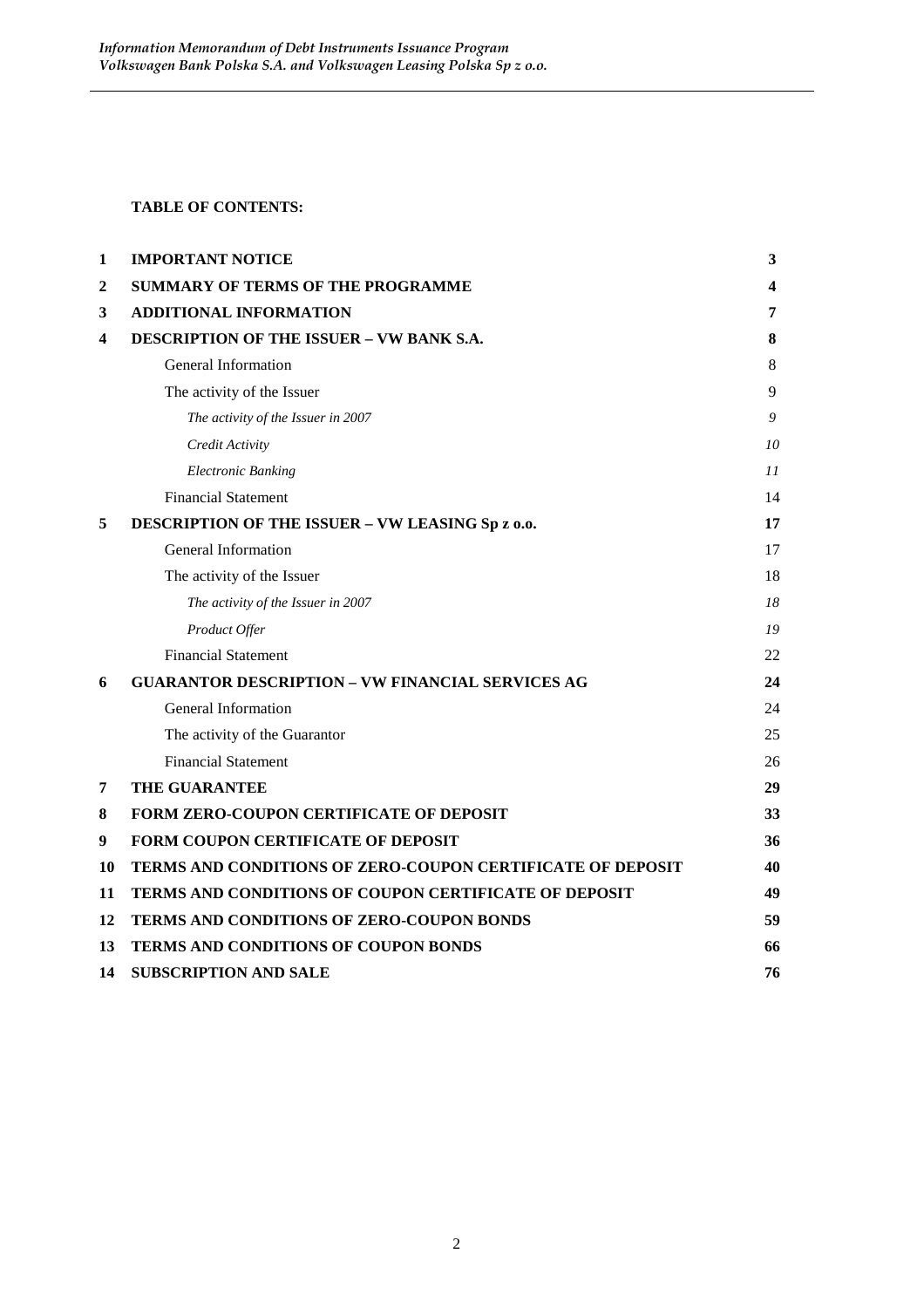**TABLE OF CONTENTS:**

| | | |
|---|---|---|
| **1** | **IMPORTANT NOTICE** | **3** |
| **2** | **SUMMARY OF TERMS OF THE PROGRAMME** | **4** |
| **3** | **ADDITIONAL INFORMATION** | **7** |
| **4** | **DESCRIPTION OF THE ISSUER – VW BANK S.A.** | **8** |
| | General Information | 8 |
| | The activity of the Issuer | 9 |
| | *The activity of the Issuer in 2007* | *9* |
| | *Credit Activity* | *10* |
| | *Electronic Banking* | *11* |
| | Financial Statement | 14 |
| **5** | **DESCRIPTION OF THE ISSUER – VW LEASING Sp z o.o.** | **17** |
| | General Information | 17 |
| | The activity of the Issuer | 18 |
| | *The activity of the Issuer in 2007* | *18* |
| | *Product Offer* | *19* |
| | Financial Statement | 22 |
| **6** | **GUARANTOR DESCRIPTION – VW FINANCIAL SERVICES AG** | **24** |
| | General Information | 24 |
| | The activity of the Guarantor | 25 |
| | Financial Statement | 26 |
| **7** | **THE GUARANTEE** | **29** |
| **8** | **FORM ZERO-COUPON CERTIFICATE OF DEPOSIT** | **33** |
| **9** | **FORM COUPON CERTIFICATE OF DEPOSIT** | **36** |
| **10** | **TERMS AND CONDITIONS OF ZERO-COUPON CERTIFICATE OF DEPOSIT** | **40** |
| **11** | **TERMS AND CONDITIONS OF COUPON CERTIFICATE OF DEPOSIT** | **49** |
| **12** | **TERMS AND CONDITIONS OF ZERO-COUPON BONDS** | **59** |
| **13** | **TERMS AND CONDITIONS OF COUPON BONDS** | **66** |
| **14** | **SUBSCRIPTION AND SALE** | **76** |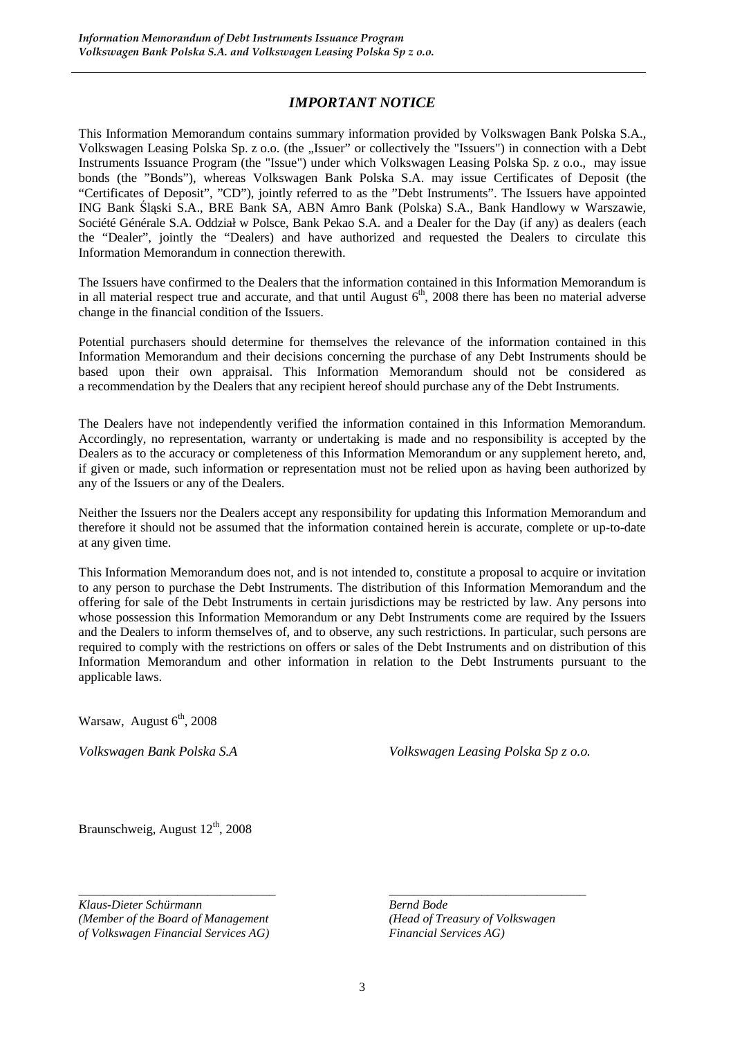## *IMPORTANT NOTICE*

This Information Memorandum contains summary information provided by Volkswagen Bank Polska S.A., Volkswagen Leasing Polska Sp. z o.o. (the „Issuer" or collectively the "Issuers") in connection with a Debt Instruments Issuance Program (the "Issue") under which Volkswagen Leasing Polska Sp. z o.o., may issue bonds (the "Bonds"), whereas Volkswagen Bank Polska S.A. may issue Certificates of Deposit (the "Certificates of Deposit", "CD"), jointly referred to as the "Debt Instruments". The Issuers have appointed ING Bank Śląski S.A., BRE Bank SA, ABN Amro Bank (Polska) S.A., Bank Handlowy w Warszawie, Société Générale S.A. Oddział w Polsce, Bank Pekao S.A. and a Dealer for the Day (if any) as dealers (each the "Dealer", jointly the "Dealers) and have authorized and requested the Dealers to circulate this Information Memorandum in connection therewith.

The Issuers have confirmed to the Dealers that the information contained in this Information Memorandum is in all material respect true and accurate, and that until August 6th, 2008 there has been no material adverse change in the financial condition of the Issuers.

Potential purchasers should determine for themselves the relevance of the information contained in this Information Memorandum and their decisions concerning the purchase of any Debt Instruments should be based upon their own appraisal. This Information Memorandum should not be considered as a recommendation by the Dealers that any recipient hereof should purchase any of the Debt Instruments.

The Dealers have not independently verified the information contained in this Information Memorandum. Accordingly, no representation, warranty or undertaking is made and no responsibility is accepted by the Dealers as to the accuracy or completeness of this Information Memorandum or any supplement hereto, and, if given or made, such information or representation must not be relied upon as having been authorized by any of the Issuers or any of the Dealers.

Neither the Issuers nor the Dealers accept any responsibility for updating this Information Memorandum and therefore it should not be assumed that the information contained herein is accurate, complete or up-to-date at any given time.

This Information Memorandum does not, and is not intended to, constitute a proposal to acquire or invitation to any person to purchase the Debt Instruments. The distribution of this Information Memorandum and the offering for sale of the Debt Instruments in certain jurisdictions may be restricted by law. Any persons into whose possession this Information Memorandum or any Debt Instruments come are required by the Issuers and the Dealers to inform themselves of, and to observe, any such restrictions. In particular, such persons are required to comply with the restrictions on offers or sales of the Debt Instruments and on distribution of this Information Memorandum and other information in relation to the Debt Instruments pursuant to the applicable laws.

Warsaw, August 6th, 2008

*Volkswagen Bank Polska S.A*

*Volkswagen Leasing Polska Sp z o.o.*

Braunschweig, August 12th, 2008

_______________________________

*Klaus-Dieter Schürmann*
*(Member of the Board of Management of Volkswagen Financial Services AG)*

_______________________________

*Bernd Bode*
*(Head of Treasury of Volkswagen Financial Services AG)*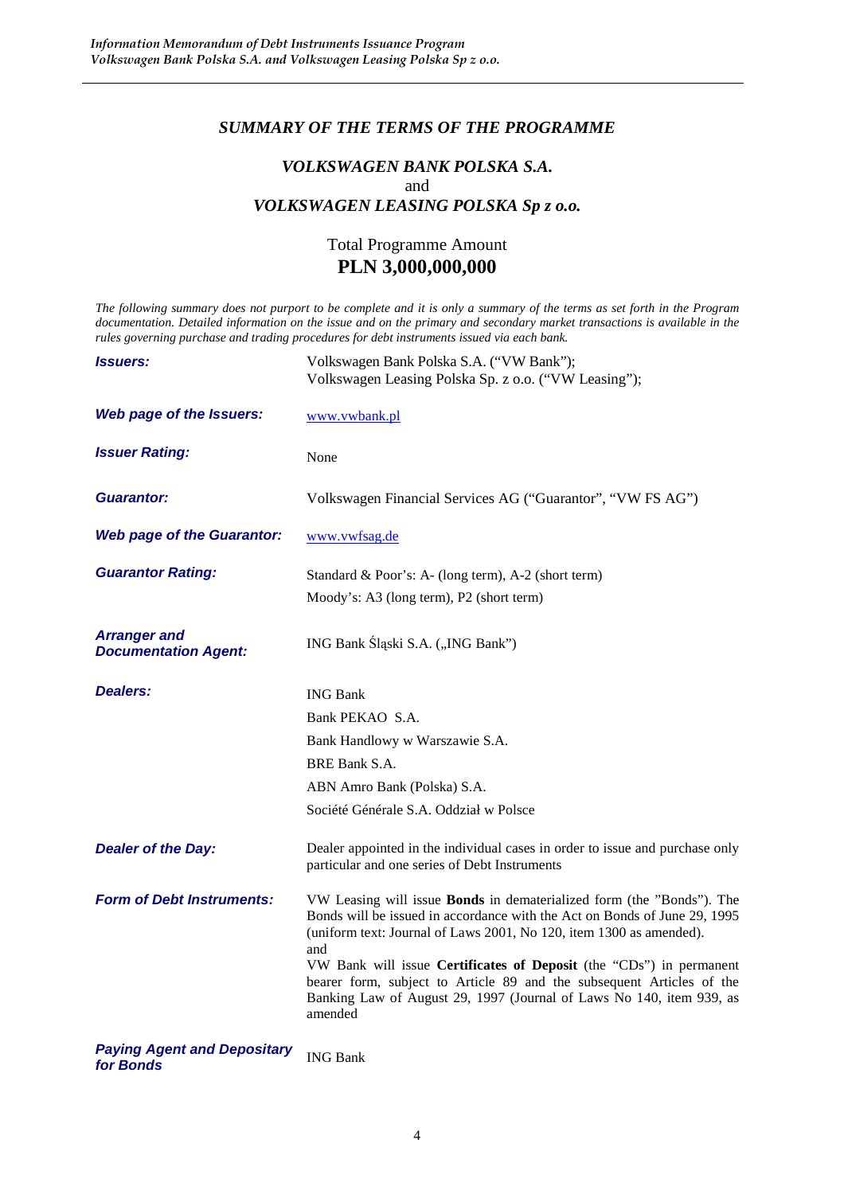## *SUMMARY OF THE TERMS OF THE PROGRAMME*

### *VOLKSWAGEN BANK POLSKA S.A.*
and
### *VOLKSWAGEN LEASING POLSKA Sp z o.o.*

Total Programme Amount
**PLN 3,000,000,000**

*The following summary does not purport to be complete and it is only a summary of the terms as set forth in the Program documentation. Detailed information on the issue and on the primary and secondary market transactions is available in the rules governing purchase and trading procedures for debt instruments issued via each bank.*

| | |
|---|---|
| ***Issuers:*** | Volkswagen Bank Polska S.A. ("VW Bank");<br>Volkswagen Leasing Polska Sp. z o.o. ("VW Leasing"); |
| ***Web page of the Issuers:*** | www.vwbank.pl |
| ***Issuer Rating:*** | None |
| ***Guarantor:*** | Volkswagen Financial Services AG ("Guarantor", "VW FS AG") |
| ***Web page of the Guarantor:*** | www.vwfsag.de |
| ***Guarantor Rating:*** | Standard & Poor's: A- (long term), A-2 (short term)<br>Moody's: A3 (long term), P2 (short term) |
| ***Arranger and Documentation Agent:*** | ING Bank Śląski S.A. („ING Bank") |
| ***Dealers:*** | ING Bank<br>Bank PEKAO S.A.<br>Bank Handlowy w Warszawie S.A.<br>BRE Bank S.A.<br>ABN Amro Bank (Polska) S.A.<br>Société Générale S.A. Oddział w Polsce |
| ***Dealer of the Day:*** | Dealer appointed in the individual cases in order to issue and purchase only particular and one series of Debt Instruments |
| ***Form of Debt Instruments:*** | VW Leasing will issue **Bonds** in dematerialized form (the "Bonds"). The Bonds will be issued in accordance with the Act on Bonds of June 29, 1995 (uniform text: Journal of Laws 2001, No 120, item 1300 as amended).<br>and<br>VW Bank will issue **Certificates of Deposit** (the "CDs") in permanent bearer form, subject to Article 89 and the subsequent Articles of the Banking Law of August 29, 1997 (Journal of Laws No 140, item 939, as amended |
| ***Paying Agent and Depositary for Bonds*** | ING Bank |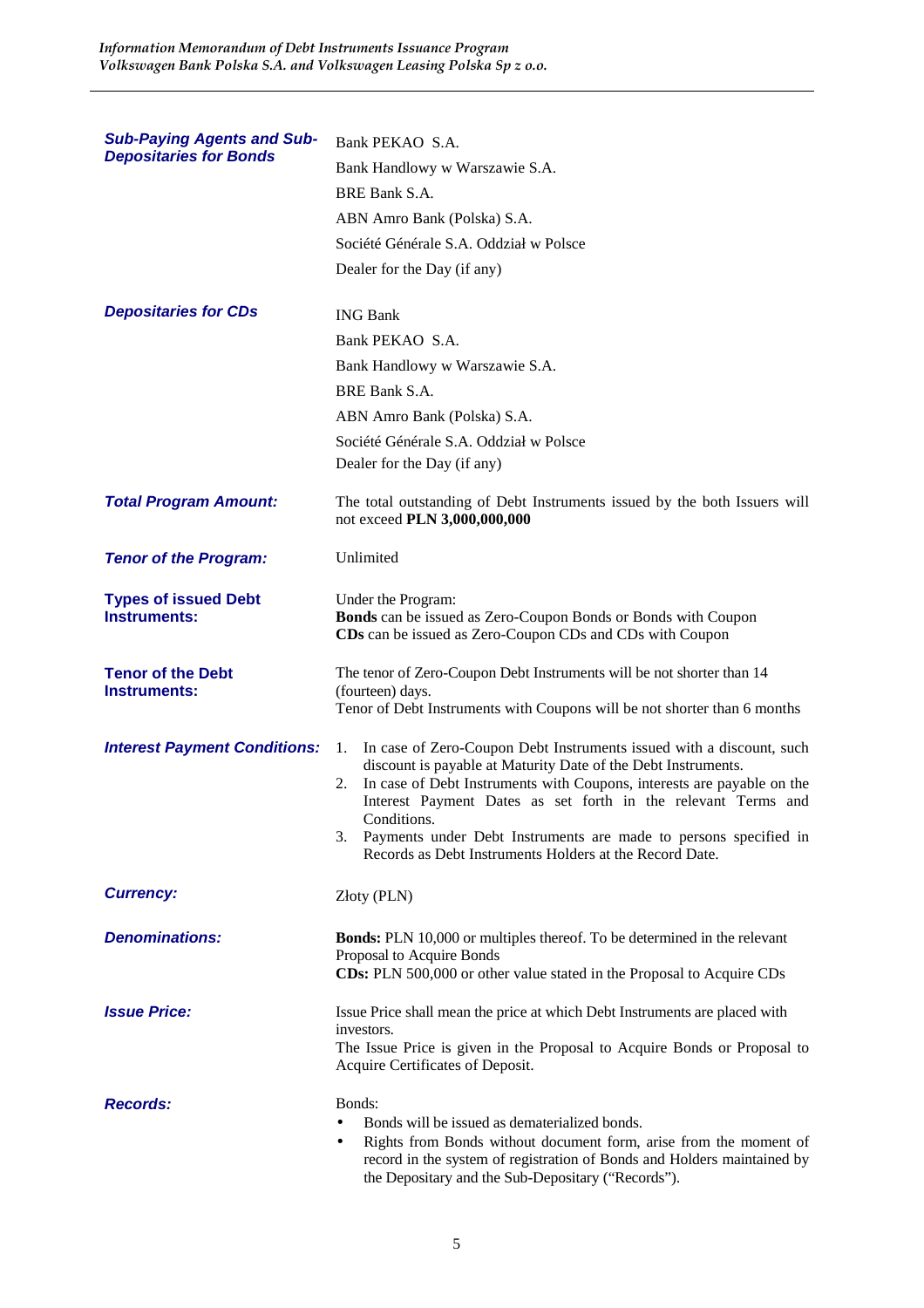| | |
|---|---|
| ***Sub-Paying Agents and Sub-Depositaries for Bonds*** | Bank PEKAO S.A.<br>Bank Handlowy w Warszawie S.A.<br>BRE Bank S.A.<br>ABN Amro Bank (Polska) S.A.<br>Société Générale S.A. Oddział w Polsce<br>Dealer for the Day (if any) |
| ***Depositaries for CDs*** | ING Bank<br>Bank PEKAO S.A.<br>Bank Handlowy w Warszawie S.A.<br>BRE Bank S.A.<br>ABN Amro Bank (Polska) S.A.<br>Société Générale S.A. Oddział w Polsce<br>Dealer for the Day (if any) |
| ***Total Program Amount:*** | The total outstanding of Debt Instruments issued by the both Issuers will not exceed **PLN 3,000,000,000** |
| ***Tenor of the Program:*** | Unlimited |
| **Types of issued Debt Instruments:** | Under the Program:<br>**Bonds** can be issued as Zero-Coupon Bonds or Bonds with Coupon<br>**CDs** can be issued as Zero-Coupon CDs and CDs with Coupon |
| **Tenor of the Debt Instruments:** | The tenor of Zero-Coupon Debt Instruments will be not shorter than 14 (fourteen) days.<br>Tenor of Debt Instruments with Coupons will be not shorter than 6 months |
| ***Interest Payment Conditions:*** | 1. In case of Zero-Coupon Debt Instruments issued with a discount, such discount is payable at Maturity Date of the Debt Instruments.<br>2. In case of Debt Instruments with Coupons, interests are payable on the Interest Payment Dates as set forth in the relevant Terms and Conditions.<br>3. Payments under Debt Instruments are made to persons specified in Records as Debt Instruments Holders at the Record Date. |
| ***Currency:*** | Złoty (PLN) |
| ***Denominations:*** | **Bonds:** PLN 10,000 or multiples thereof. To be determined in the relevant Proposal to Acquire Bonds<br>**CDs:** PLN 500,000 or other value stated in the Proposal to Acquire CDs |
| ***Issue Price:*** | Issue Price shall mean the price at which Debt Instruments are placed with investors.<br>The Issue Price is given in the Proposal to Acquire Bonds or Proposal to Acquire Certificates of Deposit. |
| ***Records:*** | Bonds:<br>• Bonds will be issued as dematerialized bonds.<br>• Rights from Bonds without document form, arise from the moment of record in the system of registration of Bonds and Holders maintained by the Depositary and the Sub-Depositary ("Records"). |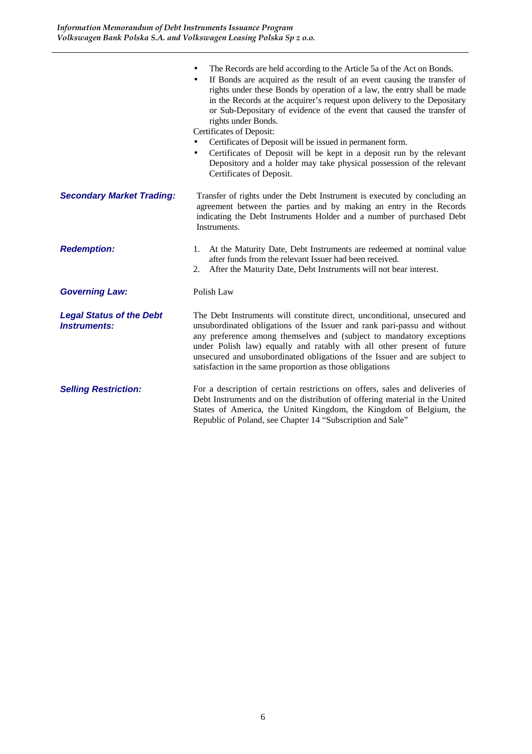- The Records are held according to the Article 5a of the Act on Bonds.
- If Bonds are acquired as the result of an event causing the transfer of rights under these Bonds by operation of a law, the entry shall be made in the Records at the acquirer's request upon delivery to the Depositary or Sub-Depositary of evidence of the event that caused the transfer of rights under Bonds.

Certificates of Deposit:

- Certificates of Deposit will be issued in permanent form.
- Certificates of Deposit will be kept in a deposit run by the relevant Depository and a holder may take physical possession of the relevant Certificates of Deposit.

***Secondary Market Trading:*** Transfer of rights under the Debt Instrument is executed by concluding an agreement between the parties and by making an entry in the Records indicating the Debt Instruments Holder and a number of purchased Debt Instruments.

***Redemption:***

1. At the Maturity Date, Debt Instruments are redeemed at nominal value after funds from the relevant Issuer had been received.
2. After the Maturity Date, Debt Instruments will not bear interest.

***Governing Law:*** Polish Law

***Legal Status of the Debt Instruments:*** The Debt Instruments will constitute direct, unconditional, unsecured and unsubordinated obligations of the Issuer and rank pari-passu and without any preference among themselves and (subject to mandatory exceptions under Polish law) equally and ratably with all other present of future unsecured and unsubordinated obligations of the Issuer and are subject to satisfaction in the same proportion as those obligations

***Selling Restriction:*** For a description of certain restrictions on offers, sales and deliveries of Debt Instruments and on the distribution of offering material in the United States of America, the United Kingdom, the Kingdom of Belgium, the Republic of Poland, see Chapter 14 "Subscription and Sale"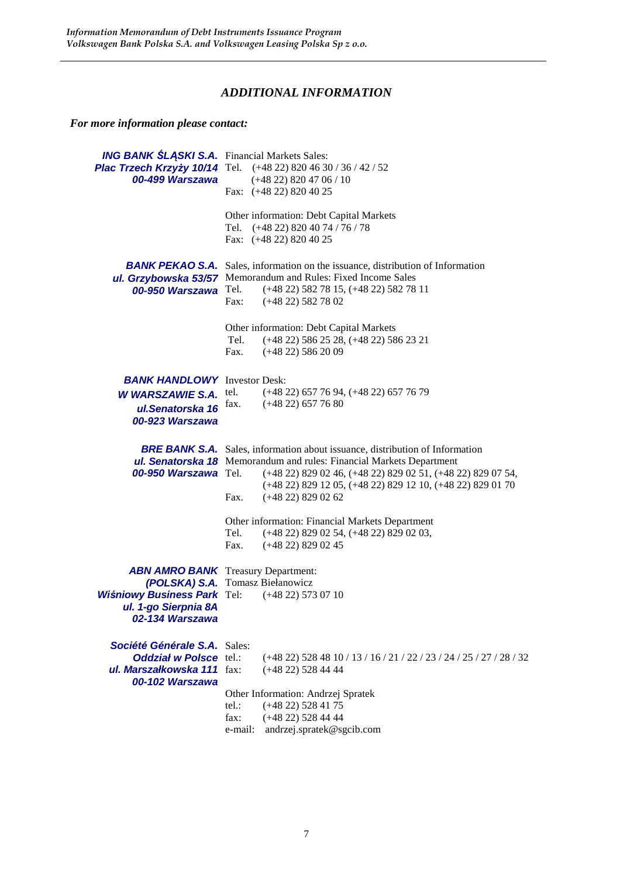## *ADDITIONAL INFORMATION*

***For more information please contact:***

***ING BANK ŚLĄSKI S.A.***
***Plac Trzech Krzyży 10/14***
***00-499 Warszawa***

Financial Markets Sales:
Tel. (+48 22) 820 46 30 / 36 / 42 / 52
(+48 22) 820 47 06 / 10
Fax: (+48 22) 820 40 25

Other information: Debt Capital Markets
Tel. (+48 22) 820 40 74 / 76 / 78
Fax: (+48 22) 820 40 25

***BANK PEKAO S.A.***
***ul. Grzybowska 53/57***
***00-950 Warszawa***

Sales, information on the issuance, distribution of Information Memorandum and Rules: Fixed Income Sales
Tel. (+48 22) 582 78 15, (+48 22) 582 78 11
Fax: (+48 22) 582 78 02

Other information: Debt Capital Markets
Tel. (+48 22) 586 25 28, (+48 22) 586 23 21
Fax. (+48 22) 586 20 09

***BANK HANDLOWY W WARSZAWIE S.A.***
***ul.Senatorska 16***
***00-923 Warszawa***

Investor Desk:
tel. (+48 22) 657 76 94, (+48 22) 657 76 79
fax. (+48 22) 657 76 80

***BRE BANK S.A.***
***ul. Senatorska 18***
***00-950 Warszawa***

Sales, information about issuance, distribution of Information Memorandum and rules: Financial Markets Department
Tel. (+48 22) 829 02 46, (+48 22) 829 02 51, (+48 22) 829 07 54, (+48 22) 829 12 05, (+48 22) 829 12 10, (+48 22) 829 01 70
Fax. (+48 22) 829 02 62

Other information: Financial Markets Department
Tel. (+48 22) 829 02 54, (+48 22) 829 02 03,
Fax. (+48 22) 829 02 45

***ABN AMRO BANK (POLSKA) S.A.***
***Wiśniowy Business Park***
***ul. 1-go Sierpnia 8A***
***02-134 Warszawa***

Treasury Department:
Tomasz Bielanowicz
Tel: (+48 22) 573 07 10

***Société Générale S.A.***
***Oddział w Polsce***
***ul. Marszałkowska 111***
***00-102 Warszawa***

Sales:
tel.: (+48 22) 528 48 10 / 13 / 16 / 21 / 22 / 23 / 24 / 25 / 27 / 28 / 32
fax: (+48 22) 528 44 44

Other Information: Andrzej Spratek
tel.: (+48 22) 528 41 75
fax: (+48 22) 528 44 44
e-mail: andrzej.spratek@sgcib.com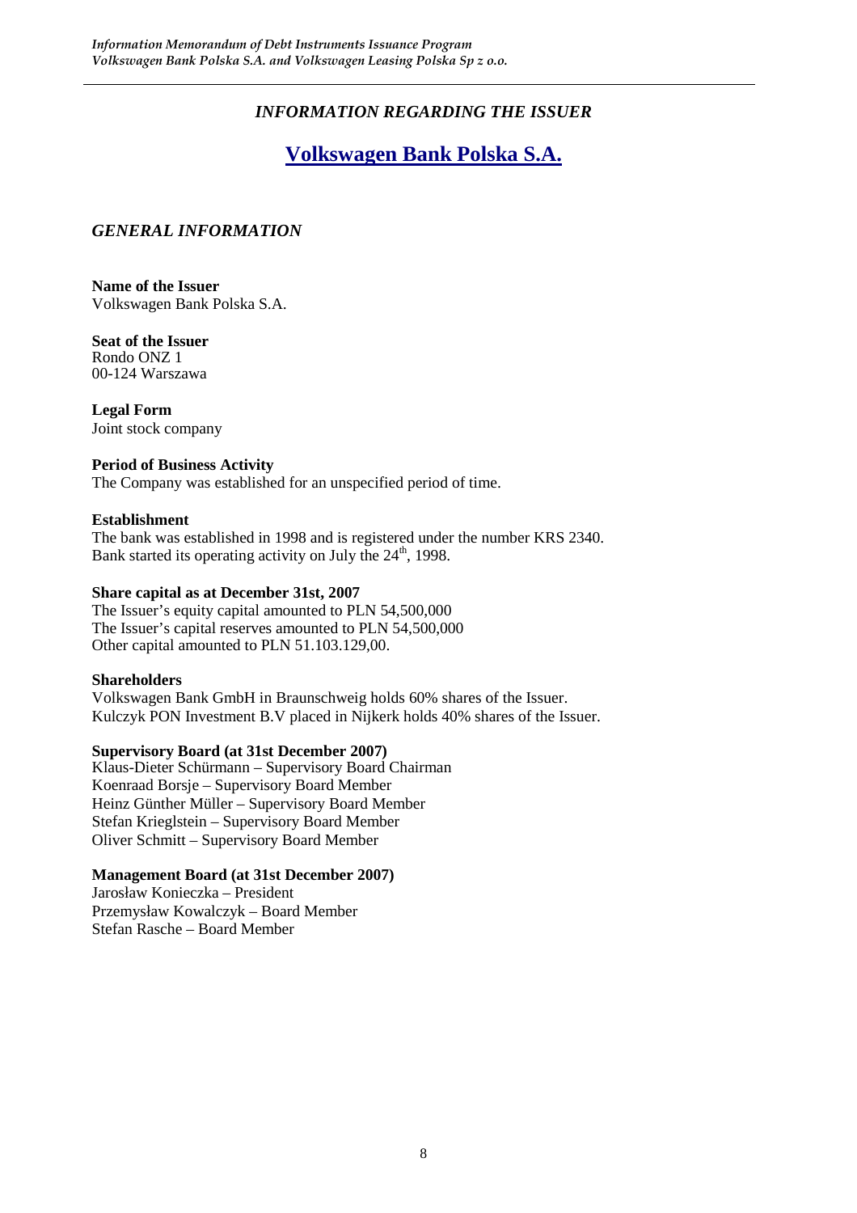## *INFORMATION REGARDING THE ISSUER*

# Volkswagen Bank Polska S.A.

### *GENERAL INFORMATION*

**Name of the Issuer**
Volkswagen Bank Polska S.A.

**Seat of the Issuer**
Rondo ONZ 1
00-124 Warszawa

**Legal Form**
Joint stock company

**Period of Business Activity**
The Company was established for an unspecified period of time.

**Establishment**
The bank was established in 1998 and is registered under the number KRS 2340.
Bank started its operating activity on July the 24th, 1998.

**Share capital as at December 31st, 2007**
The Issuer's equity capital amounted to PLN 54,500,000
The Issuer's capital reserves amounted to PLN 54,500,000
Other capital amounted to PLN 51.103.129,00.

**Shareholders**
Volkswagen Bank GmbH in Braunschweig holds 60% shares of the Issuer.
Kulczyk PON Investment B.V placed in Nijkerk holds 40% shares of the Issuer.

**Supervisory Board (at 31st December 2007)**
Klaus-Dieter Schürmann – Supervisory Board Chairman
Koenraad Borsje – Supervisory Board Member
Heinz Günther Müller – Supervisory Board Member
Stefan Krieglstein – Supervisory Board Member
Oliver Schmitt – Supervisory Board Member

**Management Board (at 31st December 2007)**
Jarosław Konieczka – President
Przemysław Kowalczyk – Board Member
Stefan Rasche – Board Member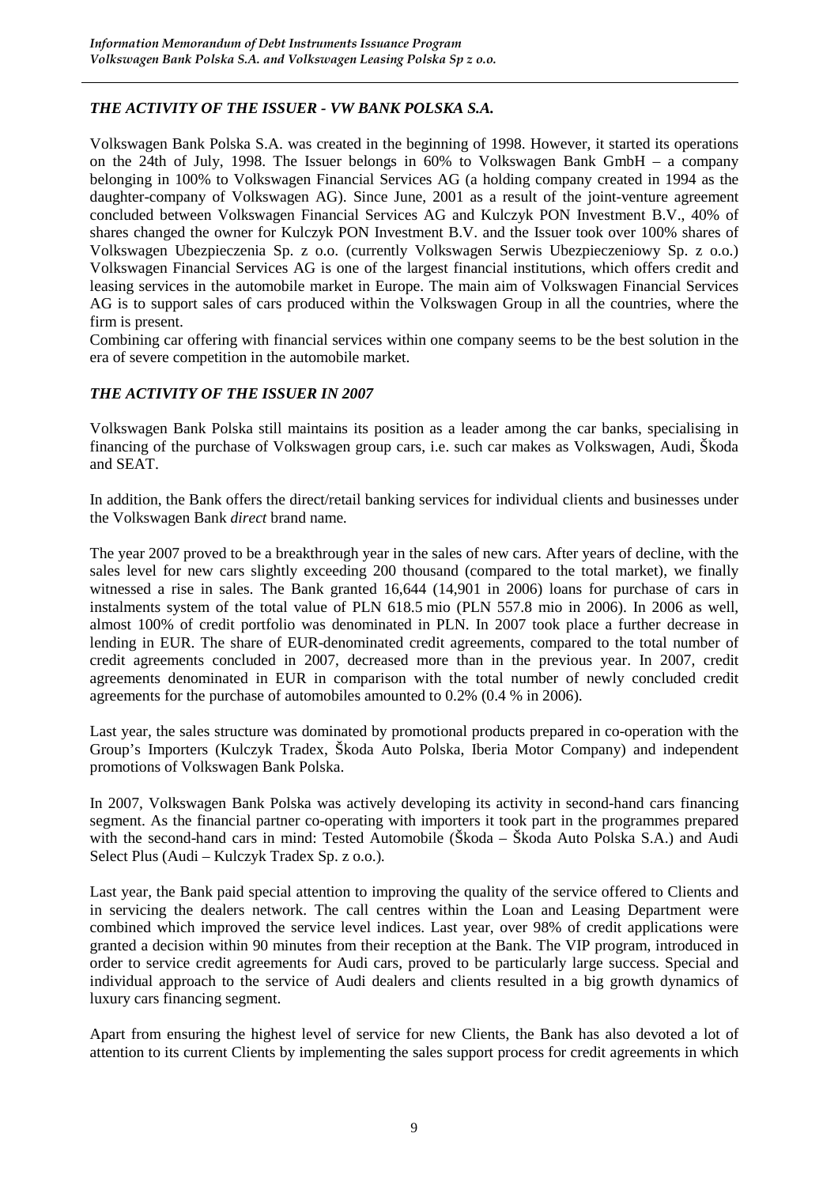## *THE ACTIVITY OF THE ISSUER - VW BANK POLSKA S.A.*

Volkswagen Bank Polska S.A. was created in the beginning of 1998. However, it started its operations on the 24th of July, 1998. The Issuer belongs in 60% to Volkswagen Bank GmbH – a company belonging in 100% to Volkswagen Financial Services AG (a holding company created in 1994 as the daughter-company of Volkswagen AG). Since June, 2001 as a result of the joint-venture agreement concluded between Volkswagen Financial Services AG and Kulczyk PON Investment B.V., 40% of shares changed the owner for Kulczyk PON Investment B.V. and the Issuer took over 100% shares of Volkswagen Ubezpieczenia Sp. z o.o. (currently Volkswagen Serwis Ubezpieczeniowy Sp. z o.o.) Volkswagen Financial Services AG is one of the largest financial institutions, which offers credit and leasing services in the automobile market in Europe. The main aim of Volkswagen Financial Services AG is to support sales of cars produced within the Volkswagen Group in all the countries, where the firm is present.

Combining car offering with financial services within one company seems to be the best solution in the era of severe competition in the automobile market.

## *THE ACTIVITY OF THE ISSUER IN 2007*

Volkswagen Bank Polska still maintains its position as a leader among the car banks, specialising in financing of the purchase of Volkswagen group cars, i.e. such car makes as Volkswagen, Audi, Škoda and SEAT.

In addition, the Bank offers the direct/retail banking services for individual clients and businesses under the Volkswagen Bank *direct* brand name.

The year 2007 proved to be a breakthrough year in the sales of new cars. After years of decline, with the sales level for new cars slightly exceeding 200 thousand (compared to the total market), we finally witnessed a rise in sales. The Bank granted 16,644 (14,901 in 2006) loans for purchase of cars in instalments system of the total value of PLN 618.5 mio (PLN 557.8 mio in 2006). In 2006 as well, almost 100% of credit portfolio was denominated in PLN. In 2007 took place a further decrease in lending in EUR. The share of EUR-denominated credit agreements, compared to the total number of credit agreements concluded in 2007, decreased more than in the previous year. In 2007, credit agreements denominated in EUR in comparison with the total number of newly concluded credit agreements for the purchase of automobiles amounted to 0.2% (0.4 % in 2006).

Last year, the sales structure was dominated by promotional products prepared in co-operation with the Group's Importers (Kulczyk Tradex, Škoda Auto Polska, Iberia Motor Company) and independent promotions of Volkswagen Bank Polska.

In 2007, Volkswagen Bank Polska was actively developing its activity in second-hand cars financing segment. As the financial partner co-operating with importers it took part in the programmes prepared with the second-hand cars in mind: Tested Automobile (Škoda – Škoda Auto Polska S.A.) and Audi Select Plus (Audi – Kulczyk Tradex Sp. z o.o.).

Last year, the Bank paid special attention to improving the quality of the service offered to Clients and in servicing the dealers network. The call centres within the Loan and Leasing Department were combined which improved the service level indices. Last year, over 98% of credit applications were granted a decision within 90 minutes from their reception at the Bank. The VIP program, introduced in order to service credit agreements for Audi cars, proved to be particularly large success. Special and individual approach to the service of Audi dealers and clients resulted in a big growth dynamics of luxury cars financing segment.

Apart from ensuring the highest level of service for new Clients, the Bank has also devoted a lot of attention to its current Clients by implementing the sales support process for credit agreements in which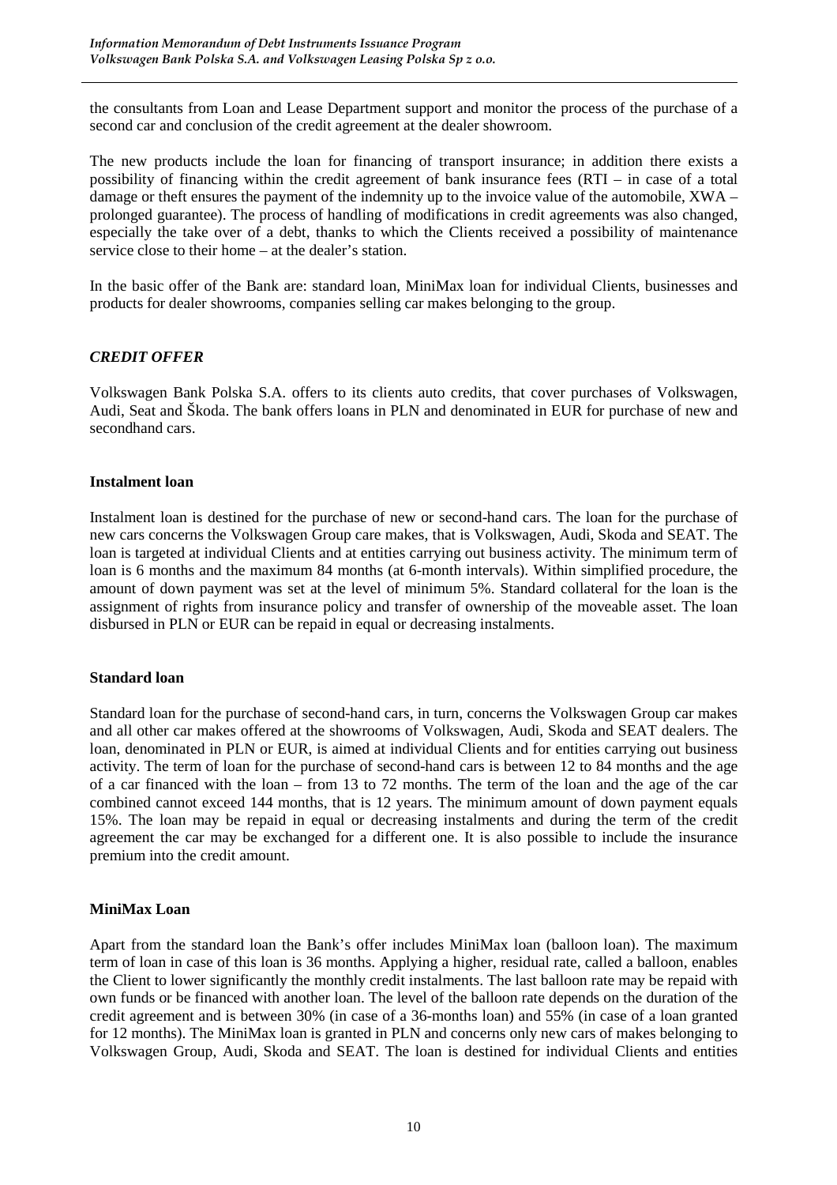the consultants from Loan and Lease Department support and monitor the process of the purchase of a second car and conclusion of the credit agreement at the dealer showroom.

The new products include the loan for financing of transport insurance; in addition there exists a possibility of financing within the credit agreement of bank insurance fees (RTI – in case of a total damage or theft ensures the payment of the indemnity up to the invoice value of the automobile, XWA – prolonged guarantee). The process of handling of modifications in credit agreements was also changed, especially the take over of a debt, thanks to which the Clients received a possibility of maintenance service close to their home – at the dealer's station.

In the basic offer of the Bank are: standard loan, MiniMax loan for individual Clients, businesses and products for dealer showrooms, companies selling car makes belonging to the group.

### *CREDIT OFFER*

Volkswagen Bank Polska S.A. offers to its clients auto credits, that cover purchases of Volkswagen, Audi, Seat and Škoda. The bank offers loans in PLN and denominated in EUR for purchase of new and secondhand cars.

#### Instalment loan

Instalment loan is destined for the purchase of new or second-hand cars. The loan for the purchase of new cars concerns the Volkswagen Group care makes, that is Volkswagen, Audi, Skoda and SEAT. The loan is targeted at individual Clients and at entities carrying out business activity. The minimum term of loan is 6 months and the maximum 84 months (at 6-month intervals). Within simplified procedure, the amount of down payment was set at the level of minimum 5%. Standard collateral for the loan is the assignment of rights from insurance policy and transfer of ownership of the moveable asset. The loan disbursed in PLN or EUR can be repaid in equal or decreasing instalments.

#### Standard loan

Standard loan for the purchase of second-hand cars, in turn, concerns the Volkswagen Group car makes and all other car makes offered at the showrooms of Volkswagen, Audi, Skoda and SEAT dealers. The loan, denominated in PLN or EUR, is aimed at individual Clients and for entities carrying out business activity. The term of loan for the purchase of second-hand cars is between 12 to 84 months and the age of a car financed with the loan – from 13 to 72 months. The term of the loan and the age of the car combined cannot exceed 144 months, that is 12 years. The minimum amount of down payment equals 15%. The loan may be repaid in equal or decreasing instalments and during the term of the credit agreement the car may be exchanged for a different one. It is also possible to include the insurance premium into the credit amount.

#### MiniMax Loan

Apart from the standard loan the Bank's offer includes MiniMax loan (balloon loan). The maximum term of loan in case of this loan is 36 months. Applying a higher, residual rate, called a balloon, enables the Client to lower significantly the monthly credit instalments. The last balloon rate may be repaid with own funds or be financed with another loan. The level of the balloon rate depends on the duration of the credit agreement and is between 30% (in case of a 36-months loan) and 55% (in case of a loan granted for 12 months). The MiniMax loan is granted in PLN and concerns only new cars of makes belonging to Volkswagen Group, Audi, Skoda and SEAT. The loan is destined for individual Clients and entities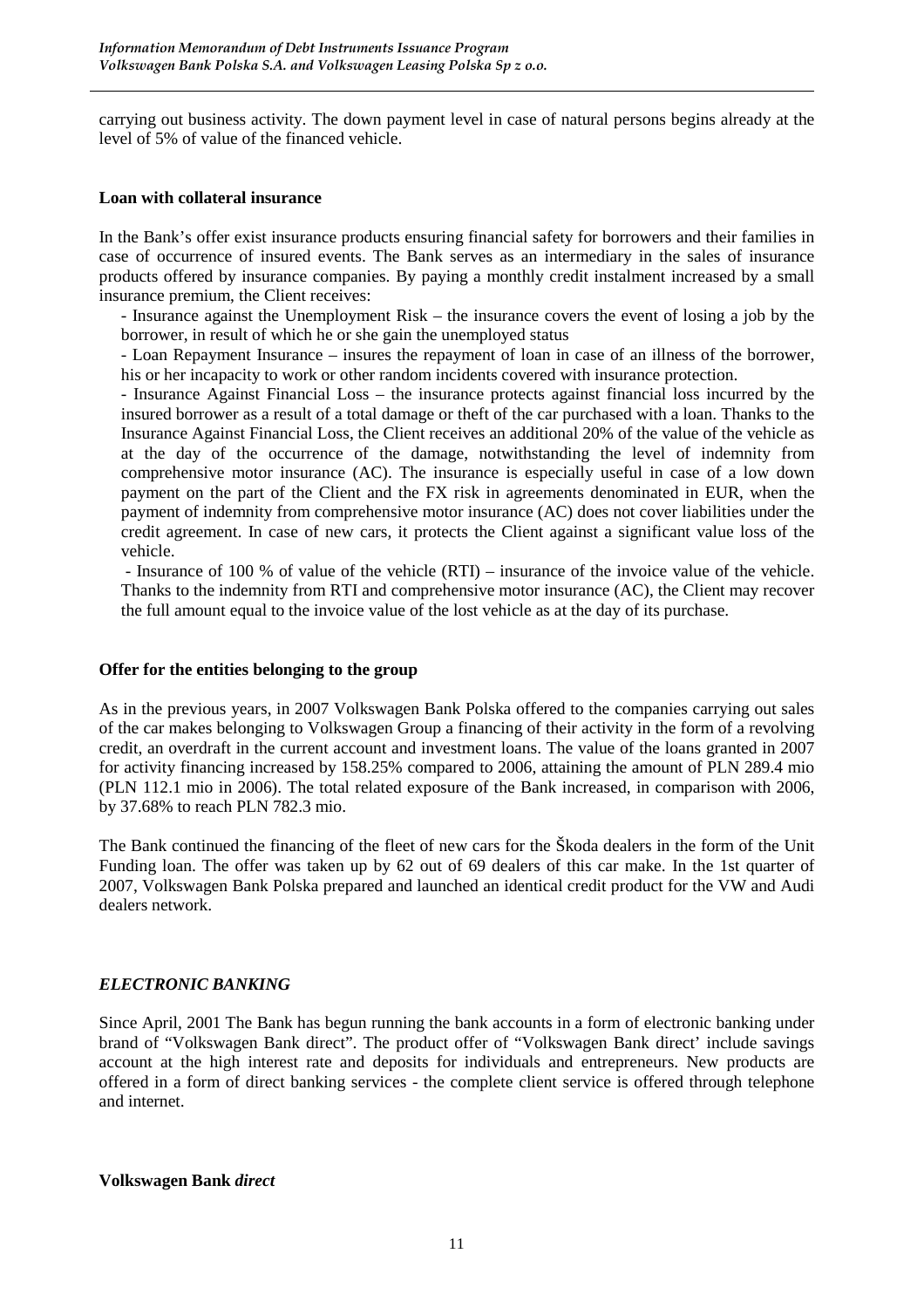carrying out business activity. The down payment level in case of natural persons begins already at the level of 5% of value of the financed vehicle.

**Loan with collateral insurance**

In the Bank's offer exist insurance products ensuring financial safety for borrowers and their families in case of occurrence of insured events. The Bank serves as an intermediary in the sales of insurance products offered by insurance companies. By paying a monthly credit instalment increased by a small insurance premium, the Client receives:

- Insurance against the Unemployment Risk – the insurance covers the event of losing a job by the borrower, in result of which he or she gain the unemployed status
- Loan Repayment Insurance – insures the repayment of loan in case of an illness of the borrower, his or her incapacity to work or other random incidents covered with insurance protection.
- Insurance Against Financial Loss – the insurance protects against financial loss incurred by the insured borrower as a result of a total damage or theft of the car purchased with a loan. Thanks to the Insurance Against Financial Loss, the Client receives an additional 20% of the value of the vehicle as at the day of the occurrence of the damage, notwithstanding the level of indemnity from comprehensive motor insurance (AC). The insurance is especially useful in case of a low down payment on the part of the Client and the FX risk in agreements denominated in EUR, when the payment of indemnity from comprehensive motor insurance (AC) does not cover liabilities under the credit agreement. In case of new cars, it protects the Client against a significant value loss of the vehicle.
- Insurance of 100 % of value of the vehicle (RTI) – insurance of the invoice value of the vehicle. Thanks to the indemnity from RTI and comprehensive motor insurance (AC), the Client may recover the full amount equal to the invoice value of the lost vehicle as at the day of its purchase.

**Offer for the entities belonging to the group**

As in the previous years, in 2007 Volkswagen Bank Polska offered to the companies carrying out sales of the car makes belonging to Volkswagen Group a financing of their activity in the form of a revolving credit, an overdraft in the current account and investment loans. The value of the loans granted in 2007 for activity financing increased by 158.25% compared to 2006, attaining the amount of PLN 289.4 mio (PLN 112.1 mio in 2006). The total related exposure of the Bank increased, in comparison with 2006, by 37.68% to reach PLN 782.3 mio.

The Bank continued the financing of the fleet of new cars for the Škoda dealers in the form of the Unit Funding loan. The offer was taken up by 62 out of 69 dealers of this car make. In the 1st quarter of 2007, Volkswagen Bank Polska prepared and launched an identical credit product for the VW and Audi dealers network.

## *ELECTRONIC BANKING*

Since April, 2001 The Bank has begun running the bank accounts in a form of electronic banking under brand of "Volkswagen Bank direct". The product offer of "Volkswagen Bank direct' include savings account at the high interest rate and deposits for individuals and entrepreneurs. New products are offered in a form of direct banking services - the complete client service is offered through telephone and internet.

**Volkswagen Bank *direct***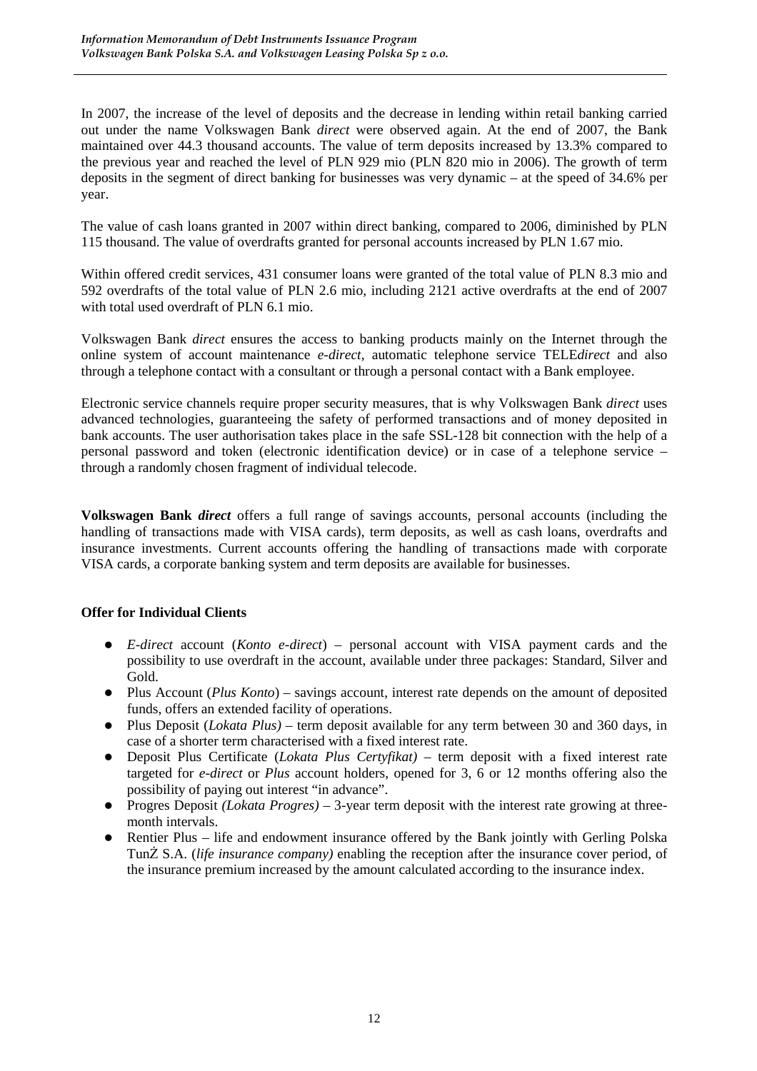In 2007, the increase of the level of deposits and the decrease in lending within retail banking carried out under the name Volkswagen Bank *direct* were observed again. At the end of 2007, the Bank maintained over 44.3 thousand accounts. The value of term deposits increased by 13.3% compared to the previous year and reached the level of PLN 929 mio (PLN 820 mio in 2006). The growth of term deposits in the segment of direct banking for businesses was very dynamic – at the speed of 34.6% per year.

The value of cash loans granted in 2007 within direct banking, compared to 2006, diminished by PLN 115 thousand. The value of overdrafts granted for personal accounts increased by PLN 1.67 mio.

Within offered credit services, 431 consumer loans were granted of the total value of PLN 8.3 mio and 592 overdrafts of the total value of PLN 2.6 mio, including 2121 active overdrafts at the end of 2007 with total used overdraft of PLN 6.1 mio.

Volkswagen Bank *direct* ensures the access to banking products mainly on the Internet through the online system of account maintenance *e-direct*, automatic telephone service TELE*direct* and also through a telephone contact with a consultant or through a personal contact with a Bank employee.

Electronic service channels require proper security measures, that is why Volkswagen Bank *direct* uses advanced technologies, guaranteeing the safety of performed transactions and of money deposited in bank accounts. The user authorisation takes place in the safe SSL-128 bit connection with the help of a personal password and token (electronic identification device) or in case of a telephone service – through a randomly chosen fragment of individual telecode.

**Volkswagen Bank *direct*** offers a full range of savings accounts, personal accounts (including the handling of transactions made with VISA cards), term deposits, as well as cash loans, overdrafts and insurance investments. Current accounts offering the handling of transactions made with corporate VISA cards, a corporate banking system and term deposits are available for businesses.

**Offer for Individual Clients**

- *E-direct* account (*Konto e-direct*) – personal account with VISA payment cards and the possibility to use overdraft in the account, available under three packages: Standard, Silver and Gold.
- Plus Account (*Plus Konto*) – savings account, interest rate depends on the amount of deposited funds, offers an extended facility of operations.
- Plus Deposit (*Lokata Plus)* – term deposit available for any term between 30 and 360 days, in case of a shorter term characterised with a fixed interest rate.
- Deposit Plus Certificate (*Lokata Plus Certyfikat)* – term deposit with a fixed interest rate targeted for *e-direct* or *Plus* account holders, opened for 3, 6 or 12 months offering also the possibility of paying out interest "in advance".
- Progres Deposit *(Lokata Progres)* – 3-year term deposit with the interest rate growing at three-month intervals.
- Rentier Plus – life and endowment insurance offered by the Bank jointly with Gerling Polska TunŻ S.A. (*life insurance company)* enabling the reception after the insurance cover period, of the insurance premium increased by the amount calculated according to the insurance index.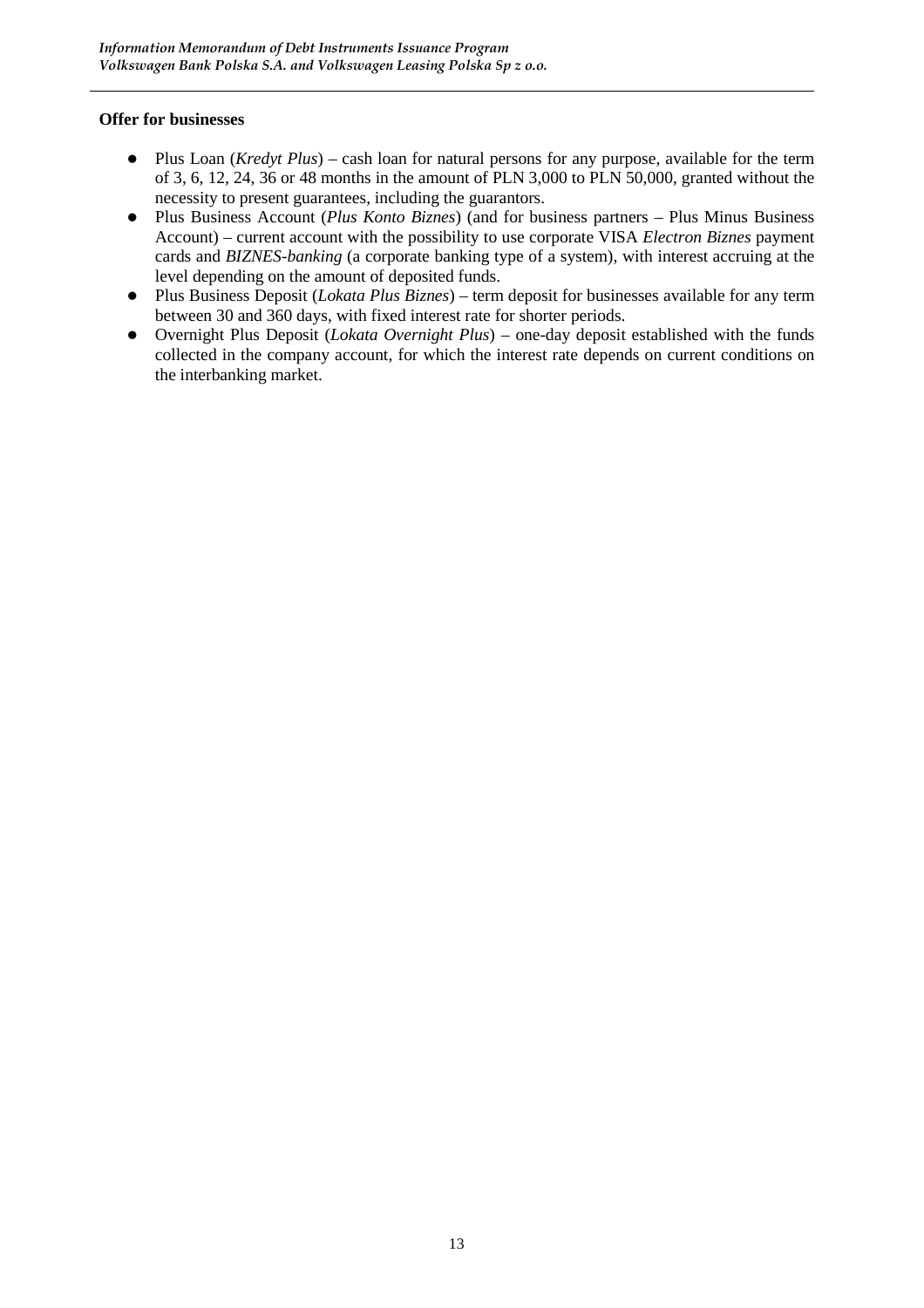**Offer for businesses**

- Plus Loan (*Kredyt Plus*) – cash loan for natural persons for any purpose, available for the term of 3, 6, 12, 24, 36 or 48 months in the amount of PLN 3,000 to PLN 50,000, granted without the necessity to present guarantees, including the guarantors.
- Plus Business Account (*Plus Konto Biznes*) (and for business partners – Plus Minus Business Account) – current account with the possibility to use corporate VISA *Electron Biznes* payment cards and *BIZNES-banking* (a corporate banking type of a system), with interest accruing at the level depending on the amount of deposited funds.
- Plus Business Deposit (*Lokata Plus Biznes*) – term deposit for businesses available for any term between 30 and 360 days, with fixed interest rate for shorter periods.
- Overnight Plus Deposit (*Lokata Overnight Plus*) – one-day deposit established with the funds collected in the company account, for which the interest rate depends on current conditions on the interbanking market.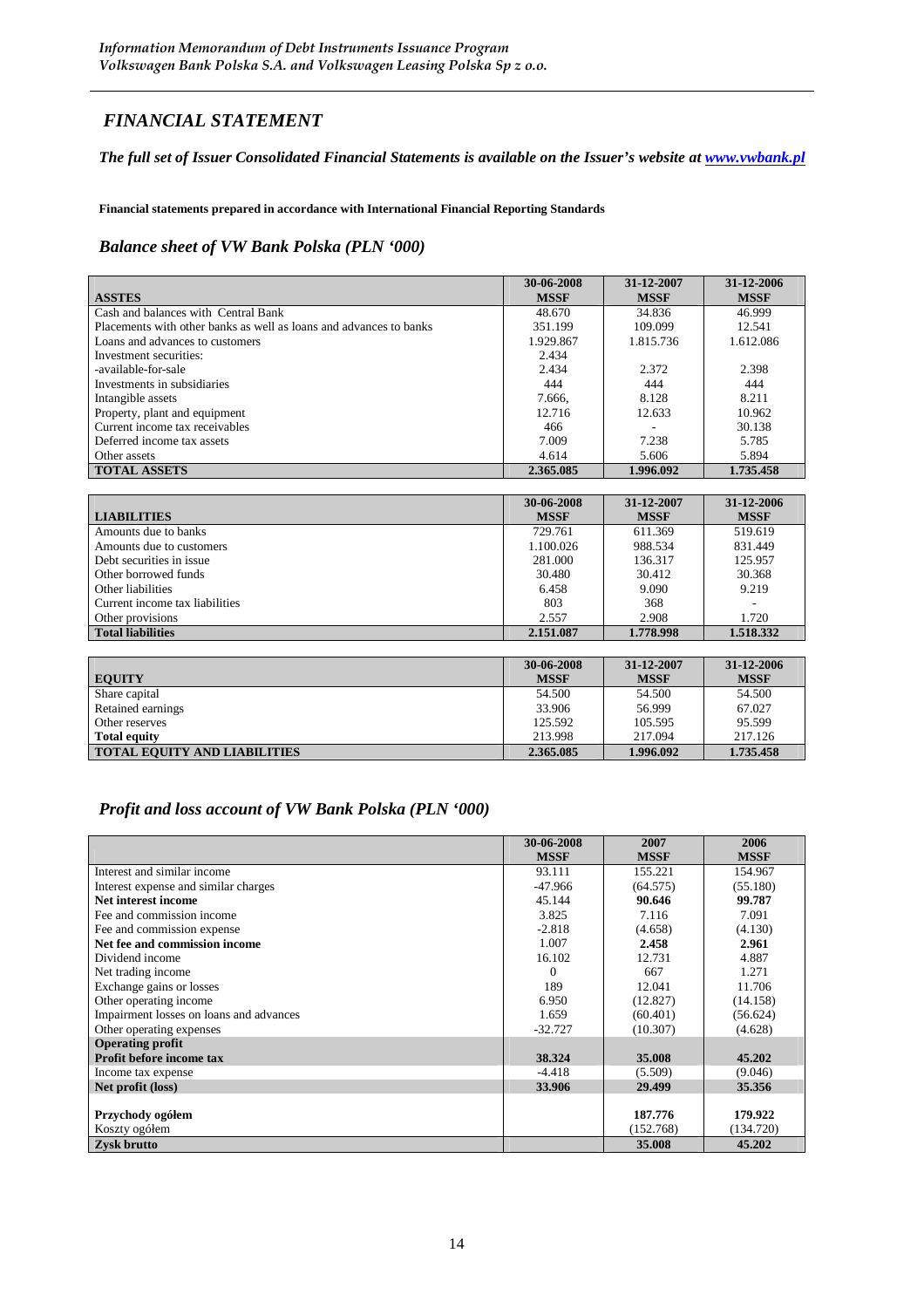## *FINANCIAL STATEMENT*

***The full set of Issuer Consolidated Financial Statements is available on the Issuer's website at [www.vwbank.pl](www.vwbank.pl)***

**Financial statements prepared in accordance with International Financial Reporting Standards**

### *Balance sheet of VW Bank Polska (PLN '000)*

| **ASSTES** | **30-06-2008 MSSF** | **31-12-2007 MSSF** | **31-12-2006 MSSF** |
|---|---|---|---|
| Cash and balances with Central Bank | 48.670 | 34.836 | 46.999 |
| Placements with other banks as well as loans and advances to banks | 351.199 | 109.099 | 12.541 |
| Loans and advances to customers | 1.929.867 | 1.815.736 | 1.612.086 |
| Investment securities: | 2.434 | | |
| -available-for-sale | 2.434 | 2.372 | 2.398 |
| Investments in subsidiaries | 444 | 444 | 444 |
| Intangible assets | 7.666, | 8.128 | 8.211 |
| Property, plant and equipment | 12.716 | 12.633 | 10.962 |
| Current income tax receivables | 466 | - | 30.138 |
| Deferred income tax assets | 7.009 | 7.238 | 5.785 |
| Other assets | 4.614 | 5.606 | 5.894 |
| **TOTAL ASSETS** | **2.365.085** | **1.996.092** | **1.735.458** |

| **LIABILITIES** | **30-06-2008 MSSF** | **31-12-2007 MSSF** | **31-12-2006 MSSF** |
|---|---|---|---|
| Amounts due to banks | 729.761 | 611.369 | 519.619 |
| Amounts due to customers | 1.100.026 | 988.534 | 831.449 |
| Debt securities in issue | 281.000 | 136.317 | 125.957 |
| Other borrowed funds | 30.480 | 30.412 | 30.368 |
| Other liabilities | 6.458 | 9.090 | 9.219 |
| Current income tax liabilities | 803 | 368 | - |
| Other provisions | 2.557 | 2.908 | 1.720 |
| **Total liabilities** | **2.151.087** | **1.778.998** | **1.518.332** |

| **EQUITY** | **30-06-2008 MSSF** | **31-12-2007 MSSF** | **31-12-2006 MSSF** |
|---|---|---|---|
| Share capital | 54.500 | 54.500 | 54.500 |
| Retained earnings | 33.906 | 56.999 | 67.027 |
| Other reserves | 125.592 | 105.595 | 95.599 |
| **Total equity** | 213.998 | 217.094 | 217.126 |
| **TOTAL EQUITY AND LIABILITIES** | **2.365.085** | **1.996.092** | **1.735.458** |

### *Profit and loss account of VW Bank Polska (PLN '000)*

| | **30-06-2008 MSSF** | **2007 MSSF** | **2006 MSSF** |
|---|---|---|---|
| Interest and similar income | 93.111 | 155.221 | 154.967 |
| Interest expense and similar charges | -47.966 | (64.575) | (55.180) |
| **Net interest income** | 45.144 | **90.646** | **99.787** |
| Fee and commission income | 3.825 | 7.116 | 7.091 |
| Fee and commission expense | -2.818 | (4.658) | (4.130) |
| **Net fee and commission income** | 1.007 | **2.458** | **2.961** |
| Dividend income | 16.102 | 12.731 | 4.887 |
| Net trading income | 0 | 667 | 1.271 |
| Exchange gains or losses | 189 | 12.041 | 11.706 |
| Other operating income | 6.950 | (12.827) | (14.158) |
| Impairment losses on loans and advances | 1.659 | (60.401) | (56.624) |
| Other operating expenses | -32.727 | (10.307) | (4.628) |
| **Operating profit** | | | |
| **Profit before income tax** | **38.324** | **35.008** | **45.202** |
| Income tax expense | -4.418 | (5.509) | (9.046) |
| **Net profit (loss)** | **33.906** | **29.499** | **35.356** |
| | | | |
| **Przychody ogółem** | | **187.776** | **179.922** |
| Koszty ogółem | | (152.768) | (134.720) |
| **Zysk brutto** | | **35.008** | **45.202** |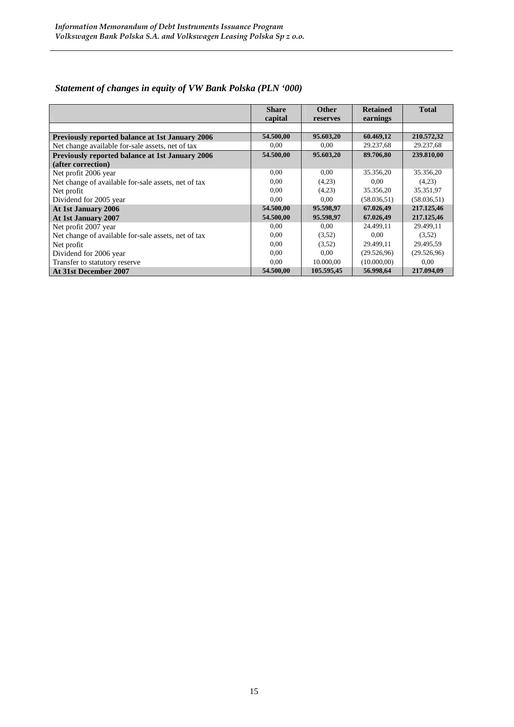### *Statement of changes in equity of VW Bank Polska (PLN '000)*

| | Share capital | Other reserves | Retained earnings | Total |
|---|---|---|---|---|
| | | | | |
| **Previously reported balance at 1st January 2006** | **54.500,00** | **95.603,20** | **60.469,12** | **210.572,32** |
| Net change available for-sale assets, net of tax | 0,00 | 0,00 | 29.237,68 | 29.237,68 |
| **Previously reported balance at 1st January 2006 (after correction)** | **54.500,00** | **95.603,20** | **89.706,80** | **239.810,00** |
| Net profit 2006 year | 0,00 | 0,00 | 35.356,20 | 35.356,20 |
| Net change of available for-sale assets, net of tax | 0,00 | (4,23) | 0,00 | (4,23) |
| Net profit | 0,00 | (4,23) | 35.356,20 | 35.351,97 |
| Dividend for 2005 year | 0,00 | 0,00 | (58.036,51) | (58.036,51) |
| **At 1st January 2006** | **54.500,00** | **95.598,97** | **67.026,49** | **217.125,46** |
| **At 1st January 2007** | **54.500,00** | **95.598,97** | **67.026,49** | **217.125,46** |
| Net profit 2007 year | 0,00 | 0,00 | 24.499,11 | 29.499,11 |
| Net change of available for-sale assets, net of tax | 0,00 | (3,52) | 0,00 | (3,52) |
| Net profit | 0,00 | (3,52) | 29.499,11 | 29.495,59 |
| Dividend for 2006 year | 0,00 | 0,00 | (29.526,96) | (29.526,96) |
| Transfer to statutory reserve | 0,00 | 10.000,00 | (10.000,00) | 0,00 |
| **At 31st December 2007** | **54.500,00** | **105.595,45** | **56.998,64** | **217.094,09** |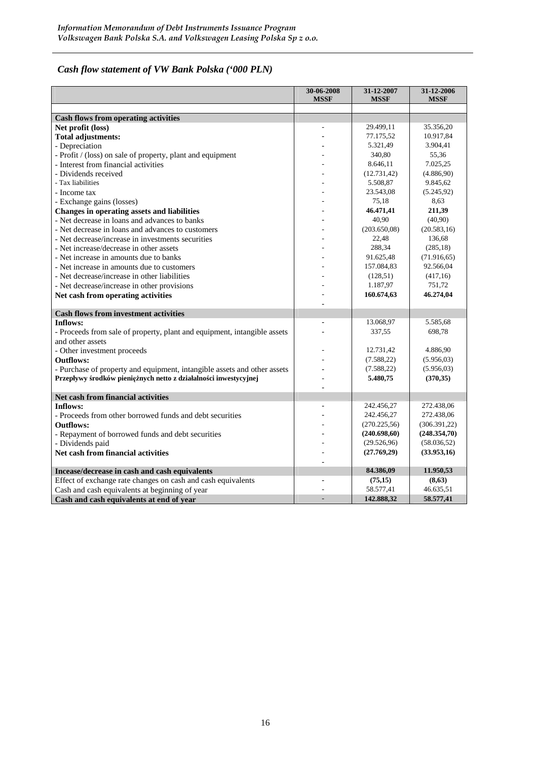## *Cash flow statement of VW Bank Polska ('000 PLN)*

| | 30-06-2008 MSSF | 31-12-2007 MSSF | 31-12-2006 MSSF |
|---|---|---|---|
| | | | |
| **Cash flows from operating activities** | | | |
| **Net profit (loss)** | - | 29.499,11 | 35.356,20 |
| **Total adjustments:** | - | 77.175,52 | 10.917,84 |
| - Depreciation | - | 5.321,49 | 3.904,41 |
| - Profit / (loss) on sale of property, plant and equipment | - | 340,80 | 55,36 |
| - Interest from financial activities | - | 8.646,11 | 7.025,25 |
| - Dividends received | - | (12.731,42) | (4.886,90) |
| - Tax liabilities | - | 5.508,87 | 9.845,62 |
| - Income tax | - | 23.543,08 | (5.245,92) |
| - Exchange gains (losses) | - | 75,18 | 8,63 |
| **Changes in operating assets and liabilities** | - | **46.471,41** | **211,39** |
| - Net decrease in loans and advances to banks | - | 40,90 | (40,90) |
| - Net decrease in loans and advances to customers | - | (203.650,08) | (20.583,16) |
| - Net decrease/increase in investments securities | - | 22,48 | 136,68 |
| - Net increase/decrease in other assets | - | 288,34 | (285,18) |
| - Net increase in amounts due to banks | - | 91.625,48 | (71.916,65) |
| - Net increase in amounts due to customers | - | 157.084,83 | 92.566,04 |
| - Net decrease/increase in other liabilities | - | (128,51) | (417,16) |
| - Net decrease/increase in other provisions | - | 1.187,97 | 751,72 |
| **Net cash from operating activities** | - | **160.674,63** | **46.274,04** |
| | - | | |
| **Cash flows from investment activities** | | | |
| **Inflows:** | - | 13.068,97 | 5.585,68 |
| - Proceeds from sale of property, plant and equipment, intangible assets and other assets | - | 337,55 | 698,78 |
| - Other investment proceeds | - | 12.731,42 | 4.886,90 |
| **Outflows:** | - | (7.588,22) | (5.956,03) |
| - Purchase of property and equipment, intangible assets and other assets | - | (7.588,22) | (5.956,03) |
| **Przepływy środków pieniężnych netto z działalności inwestycyjnej** | - | **5.480,75** | **(370,35)** |
| | - | | |
| **Net cash from financial activities** | | | |
| **Inflows:** | - | 242.456,27 | 272.438,06 |
| - Proceeds from other borrowed funds and debt securities | - | 242.456,27 | 272.438,06 |
| **Outflows:** | - | (270.225,56) | (306.391,22) |
| - Repayment of borrowed funds and debt securities | - | **(240.698,60)** | **(248.354,70)** |
| - Dividends paid | - | (29.526,96) | (58.036,52) |
| **Net cash from financial activities** | - | **(27.769,29)** | **(33.953,16)** |
| | - | | |
| **Incease/decrease in cash and cash equivalents** | | **84.386,09** | **11.950,53** |
| Effect of exchange rate changes on cash and cash equivalents | - | **(75,15)** | **(8,63)** |
| Cash and cash equivalents at beginning of year | - | 58.577,41 | 46.635,51 |
| **Cash and cash equivalents at end of year** | - | **142.888,32** | **58.577,41** |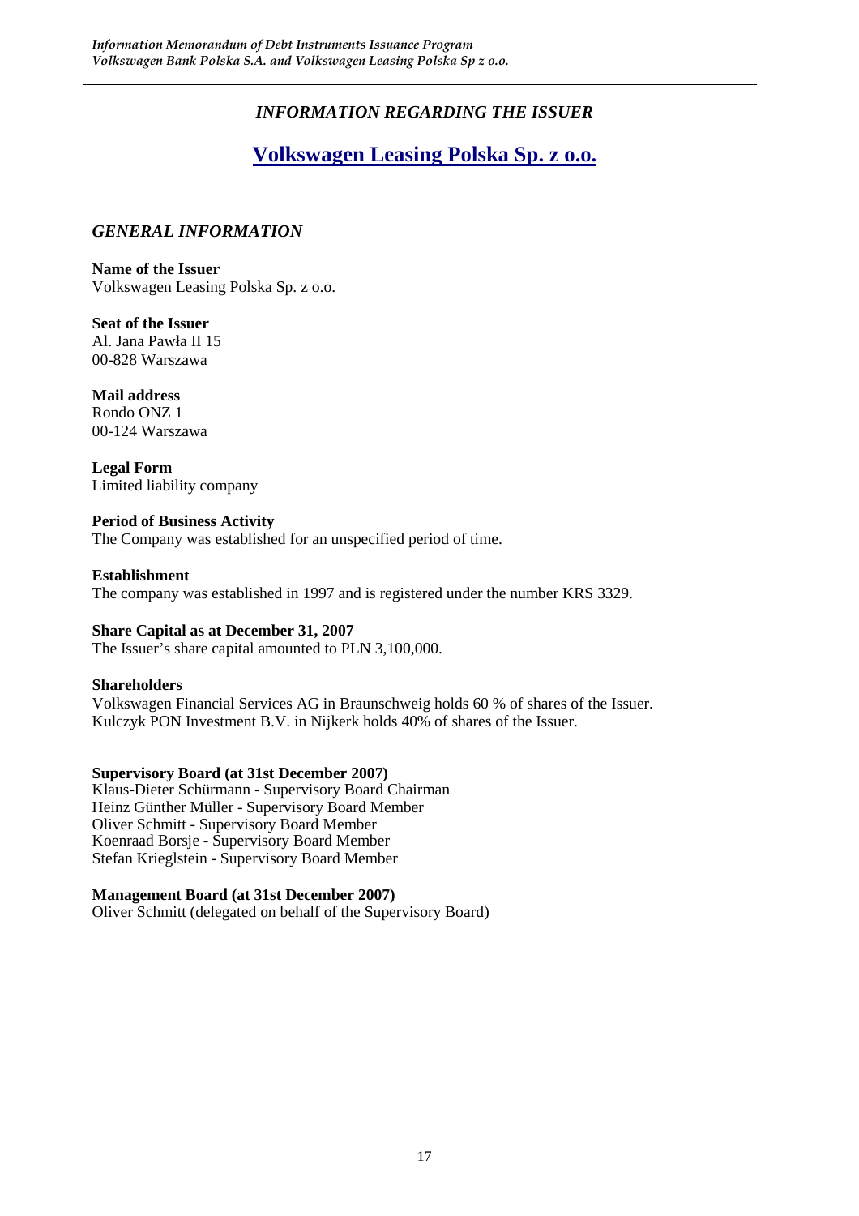## *INFORMATION REGARDING THE ISSUER*

# Volkswagen Leasing Polska Sp. z o.o.

### *GENERAL INFORMATION*

**Name of the Issuer**
Volkswagen Leasing Polska Sp. z o.o.

**Seat of the Issuer**
Al. Jana Pawła II 15
00-828 Warszawa

**Mail address**
Rondo ONZ 1
00-124 Warszawa

**Legal Form**
Limited liability company

**Period of Business Activity**
The Company was established for an unspecified period of time.

**Establishment**
The company was established in 1997 and is registered under the number KRS 3329.

**Share Capital as at December 31, 2007**
The Issuer's share capital amounted to PLN 3,100,000.

**Shareholders**
Volkswagen Financial Services AG in Braunschweig holds 60 % of shares of the Issuer.
Kulczyk PON Investment B.V. in Nijkerk holds 40% of shares of the Issuer.

**Supervisory Board (at 31st December 2007)**
Klaus-Dieter Schürmann - Supervisory Board Chairman
Heinz Günther Müller - Supervisory Board Member
Oliver Schmitt - Supervisory Board Member
Koenraad Borsje - Supervisory Board Member
Stefan Krieglstein - Supervisory Board Member

**Management Board (at 31st December 2007)**
Oliver Schmitt (delegated on behalf of the Supervisory Board)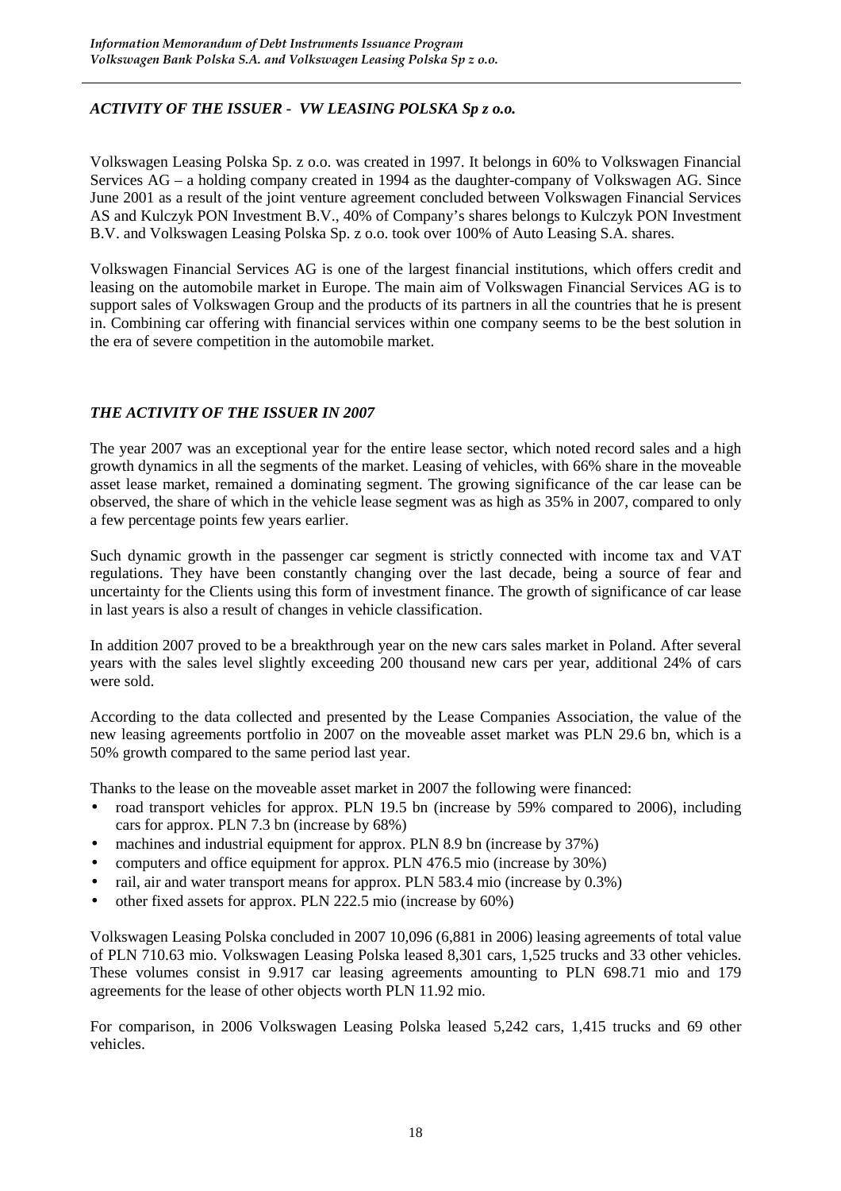## *ACTIVITY OF THE ISSUER - VW LEASING POLSKA Sp z o.o.*

Volkswagen Leasing Polska Sp. z o.o. was created in 1997. It belongs in 60% to Volkswagen Financial Services AG – a holding company created in 1994 as the daughter-company of Volkswagen AG. Since June 2001 as a result of the joint venture agreement concluded between Volkswagen Financial Services AS and Kulczyk PON Investment B.V., 40% of Company's shares belongs to Kulczyk PON Investment B.V. and Volkswagen Leasing Polska Sp. z o.o. took over 100% of Auto Leasing S.A. shares.

Volkswagen Financial Services AG is one of the largest financial institutions, which offers credit and leasing on the automobile market in Europe. The main aim of Volkswagen Financial Services AG is to support sales of Volkswagen Group and the products of its partners in all the countries that he is present in. Combining car offering with financial services within one company seems to be the best solution in the era of severe competition in the automobile market.

## *THE ACTIVITY OF THE ISSUER IN 2007*

The year 2007 was an exceptional year for the entire lease sector, which noted record sales and a high growth dynamics in all the segments of the market. Leasing of vehicles, with 66% share in the moveable asset lease market, remained a dominating segment. The growing significance of the car lease can be observed, the share of which in the vehicle lease segment was as high as 35% in 2007, compared to only a few percentage points few years earlier.

Such dynamic growth in the passenger car segment is strictly connected with income tax and VAT regulations. They have been constantly changing over the last decade, being a source of fear and uncertainty for the Clients using this form of investment finance. The growth of significance of car lease in last years is also a result of changes in vehicle classification.

In addition 2007 proved to be a breakthrough year on the new cars sales market in Poland. After several years with the sales level slightly exceeding 200 thousand new cars per year, additional 24% of cars were sold.

According to the data collected and presented by the Lease Companies Association, the value of the new leasing agreements portfolio in 2007 on the moveable asset market was PLN 29.6 bn, which is a 50% growth compared to the same period last year.

Thanks to the lease on the moveable asset market in 2007 the following were financed:

- road transport vehicles for approx. PLN 19.5 bn (increase by 59% compared to 2006), including cars for approx. PLN 7.3 bn (increase by 68%)
- machines and industrial equipment for approx. PLN 8.9 bn (increase by 37%)
- computers and office equipment for approx. PLN 476.5 mio (increase by 30%)
- rail, air and water transport means for approx. PLN 583.4 mio (increase by 0.3%)
- other fixed assets for approx. PLN 222.5 mio (increase by 60%)

Volkswagen Leasing Polska concluded in 2007 10,096 (6,881 in 2006) leasing agreements of total value of PLN 710.63 mio. Volkswagen Leasing Polska leased 8,301 cars, 1,525 trucks and 33 other vehicles. These volumes consist in 9.917 car leasing agreements amounting to PLN 698.71 mio and 179 agreements for the lease of other objects worth PLN 11.92 mio.

For comparison, in 2006 Volkswagen Leasing Polska leased 5,242 cars, 1,415 trucks and 69 other vehicles.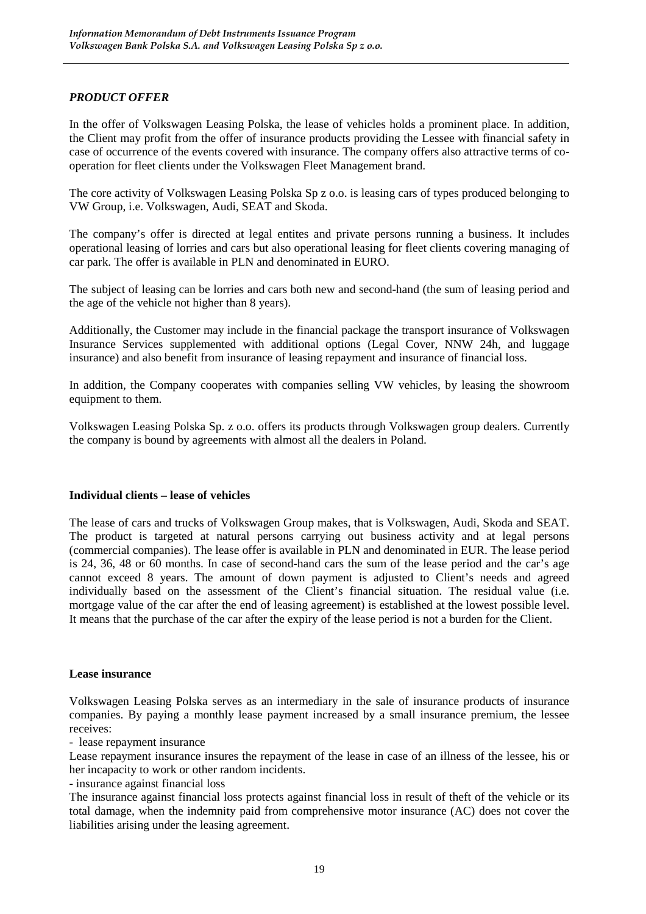### *PRODUCT OFFER*

In the offer of Volkswagen Leasing Polska, the lease of vehicles holds a prominent place. In addition, the Client may profit from the offer of insurance products providing the Lessee with financial safety in case of occurrence of the events covered with insurance. The company offers also attractive terms of co-operation for fleet clients under the Volkswagen Fleet Management brand.

The core activity of Volkswagen Leasing Polska Sp z o.o. is leasing cars of types produced belonging to VW Group, i.e. Volkswagen, Audi, SEAT and Skoda.

The company's offer is directed at legal entites and private persons running a business. It includes operational leasing of lorries and cars but also operational leasing for fleet clients covering managing of car park. The offer is available in PLN and denominated in EURO.

The subject of leasing can be lorries and cars both new and second-hand (the sum of leasing period and the age of the vehicle not higher than 8 years).

Additionally, the Customer may include in the financial package the transport insurance of Volkswagen Insurance Services supplemented with additional options (Legal Cover, NNW 24h, and luggage insurance) and also benefit from insurance of leasing repayment and insurance of financial loss.

In addition, the Company cooperates with companies selling VW vehicles, by leasing the showroom equipment to them.

Volkswagen Leasing Polska Sp. z o.o. offers its products through Volkswagen group dealers. Currently the company is bound by agreements with almost all the dealers in Poland.

**Individual clients – lease of vehicles**

The lease of cars and trucks of Volkswagen Group makes, that is Volkswagen, Audi, Skoda and SEAT. The product is targeted at natural persons carrying out business activity and at legal persons (commercial companies). The lease offer is available in PLN and denominated in EUR. The lease period is 24, 36, 48 or 60 months. In case of second-hand cars the sum of the lease period and the car's age cannot exceed 8 years. The amount of down payment is adjusted to Client's needs and agreed individually based on the assessment of the Client's financial situation. The residual value (i.e. mortgage value of the car after the end of leasing agreement) is established at the lowest possible level. It means that the purchase of the car after the expiry of the lease period is not a burden for the Client.

**Lease insurance**

Volkswagen Leasing Polska serves as an intermediary in the sale of insurance products of insurance companies. By paying a monthly lease payment increased by a small insurance premium, the lessee receives:

- lease repayment insurance

Lease repayment insurance insures the repayment of the lease in case of an illness of the lessee, his or her incapacity to work or other random incidents.

- insurance against financial loss

The insurance against financial loss protects against financial loss in result of theft of the vehicle or its total damage, when the indemnity paid from comprehensive motor insurance (AC) does not cover the liabilities arising under the leasing agreement.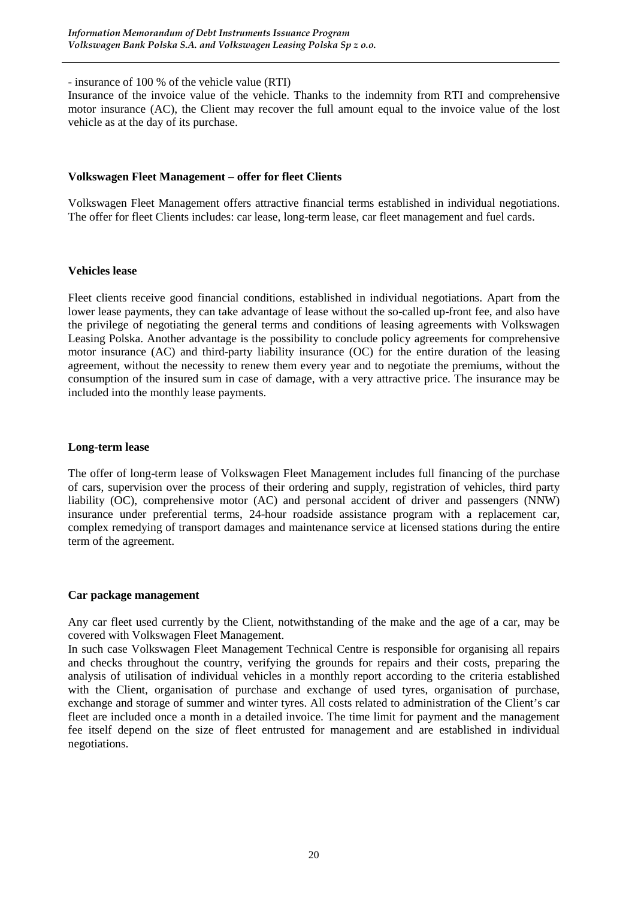- insurance of 100 % of the vehicle value (RTI)

Insurance of the invoice value of the vehicle. Thanks to the indemnity from RTI and comprehensive motor insurance (AC), the Client may recover the full amount equal to the invoice value of the lost vehicle as at the day of its purchase.

**Volkswagen Fleet Management – offer for fleet Clients**

Volkswagen Fleet Management offers attractive financial terms established in individual negotiations. The offer for fleet Clients includes: car lease, long-term lease, car fleet management and fuel cards.

**Vehicles lease**

Fleet clients receive good financial conditions, established in individual negotiations. Apart from the lower lease payments, they can take advantage of lease without the so-called up-front fee, and also have the privilege of negotiating the general terms and conditions of leasing agreements with Volkswagen Leasing Polska. Another advantage is the possibility to conclude policy agreements for comprehensive motor insurance (AC) and third-party liability insurance (OC) for the entire duration of the leasing agreement, without the necessity to renew them every year and to negotiate the premiums, without the consumption of the insured sum in case of damage, with a very attractive price. The insurance may be included into the monthly lease payments.

**Long-term lease**

The offer of long-term lease of Volkswagen Fleet Management includes full financing of the purchase of cars, supervision over the process of their ordering and supply, registration of vehicles, third party liability (OC), comprehensive motor (AC) and personal accident of driver and passengers (NNW) insurance under preferential terms, 24-hour roadside assistance program with a replacement car, complex remedying of transport damages and maintenance service at licensed stations during the entire term of the agreement.

**Car package management**

Any car fleet used currently by the Client, notwithstanding of the make and the age of a car, may be covered with Volkswagen Fleet Management.

In such case Volkswagen Fleet Management Technical Centre is responsible for organising all repairs and checks throughout the country, verifying the grounds for repairs and their costs, preparing the analysis of utilisation of individual vehicles in a monthly report according to the criteria established with the Client, organisation of purchase and exchange of used tyres, organisation of purchase, exchange and storage of summer and winter tyres. All costs related to administration of the Client's car fleet are included once a month in a detailed invoice. The time limit for payment and the management fee itself depend on the size of fleet entrusted for management and are established in individual negotiations.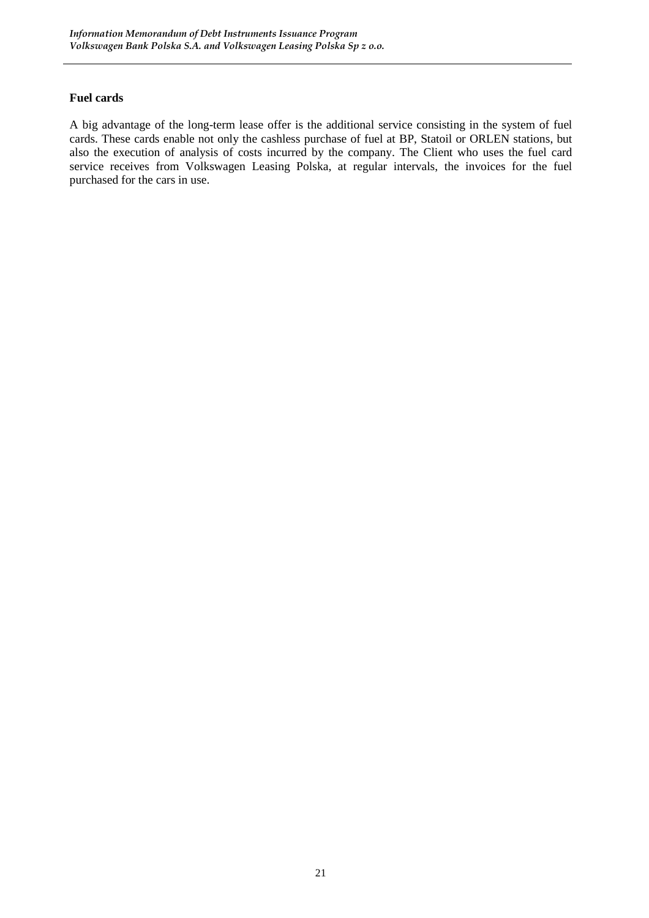**Fuel cards**

A big advantage of the long-term lease offer is the additional service consisting in the system of fuel cards. These cards enable not only the cashless purchase of fuel at BP, Statoil or ORLEN stations, but also the execution of analysis of costs incurred by the company. The Client who uses the fuel card service receives from Volkswagen Leasing Polska, at regular intervals, the invoices for the fuel purchased for the cars in use.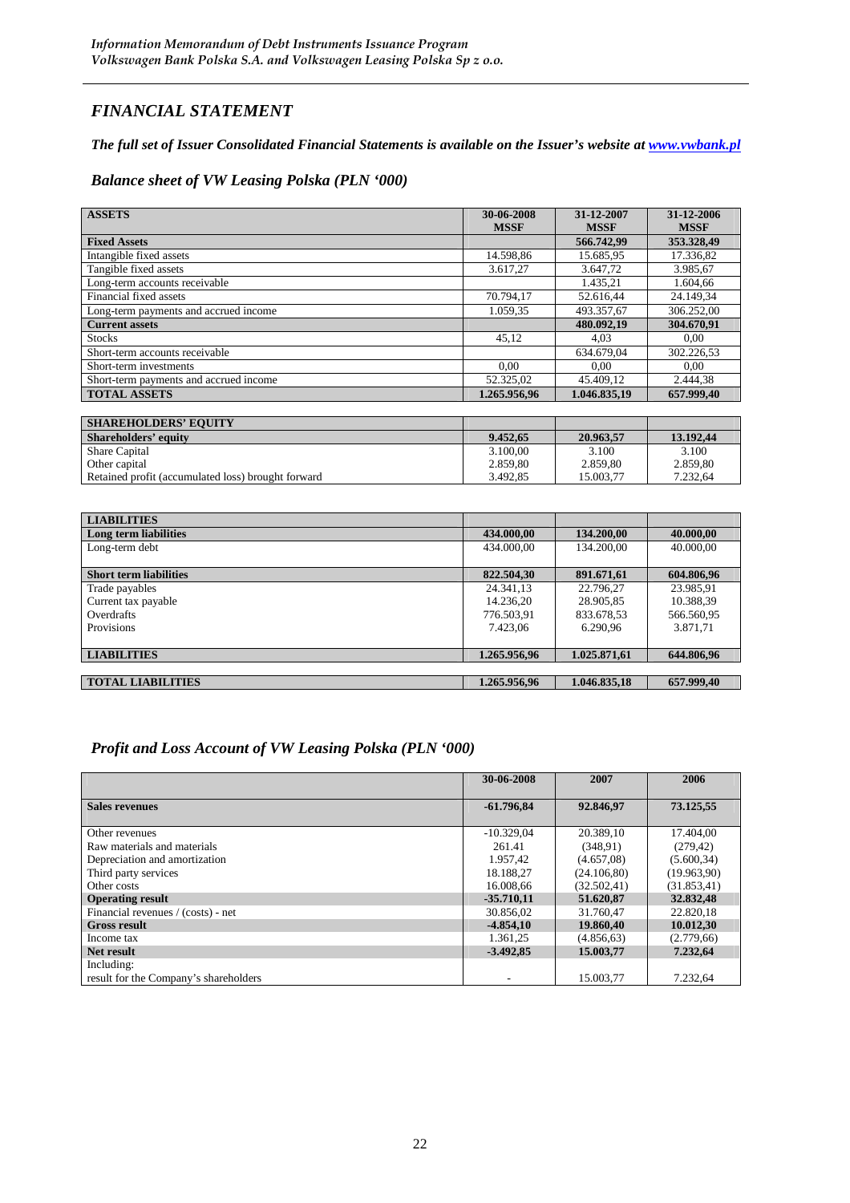## *FINANCIAL STATEMENT*

***The full set of Issuer Consolidated Financial Statements is available on the Issuer's website at [www.vwbank.pl](www.vwbank.pl)***

### *Balance sheet of VW Leasing Polska (PLN '000)*

| ASSETS | 30-06-2008 MSSF | 31-12-2007 MSSF | 31-12-2006 MSSF |
|---|---|---|---|
| **Fixed Assets** | | **566.742,99** | **353.328,49** |
| Intangible fixed assets | 14.598,86 | 15.685,95 | 17.336,82 |
| Tangible fixed assets | 3.617,27 | 3.647,72 | 3.985,67 |
| Long-term accounts receivable | | 1.435,21 | 1.604,66 |
| Financial fixed assets | 70.794,17 | 52.616,44 | 24.149,34 |
| Long-term payments and accrued income | 1.059,35 | 493.357,67 | 306.252,00 |
| **Current assets** | | **480.092,19** | **304.670,91** |
| Stocks | 45,12 | 4,03 | 0,00 |
| Short-term accounts receivable | | 634.679,04 | 302.226,53 |
| Short-term investments | 0,00 | 0,00 | 0,00 |
| Short-term payments and accrued income | 52.325,02 | 45.409,12 | 2.444,38 |
| **TOTAL ASSETS** | **1.265.956,96** | **1.046.835,19** | **657.999,40** |

| SHAREHOLDERS' EQUITY | | | |
|---|---|---|---|
| **Shareholders' equity** | **9.452,65** | **20.963,57** | **13.192,44** |
| Share Capital | 3.100,00 | 3.100 | 3.100 |
| Other capital | 2.859,80 | 2.859,80 | 2.859,80 |
| Retained profit (accumulated loss) brought forward | 3.492,85 | 15.003,77 | 7.232,64 |

| LIABILITIES | | | |
|---|---|---|---|
| **Long term liabilities** | **434.000,00** | **134.200,00** | **40.000,00** |
| Long-term debt | 434.000,00 | 134.200,00 | 40.000,00 |
| **Short term liabilities** | **822.504,30** | **891.671,61** | **604.806,96** |
| Trade payables | 24.341,13 | 22.796,27 | 23.985,91 |
| Current tax payable | 14.236,20 | 28.905,85 | 10.388,39 |
| Overdrafts | 776.503,91 | 833.678,53 | 566.560,95 |
| Provisions | 7.423,06 | 6.290,96 | 3.871,71 |
| **LIABILITIES** | **1.265.956,96** | **1.025.871,61** | **644.806,96** |
| **TOTAL LIABILITIES** | **1.265.956,96** | **1.046.835,18** | **657.999,40** |

### *Profit and Loss Account of VW Leasing Polska (PLN '000)*

| | 30-06-2008 | 2007 | 2006 |
|---|---|---|---|
| **Sales revenues** | **-61.796,84** | **92.846,97** | **73.125,55** |
| Other revenues | -10.329,04 | 20.389,10 | 17.404,00 |
| Raw materials and materials | 261.41 | (348,91) | (279,42) |
| Depreciation and amortization | 1.957,42 | (4.657,08) | (5.600,34) |
| Third party services | 18.188,27 | (24.106,80) | (19.963,90) |
| Other costs | 16.008,66 | (32.502,41) | (31.853,41) |
| **Operating result** | **-35.710,11** | **51.620,87** | **32.832,48** |
| Financial revenues / (costs) - net | 30.856,02 | 31.760,47 | 22.820,18 |
| **Gross result** | **-4.854,10** | **19.860,40** | **10.012,30** |
| Income tax | 1.361,25 | (4.856,63) | (2.779,66) |
| **Net result** | **-3.492,85** | **15.003,77** | **7.232,64** |
| Including: | | | |
| result for the Company's shareholders | - | 15.003,77 | 7.232,64 |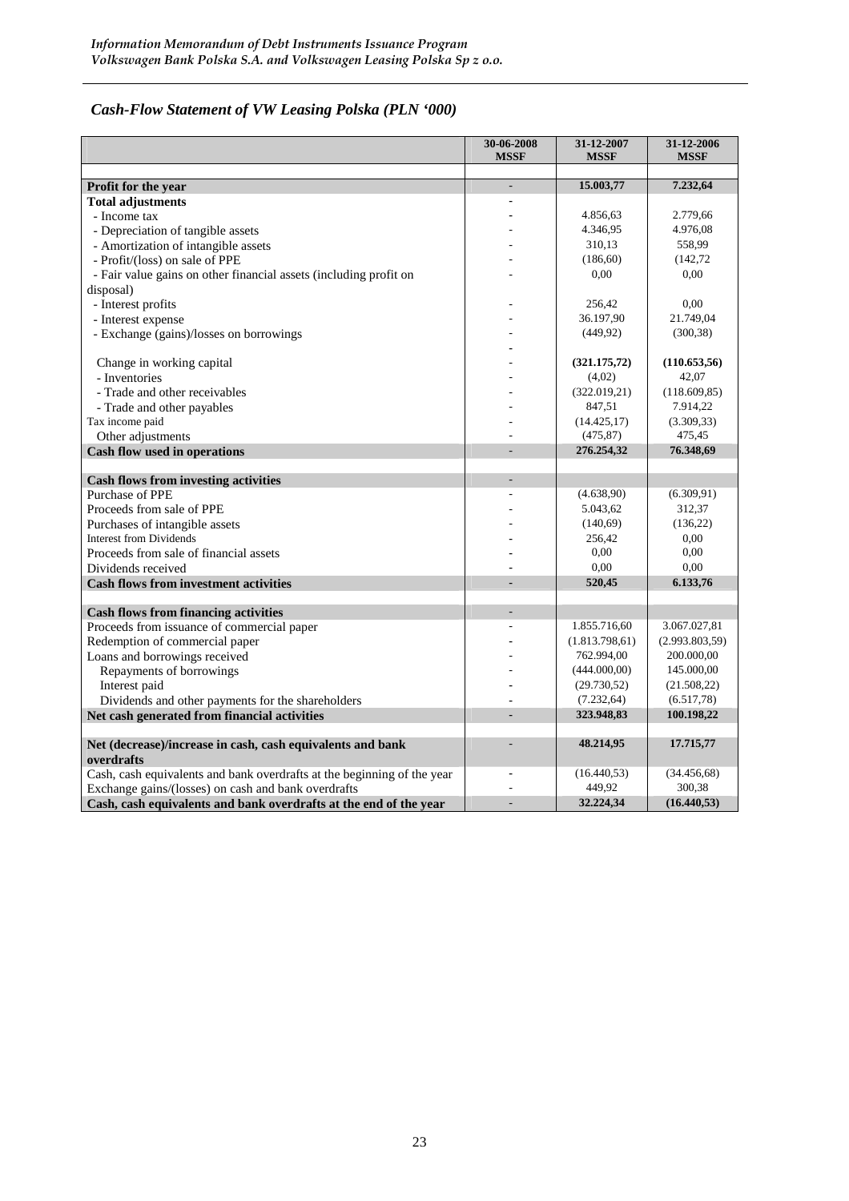## *Cash-Flow Statement of VW Leasing Polska (PLN '000)*

| | 30-06-2008 MSSF | 31-12-2007 MSSF | 31-12-2006 MSSF |
|---|---|---|---|
| **Profit for the year** | - | **15.003,77** | **7.232,64** |
| **Total adjustments** | - | | |
| - Income tax | - | 4.856,63 | 2.779,66 |
| - Depreciation of tangible assets | - | 4.346,95 | 4.976,08 |
| - Amortization of intangible assets | - | 310,13 | 558,99 |
| - Profit/(loss) on sale of PPE | - | (186,60) | (142,72 |
| - Fair value gains on other financial assets (including profit on disposal) | - | 0,00 | 0,00 |
| - Interest profits | - | 256,42 | 0,00 |
| - Interest expense | - | 36.197,90 | 21.749,04 |
| - Exchange (gains)/losses on borrowings | - | (449,92) | (300,38) |
| | - | | |
| Change in working capital | - | **(321.175,72)** | **(110.653,56)** |
| - Inventories | - | (4,02) | 42,07 |
| - Trade and other receivables | - | (322.019,21) | (118.609,85) |
| - Trade and other payables | - | 847,51 | 7.914,22 |
| Tax income paid | - | (14.425,17) | (3.309,33) |
| Other adjustments | - | (475,87) | 475,45 |
| **Cash flow used in operations** | - | **276.254,32** | **76.348,69** |
| | | | |
| **Cash flows from investing activities** | - | | |
| Purchase of PPE | - | (4.638,90) | (6.309,91) |
| Proceeds from sale of PPE | - | 5.043,62 | 312,37 |
| Purchases of intangible assets | - | (140,69) | (136,22) |
| Interest from Dividends | - | 256,42 | 0,00 |
| Proceeds from sale of financial assets | - | 0,00 | 0,00 |
| Dividends received | - | 0,00 | 0,00 |
| **Cash flows from investment activities** | - | **520,45** | **6.133,76** |
| | | | |
| **Cash flows from financing activities** | - | | |
| Proceeds from issuance of commercial paper | - | 1.855.716,60 | 3.067.027,81 |
| Redemption of commercial paper | - | (1.813.798,61) | (2.993.803,59) |
| Loans and borrowings received | - | 762.994,00 | 200.000,00 |
| Repayments of borrowings | - | (444.000,00) | 145.000,00 |
| Interest paid | - | (29.730,52) | (21.508,22) |
| Dividends and other payments for the shareholders | - | (7.232,64) | (6.517,78) |
| **Net cash generated from financial activities** | - | **323.948,83** | **100.198,22** |
| | | | |
| **Net (decrease)/increase in cash, cash equivalents and bank overdrafts** | - | **48.214,95** | **17.715,77** |
| Cash, cash equivalents and bank overdrafts at the beginning of the year | - | (16.440,53) | (34.456,68) |
| Exchange gains/(losses) on cash and bank overdrafts | - | 449,92 | 300,38 |
| **Cash, cash equivalents and bank overdrafts at the end of the year** | - | **32.224,34** | **(16.440,53)** |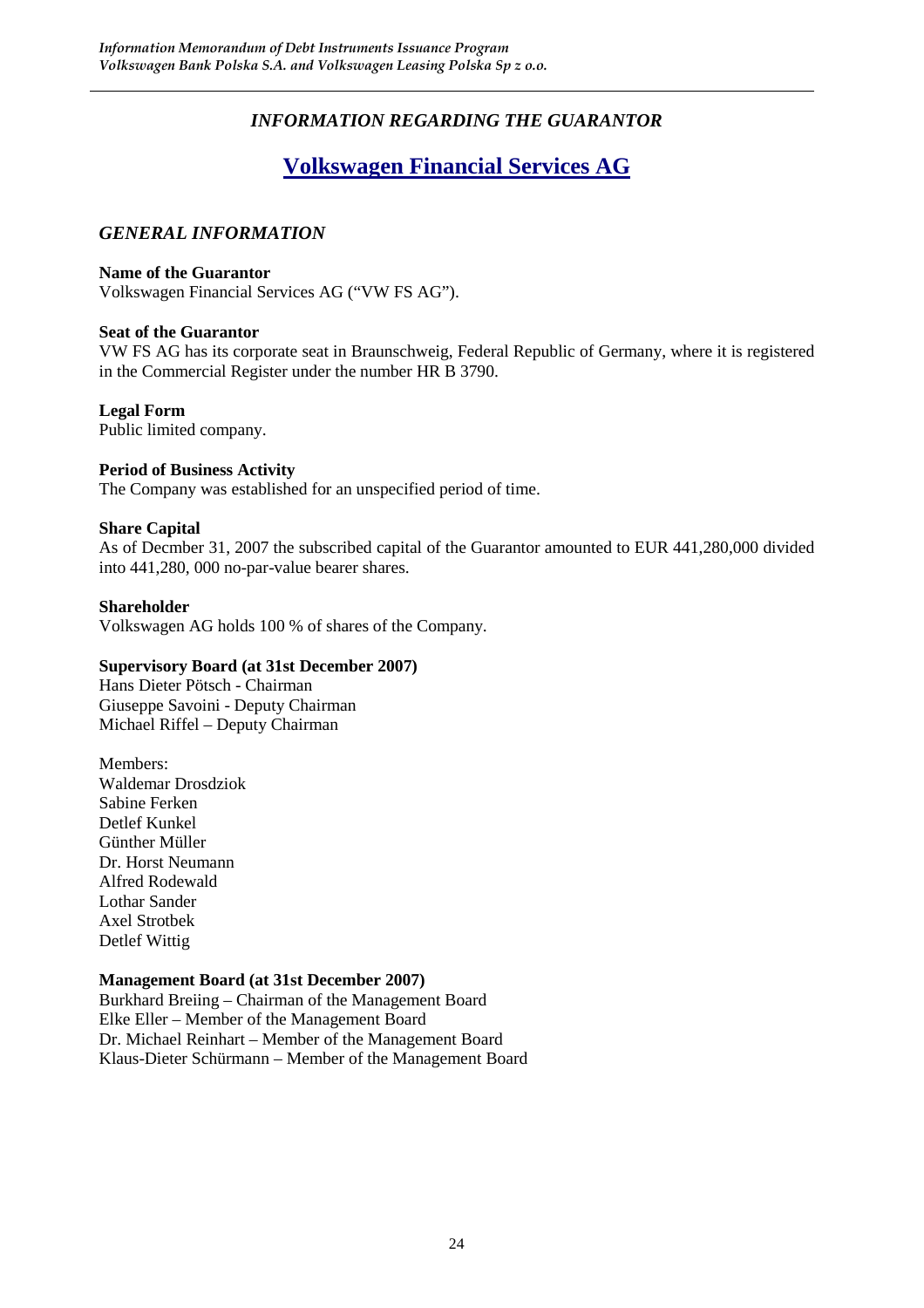*INFORMATION REGARDING THE GUARANTOR*

# Volkswagen Financial Services AG

## *GENERAL INFORMATION*

**Name of the Guarantor**
Volkswagen Financial Services AG ("VW FS AG").

**Seat of the Guarantor**
VW FS AG has its corporate seat in Braunschweig, Federal Republic of Germany, where it is registered in the Commercial Register under the number HR B 3790.

**Legal Form**
Public limited company.

**Period of Business Activity**
The Company was established for an unspecified period of time.

**Share Capital**
As of Decmber 31, 2007 the subscribed capital of the Guarantor amounted to EUR 441,280,000 divided into 441,280, 000 no-par-value bearer shares.

**Shareholder**
Volkswagen AG holds 100 % of shares of the Company.

**Supervisory Board (at 31st December 2007)**
Hans Dieter Pötsch - Chairman
Giuseppe Savoini - Deputy Chairman
Michael Riffel – Deputy Chairman

Members:
Waldemar Drosdziok
Sabine Ferken
Detlef Kunkel
Günther Müller
Dr. Horst Neumann
Alfred Rodewald
Lothar Sander
Axel Strotbek
Detlef Wittig

**Management Board (at 31st December 2007)**
Burkhard Breiing – Chairman of the Management Board
Elke Eller – Member of the Management Board
Dr. Michael Reinhart – Member of the Management Board
Klaus-Dieter Schürmann – Member of the Management Board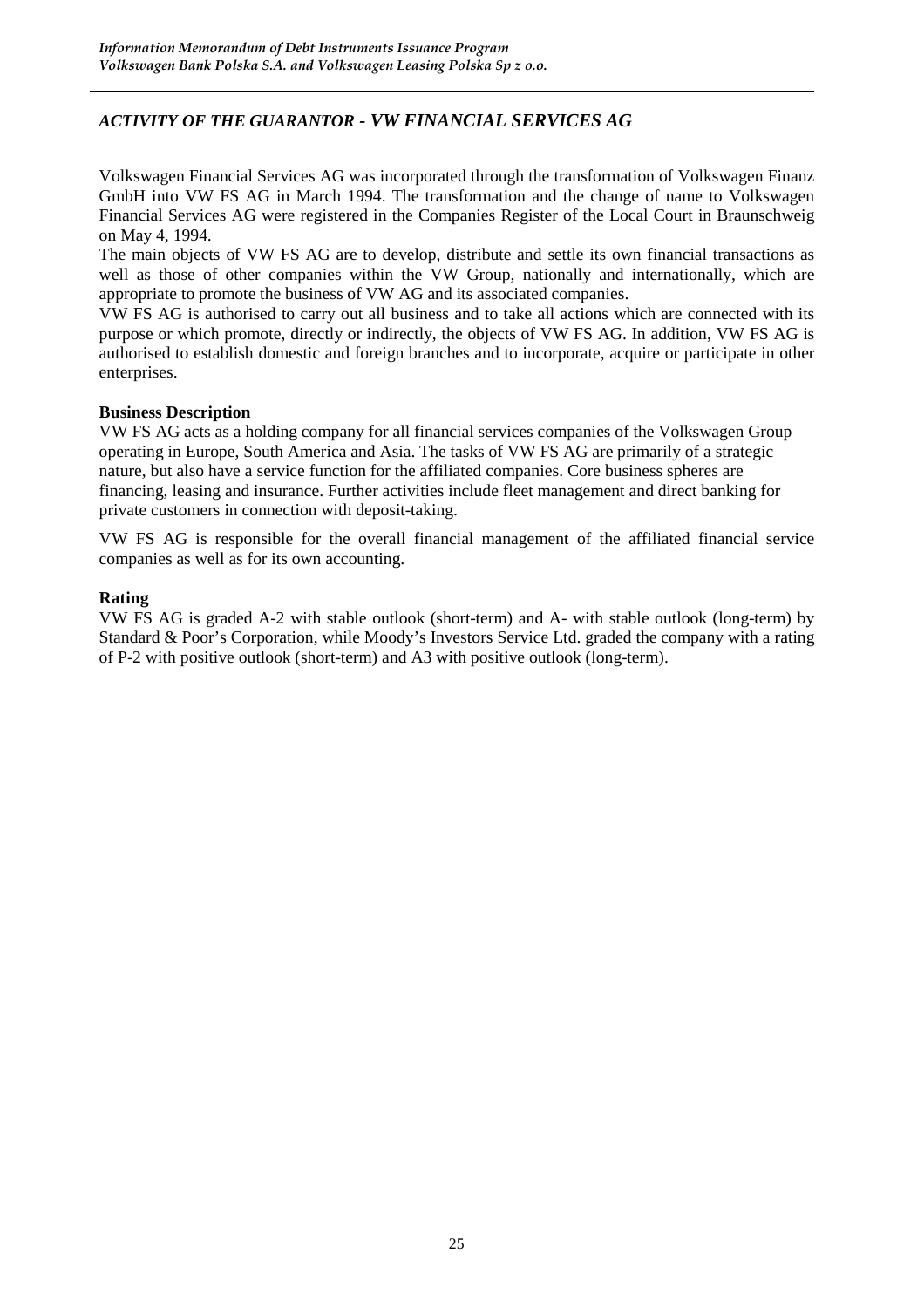## *ACTIVITY OF THE GUARANTOR - VW FINANCIAL SERVICES AG*

Volkswagen Financial Services AG was incorporated through the transformation of Volkswagen Finanz GmbH into VW FS AG in March 1994. The transformation and the change of name to Volkswagen Financial Services AG were registered in the Companies Register of the Local Court in Braunschweig on May 4, 1994.

The main objects of VW FS AG are to develop, distribute and settle its own financial transactions as well as those of other companies within the VW Group, nationally and internationally, which are appropriate to promote the business of VW AG and its associated companies.

VW FS AG is authorised to carry out all business and to take all actions which are connected with its purpose or which promote, directly or indirectly, the objects of VW FS AG. In addition, VW FS AG is authorised to establish domestic and foreign branches and to incorporate, acquire or participate in other enterprises.

### Business Description

VW FS AG acts as a holding company for all financial services companies of the Volkswagen Group operating in Europe, South America and Asia. The tasks of VW FS AG are primarily of a strategic nature, but also have a service function for the affiliated companies. Core business spheres are financing, leasing and insurance. Further activities include fleet management and direct banking for private customers in connection with deposit-taking.

VW FS AG is responsible for the overall financial management of the affiliated financial service companies as well as for its own accounting.

### Rating

VW FS AG is graded A-2 with stable outlook (short-term) and A- with stable outlook (long-term) by Standard & Poor's Corporation, while Moody's Investors Service Ltd. graded the company with a rating of P-2 with positive outlook (short-term) and A3 with positive outlook (long-term).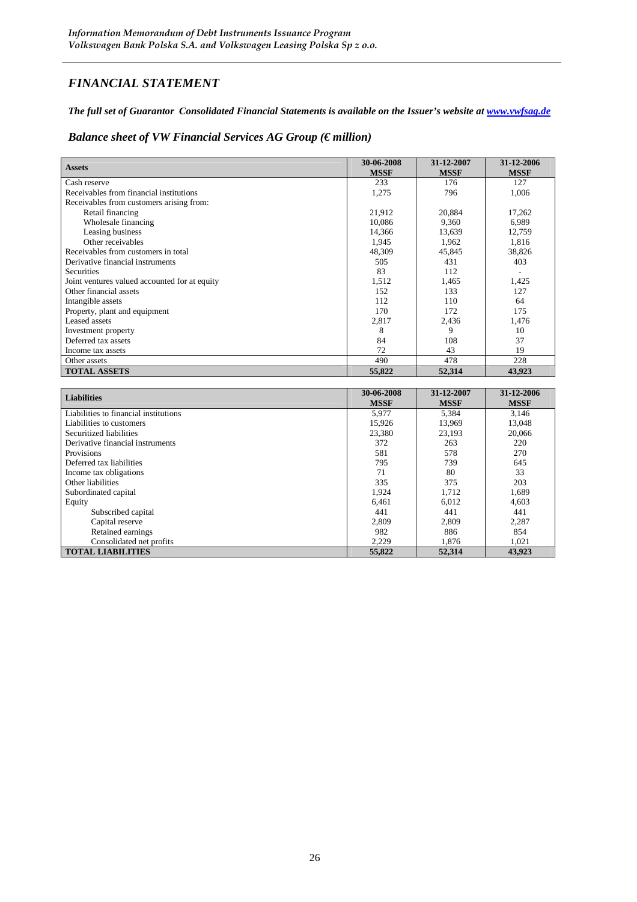## *FINANCIAL STATEMENT*

***The full set of Guarantor Consolidated Financial Statements is available on the Issuer's website at [www.vwfsag.de](www.vwfsag.de)***

### *Balance sheet of VW Financial Services AG Group (€ million)*

| Assets | 30-06-2008 MSSF | 31-12-2007 MSSF | 31-12-2006 MSSF |
|---|---|---|---|
| Cash reserve | 233 | 176 | 127 |
| Receivables from financial institutions | 1,275 | 796 | 1,006 |
| Receivables from customers arising from: | | | |
| Retail financing | 21,912 | 20,884 | 17,262 |
| Wholesale financing | 10,086 | 9,360 | 6,989 |
| Leasing business | 14,366 | 13,639 | 12,759 |
| Other receivables | 1,945 | 1,962 | 1,816 |
| Receivables from customers in total | 48,309 | 45,845 | 38,826 |
| Derivative financial instruments | 505 | 431 | 403 |
| Securities | 83 | 112 | - |
| Joint ventures valued accounted for at equity | 1,512 | 1,465 | 1,425 |
| Other financial assets | 152 | 133 | 127 |
| Intangible assets | 112 | 110 | 64 |
| Property, plant and equipment | 170 | 172 | 175 |
| Leased assets | 2,817 | 2,436 | 1,476 |
| Investment property | 8 | 9 | 10 |
| Deferred tax assets | 84 | 108 | 37 |
| Income tax assets | 72 | 43 | 19 |
| Other assets | 490 | 478 | 228 |
| **TOTAL ASSETS** | **55,822** | **52,314** | **43,923** |

| Liabilities | 30-06-2008 MSSF | 31-12-2007 MSSF | 31-12-2006 MSSF |
|---|---|---|---|
| Liabilities to financial institutions | 5,977 | 5,384 | 3,146 |
| Liabilities to customers | 15,926 | 13,969 | 13,048 |
| Securitized liabilities | 23,380 | 23,193 | 20,066 |
| Derivative financial instruments | 372 | 263 | 220 |
| Provisions | 581 | 578 | 270 |
| Deferred tax liabilities | 795 | 739 | 645 |
| Income tax obligations | 71 | 80 | 33 |
| Other liabilities | 335 | 375 | 203 |
| Subordinated capital | 1,924 | 1,712 | 1,689 |
| Equity | 6,461 | 6,012 | 4,603 |
| Subscribed capital | 441 | 441 | 441 |
| Capital reserve | 2,809 | 2,809 | 2,287 |
| Retained earnings | 982 | 886 | 854 |
| Consolidated net profits | 2,229 | 1,876 | 1,021 |
| **TOTAL LIABILITIES** | **55,822** | **52,314** | **43,923** |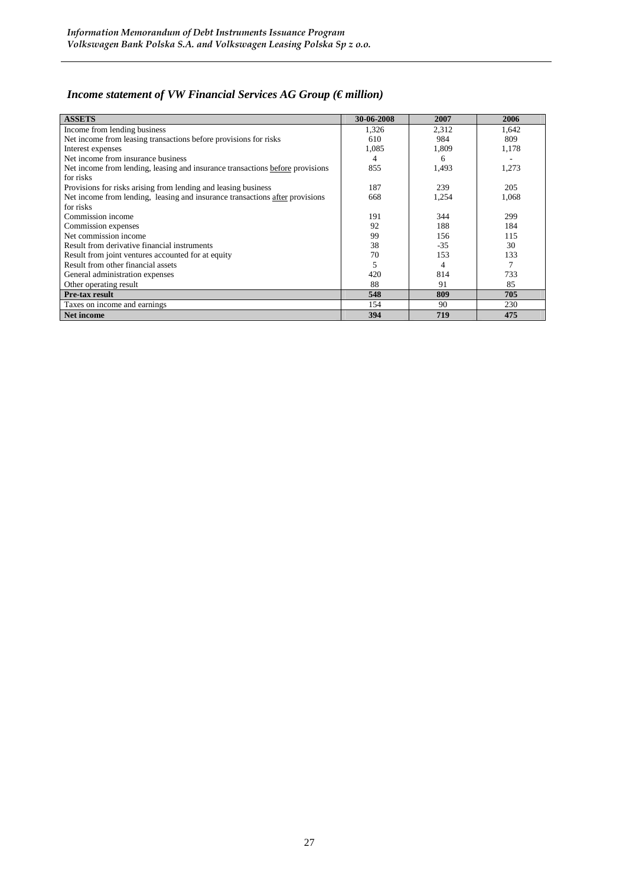### *Income statement of VW Financial Services AG Group (€ million)*

| ASSETS | 30-06-2008 | 2007 | 2006 |
|---|---|---|---|
| Income from lending business | 1,326 | 2,312 | 1,642 |
| Net income from leasing transactions before provisions for risks | 610 | 984 | 809 |
| Interest expenses | 1,085 | 1,809 | 1,178 |
| Net income from insurance business | 4 | 6 | - |
| Net income from lending, leasing and insurance transactions before provisions for risks | 855 | 1,493 | 1,273 |
| Provisions for risks arising from lending and leasing business | 187 | 239 | 205 |
| Net income from lending, leasing and insurance transactions after provisions for risks | 668 | 1,254 | 1,068 |
| Commission income | 191 | 344 | 299 |
| Commission expenses | 92 | 188 | 184 |
| Net commission income | 99 | 156 | 115 |
| Result from derivative financial instruments | 38 | -35 | 30 |
| Result from joint ventures accounted for at equity | 70 | 153 | 133 |
| Result from other financial assets | 5 | 4 | 7 |
| General administration expenses | 420 | 814 | 733 |
| Other operating result | 88 | 91 | 85 |
| **Pre-tax result** | **548** | **809** | **705** |
| Taxes on income and earnings | 154 | 90 | 230 |
| **Net income** | **394** | **719** | **475** |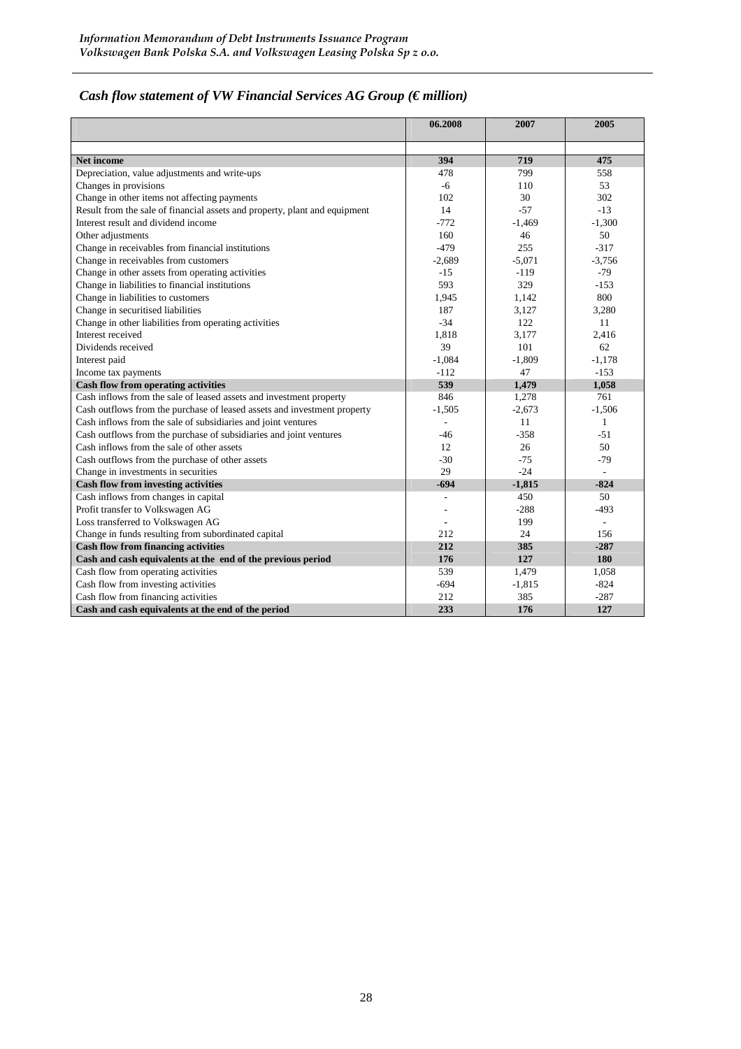## *Cash flow statement of VW Financial Services AG Group (€ million)*

| | 06.2008 | 2007 | 2005 |
|---|---|---|---|
| | | | |
| **Net income** | **394** | **719** | **475** |
| Depreciation, value adjustments and write-ups | 478 | 799 | 558 |
| Changes in provisions | -6 | 110 | 53 |
| Change in other items not affecting payments | 102 | 30 | 302 |
| Result from the sale of financial assets and property, plant and equipment | 14 | -57 | -13 |
| Interest result and dividend income | -772 | -1,469 | -1,300 |
| Other adjustments | 160 | 46 | 50 |
| Change in receivables from financial institutions | -479 | 255 | -317 |
| Change in receivables from customers | -2,689 | -5,071 | -3,756 |
| Change in other assets from operating activities | -15 | -119 | -79 |
| Change in liabilities to financial institutions | 593 | 329 | -153 |
| Change in liabilities to customers | 1,945 | 1,142 | 800 |
| Change in securitised liabilities | 187 | 3,127 | 3,280 |
| Change in other liabilities from operating activities | -34 | 122 | 11 |
| Interest received | 1,818 | 3,177 | 2,416 |
| Dividends received | 39 | 101 | 62 |
| Interest paid | -1,084 | -1,809 | -1,178 |
| Income tax payments | -112 | 47 | -153 |
| **Cash flow from operating activities** | **539** | **1,479** | **1,058** |
| Cash inflows from the sale of leased assets and investment property | 846 | 1,278 | 761 |
| Cash outflows from the purchase of leased assets and investment property | -1,505 | -2,673 | -1,506 |
| Cash inflows from the sale of subsidiaries and joint ventures | - | 11 | 1 |
| Cash outflows from the purchase of subsidiaries and joint ventures | -46 | -358 | -51 |
| Cash inflows from the sale of other assets | 12 | 26 | 50 |
| Cash outflows from the purchase of other assets | -30 | -75 | -79 |
| Change in investments in securities | 29 | -24 | - |
| **Cash flow from investing activities** | **-694** | **-1,815** | **-824** |
| Cash inflows from changes in capital | - | 450 | 50 |
| Profit transfer to Volkswagen AG | - | -288 | -493 |
| Loss transferred to Volkswagen AG | - | 199 | - |
| Change in funds resulting from subordinated capital | 212 | 24 | 156 |
| **Cash flow from financing activities** | **212** | **385** | **-287** |
| **Cash and cash equivalents at the end of the previous period** | **176** | **127** | **180** |
| Cash flow from operating activities | 539 | 1,479 | 1,058 |
| Cash flow from investing activities | -694 | -1,815 | -824 |
| Cash flow from financing activities | 212 | 385 | -287 |
| **Cash and cash equivalents at the end of the period** | **233** | **176** | **127** |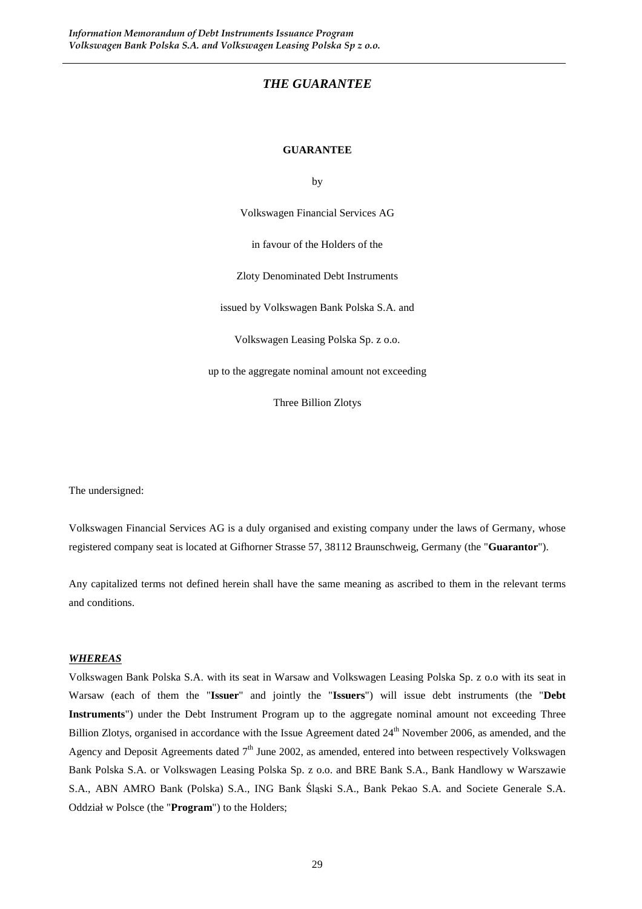# *THE GUARANTEE*

**GUARANTEE**

by

Volkswagen Financial Services AG

in favour of the Holders of the

Zloty Denominated Debt Instruments

issued by Volkswagen Bank Polska S.A. and

Volkswagen Leasing Polska Sp. z o.o.

up to the aggregate nominal amount not exceeding

Three Billion Zlotys

The undersigned:

Volkswagen Financial Services AG is a duly organised and existing company under the laws of Germany, whose registered company seat is located at Gifhorner Strasse 57, 38112 Braunschweig, Germany (the "**Guarantor**").

Any capitalized terms not defined herein shall have the same meaning as ascribed to them in the relevant terms and conditions.

***WHEREAS***

Volkswagen Bank Polska S.A. with its seat in Warsaw and Volkswagen Leasing Polska Sp. z o.o with its seat in Warsaw (each of them the "**Issuer**" and jointly the "**Issuers**") will issue debt instruments (the "**Debt Instruments**") under the Debt Instrument Program up to the aggregate nominal amount not exceeding Three Billion Zlotys, organised in accordance with the Issue Agreement dated 24th November 2006, as amended, and the Agency and Deposit Agreements dated 7th June 2002, as amended, entered into between respectively Volkswagen Bank Polska S.A. or Volkswagen Leasing Polska Sp. z o.o. and BRE Bank S.A., Bank Handlowy w Warszawie S.A., ABN AMRO Bank (Polska) S.A., ING Bank Śląski S.A., Bank Pekao S.A. and Societe Generale S.A. Oddział w Polsce (the "**Program**") to the Holders;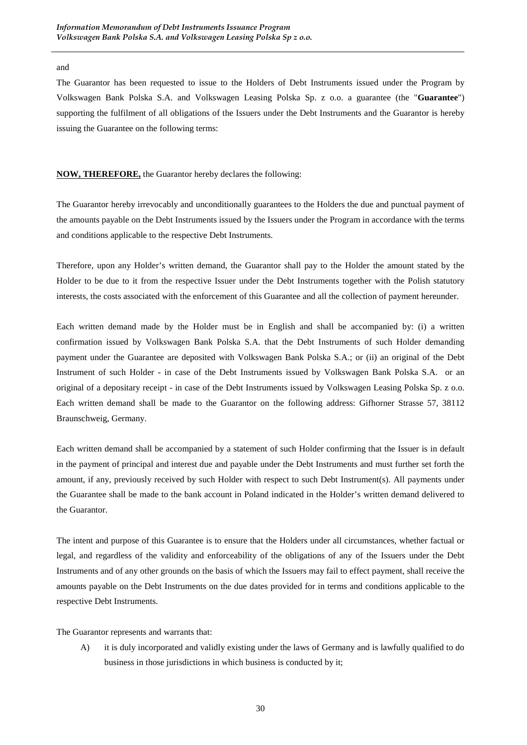and

The Guarantor has been requested to issue to the Holders of Debt Instruments issued under the Program by Volkswagen Bank Polska S.A. and Volkswagen Leasing Polska Sp. z o.o. a guarantee (the "**Guarantee**") supporting the fulfilment of all obligations of the Issuers under the Debt Instruments and the Guarantor is hereby issuing the Guarantee on the following terms:

**NOW, THEREFORE,** the Guarantor hereby declares the following:

The Guarantor hereby irrevocably and unconditionally guarantees to the Holders the due and punctual payment of the amounts payable on the Debt Instruments issued by the Issuers under the Program in accordance with the terms and conditions applicable to the respective Debt Instruments.

Therefore, upon any Holder's written demand, the Guarantor shall pay to the Holder the amount stated by the Holder to be due to it from the respective Issuer under the Debt Instruments together with the Polish statutory interests, the costs associated with the enforcement of this Guarantee and all the collection of payment hereunder.

Each written demand made by the Holder must be in English and shall be accompanied by: (i) a written confirmation issued by Volkswagen Bank Polska S.A. that the Debt Instruments of such Holder demanding payment under the Guarantee are deposited with Volkswagen Bank Polska S.A.; or (ii) an original of the Debt Instrument of such Holder - in case of the Debt Instruments issued by Volkswagen Bank Polska S.A. or an original of a depositary receipt - in case of the Debt Instruments issued by Volkswagen Leasing Polska Sp. z o.o. Each written demand shall be made to the Guarantor on the following address: Gifhorner Strasse 57, 38112 Braunschweig, Germany.

Each written demand shall be accompanied by a statement of such Holder confirming that the Issuer is in default in the payment of principal and interest due and payable under the Debt Instruments and must further set forth the amount, if any, previously received by such Holder with respect to such Debt Instrument(s). All payments under the Guarantee shall be made to the bank account in Poland indicated in the Holder's written demand delivered to the Guarantor.

The intent and purpose of this Guarantee is to ensure that the Holders under all circumstances, whether factual or legal, and regardless of the validity and enforceability of the obligations of any of the Issuers under the Debt Instruments and of any other grounds on the basis of which the Issuers may fail to effect payment, shall receive the amounts payable on the Debt Instruments on the due dates provided for in terms and conditions applicable to the respective Debt Instruments.

The Guarantor represents and warrants that:

A) it is duly incorporated and validly existing under the laws of Germany and is lawfully qualified to do business in those jurisdictions in which business is conducted by it;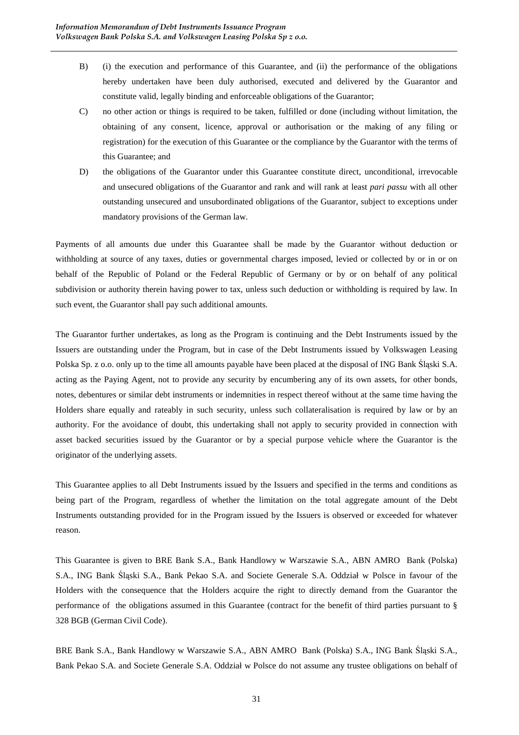B) (i) the execution and performance of this Guarantee, and (ii) the performance of the obligations hereby undertaken have been duly authorised, executed and delivered by the Guarantor and constitute valid, legally binding and enforceable obligations of the Guarantor;

C) no other action or things is required to be taken, fulfilled or done (including without limitation, the obtaining of any consent, licence, approval or authorisation or the making of any filing or registration) for the execution of this Guarantee or the compliance by the Guarantor with the terms of this Guarantee; and

D) the obligations of the Guarantor under this Guarantee constitute direct, unconditional, irrevocable and unsecured obligations of the Guarantor and rank and will rank at least *pari passu* with all other outstanding unsecured and unsubordinated obligations of the Guarantor, subject to exceptions under mandatory provisions of the German law.

Payments of all amounts due under this Guarantee shall be made by the Guarantor without deduction or withholding at source of any taxes, duties or governmental charges imposed, levied or collected by or in or on behalf of the Republic of Poland or the Federal Republic of Germany or by or on behalf of any political subdivision or authority therein having power to tax, unless such deduction or withholding is required by law. In such event, the Guarantor shall pay such additional amounts.

The Guarantor further undertakes, as long as the Program is continuing and the Debt Instruments issued by the Issuers are outstanding under the Program, but in case of the Debt Instruments issued by Volkswagen Leasing Polska Sp. z o.o. only up to the time all amounts payable have been placed at the disposal of ING Bank Śląski S.A. acting as the Paying Agent, not to provide any security by encumbering any of its own assets, for other bonds, notes, debentures or similar debt instruments or indemnities in respect thereof without at the same time having the Holders share equally and rateably in such security, unless such collateralisation is required by law or by an authority. For the avoidance of doubt, this undertaking shall not apply to security provided in connection with asset backed securities issued by the Guarantor or by a special purpose vehicle where the Guarantor is the originator of the underlying assets.

This Guarantee applies to all Debt Instruments issued by the Issuers and specified in the terms and conditions as being part of the Program, regardless of whether the limitation on the total aggregate amount of the Debt Instruments outstanding provided for in the Program issued by the Issuers is observed or exceeded for whatever reason.

This Guarantee is given to BRE Bank S.A., Bank Handlowy w Warszawie S.A., ABN AMRO Bank (Polska) S.A., ING Bank Śląski S.A., Bank Pekao S.A. and Societe Generale S.A. Oddział w Polsce in favour of the Holders with the consequence that the Holders acquire the right to directly demand from the Guarantor the performance of the obligations assumed in this Guarantee (contract for the benefit of third parties pursuant to § 328 BGB (German Civil Code).

BRE Bank S.A., Bank Handlowy w Warszawie S.A., ABN AMRO Bank (Polska) S.A., ING Bank Śląski S.A., Bank Pekao S.A. and Societe Generale S.A. Oddział w Polsce do not assume any trustee obligations on behalf of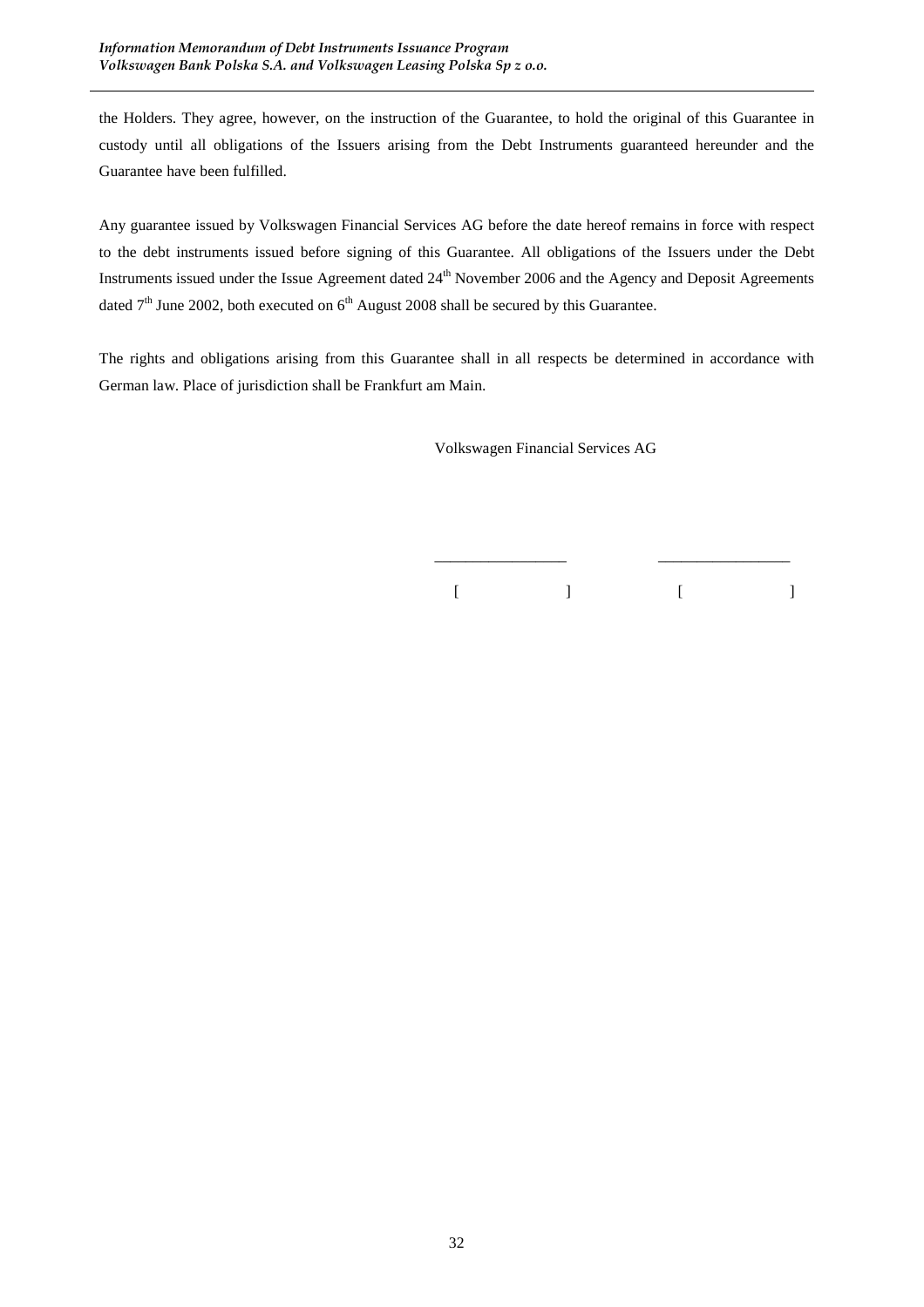the Holders. They agree, however, on the instruction of the Guarantee, to hold the original of this Guarantee in custody until all obligations of the Issuers arising from the Debt Instruments guaranteed hereunder and the Guarantee have been fulfilled.

Any guarantee issued by Volkswagen Financial Services AG before the date hereof remains in force with respect to the debt instruments issued before signing of this Guarantee. All obligations of the Issuers under the Debt Instruments issued under the Issue Agreement dated 24th November 2006 and the Agency and Deposit Agreements dated 7th June 2002, both executed on 6th August 2008 shall be secured by this Guarantee.

The rights and obligations arising from this Guarantee shall in all respects be determined in accordance with German law. Place of jurisdiction shall be Frankfurt am Main.

Volkswagen Financial Services AG

\_\_\_\_\_\_\_\_\_\_\_\_\_\_\_\_\_ \_\_\_\_\_\_\_\_\_\_\_\_\_\_\_\_\_

[ ] [ ]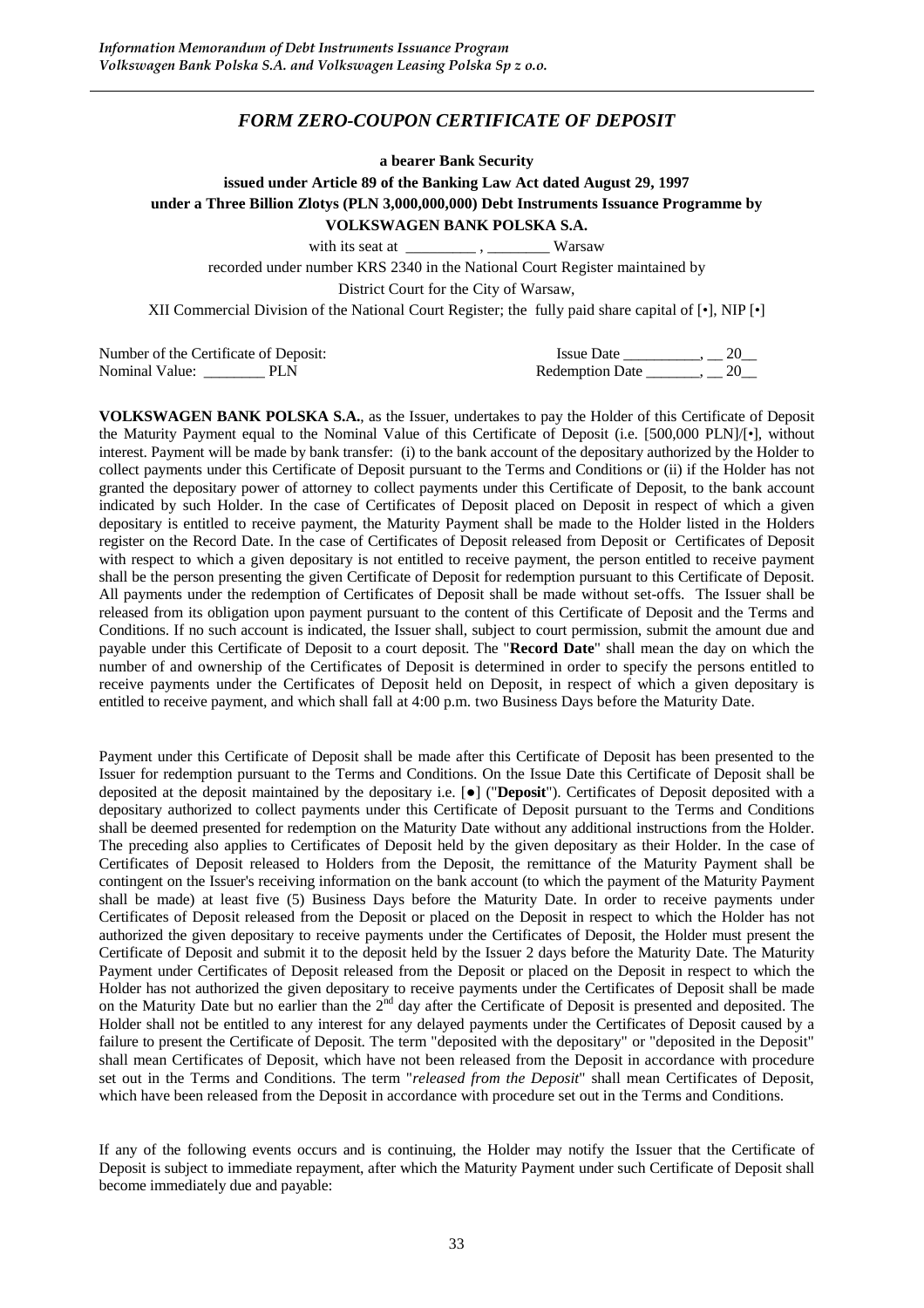## *FORM ZERO-COUPON CERTIFICATE OF DEPOSIT*

**a bearer Bank Security**

**issued under Article 89 of the Banking Law Act dated August 29, 1997**

**under a Three Billion Zlotys (PLN 3,000,000,000) Debt Instruments Issuance Programme by**

**VOLKSWAGEN BANK POLSKA S.A.**

with its seat at _________ , ________ Warsaw

recorded under number KRS 2340 in the National Court Register maintained by

District Court for the City of Warsaw,

XII Commercial Division of the National Court Register; the fully paid share capital of [•], NIP [•]

Number of the Certificate of Deposit: Issue Date __________, __ 20__

Nominal Value: ________ PLN Redemption Date _______, __ 20__

**VOLKSWAGEN BANK POLSKA S.A.**, as the Issuer, undertakes to pay the Holder of this Certificate of Deposit the Maturity Payment equal to the Nominal Value of this Certificate of Deposit (i.e. [500,000 PLN]/[•], without interest. Payment will be made by bank transfer: (i) to the bank account of the depositary authorized by the Holder to collect payments under this Certificate of Deposit pursuant to the Terms and Conditions or (ii) if the Holder has not granted the depositary power of attorney to collect payments under this Certificate of Deposit, to the bank account indicated by such Holder. In the case of Certificates of Deposit placed on Deposit in respect of which a given depositary is entitled to receive payment, the Maturity Payment shall be made to the Holder listed in the Holders register on the Record Date. In the case of Certificates of Deposit released from Deposit or Certificates of Deposit with respect to which a given depositary is not entitled to receive payment, the person entitled to receive payment shall be the person presenting the given Certificate of Deposit for redemption pursuant to this Certificate of Deposit. All payments under the redemption of Certificates of Deposit shall be made without set-offs. The Issuer shall be released from its obligation upon payment pursuant to the content of this Certificate of Deposit and the Terms and Conditions. If no such account is indicated, the Issuer shall, subject to court permission, submit the amount due and payable under this Certificate of Deposit to a court deposit. The "**Record Date**" shall mean the day on which the number of and ownership of the Certificates of Deposit is determined in order to specify the persons entitled to receive payments under the Certificates of Deposit held on Deposit, in respect of which a given depositary is entitled to receive payment, and which shall fall at 4:00 p.m. two Business Days before the Maturity Date.

Payment under this Certificate of Deposit shall be made after this Certificate of Deposit has been presented to the Issuer for redemption pursuant to the Terms and Conditions. On the Issue Date this Certificate of Deposit shall be deposited at the deposit maintained by the depositary i.e. [●] ("**Deposit**"). Certificates of Deposit deposited with a depositary authorized to collect payments under this Certificate of Deposit pursuant to the Terms and Conditions shall be deemed presented for redemption on the Maturity Date without any additional instructions from the Holder. The preceding also applies to Certificates of Deposit held by the given depositary as their Holder. In the case of Certificates of Deposit released to Holders from the Deposit, the remittance of the Maturity Payment shall be contingent on the Issuer's receiving information on the bank account (to which the payment of the Maturity Payment shall be made) at least five (5) Business Days before the Maturity Date. In order to receive payments under Certificates of Deposit released from the Deposit or placed on the Deposit in respect to which the Holder has not authorized the given depositary to receive payments under the Certificates of Deposit, the Holder must present the Certificate of Deposit and submit it to the deposit held by the Issuer 2 days before the Maturity Date. The Maturity Payment under Certificates of Deposit released from the Deposit or placed on the Deposit in respect to which the Holder has not authorized the given depositary to receive payments under the Certificates of Deposit shall be made on the Maturity Date but no earlier than the 2nd day after the Certificate of Deposit is presented and deposited. The Holder shall not be entitled to any interest for any delayed payments under the Certificates of Deposit caused by a failure to present the Certificate of Deposit. The term "deposited with the depositary" or "deposited in the Deposit" shall mean Certificates of Deposit, which have not been released from the Deposit in accordance with procedure set out in the Terms and Conditions. The term "*released from the Deposit*" shall mean Certificates of Deposit, which have been released from the Deposit in accordance with procedure set out in the Terms and Conditions.

If any of the following events occurs and is continuing, the Holder may notify the Issuer that the Certificate of Deposit is subject to immediate repayment, after which the Maturity Payment under such Certificate of Deposit shall become immediately due and payable: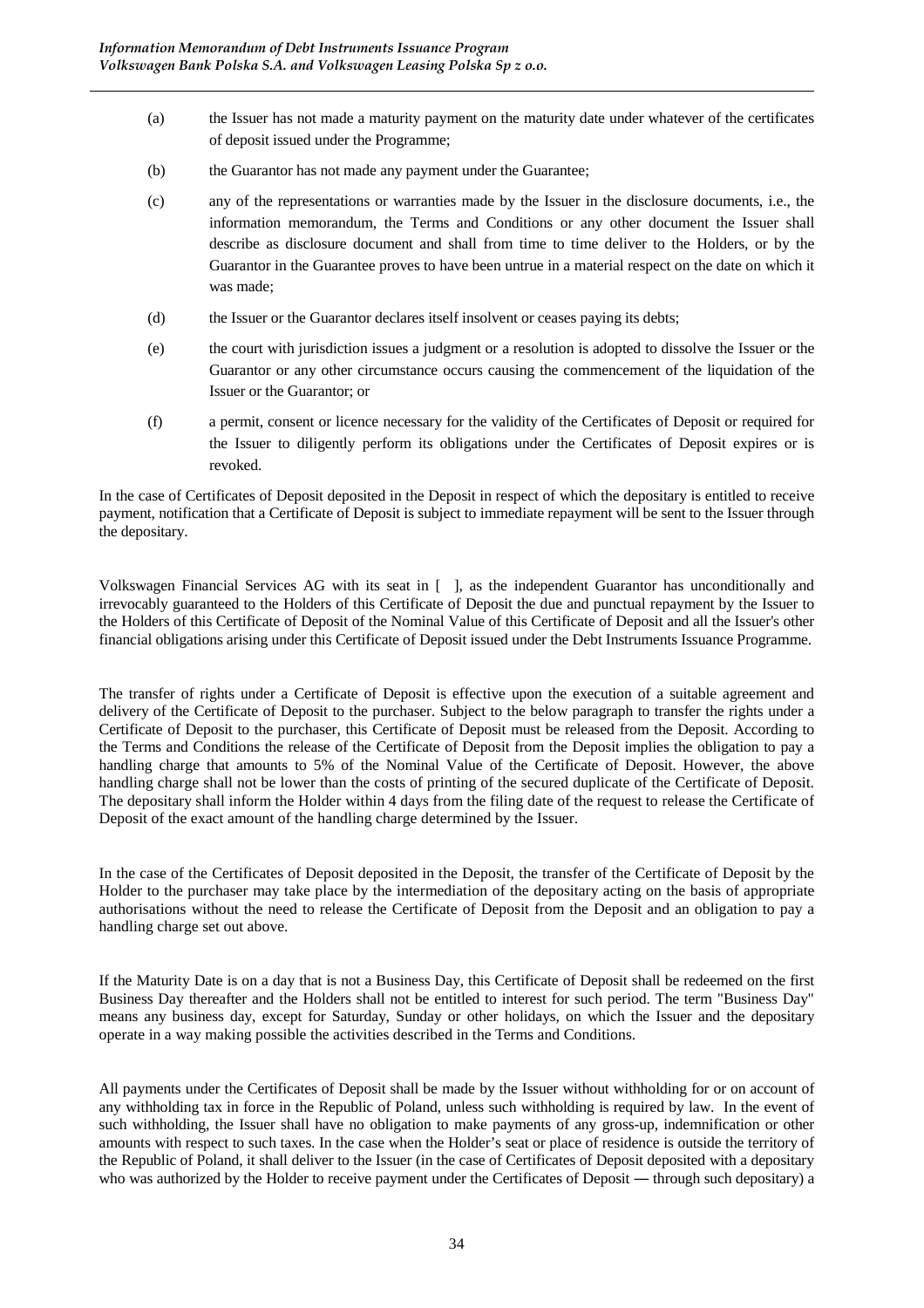(a) the Issuer has not made a maturity payment on the maturity date under whatever of the certificates of deposit issued under the Programme;

(b) the Guarantor has not made any payment under the Guarantee;

(c) any of the representations or warranties made by the Issuer in the disclosure documents, i.e., the information memorandum, the Terms and Conditions or any other document the Issuer shall describe as disclosure document and shall from time to time deliver to the Holders, or by the Guarantor in the Guarantee proves to have been untrue in a material respect on the date on which it was made;

(d) the Issuer or the Guarantor declares itself insolvent or ceases paying its debts;

(e) the court with jurisdiction issues a judgment or a resolution is adopted to dissolve the Issuer or the Guarantor or any other circumstance occurs causing the commencement of the liquidation of the Issuer or the Guarantor; or

(f) a permit, consent or licence necessary for the validity of the Certificates of Deposit or required for the Issuer to diligently perform its obligations under the Certificates of Deposit expires or is revoked.

In the case of Certificates of Deposit deposited in the Deposit in respect of which the depositary is entitled to receive payment, notification that a Certificate of Deposit is subject to immediate repayment will be sent to the Issuer through the depositary.

Volkswagen Financial Services AG with its seat in [ ], as the independent Guarantor has unconditionally and irrevocably guaranteed to the Holders of this Certificate of Deposit the due and punctual repayment by the Issuer to the Holders of this Certificate of Deposit of the Nominal Value of this Certificate of Deposit and all the Issuer's other financial obligations arising under this Certificate of Deposit issued under the Debt Instruments Issuance Programme.

The transfer of rights under a Certificate of Deposit is effective upon the execution of a suitable agreement and delivery of the Certificate of Deposit to the purchaser. Subject to the below paragraph to transfer the rights under a Certificate of Deposit to the purchaser, this Certificate of Deposit must be released from the Deposit. According to the Terms and Conditions the release of the Certificate of Deposit from the Deposit implies the obligation to pay a handling charge that amounts to 5% of the Nominal Value of the Certificate of Deposit. However, the above handling charge shall not be lower than the costs of printing of the secured duplicate of the Certificate of Deposit. The depositary shall inform the Holder within 4 days from the filing date of the request to release the Certificate of Deposit of the exact amount of the handling charge determined by the Issuer.

In the case of the Certificates of Deposit deposited in the Deposit, the transfer of the Certificate of Deposit by the Holder to the purchaser may take place by the intermediation of the depositary acting on the basis of appropriate authorisations without the need to release the Certificate of Deposit from the Deposit and an obligation to pay a handling charge set out above.

If the Maturity Date is on a day that is not a Business Day, this Certificate of Deposit shall be redeemed on the first Business Day thereafter and the Holders shall not be entitled to interest for such period. The term "Business Day" means any business day, except for Saturday, Sunday or other holidays, on which the Issuer and the depositary operate in a way making possible the activities described in the Terms and Conditions.

All payments under the Certificates of Deposit shall be made by the Issuer without withholding for or on account of any withholding tax in force in the Republic of Poland, unless such withholding is required by law. In the event of such withholding, the Issuer shall have no obligation to make payments of any gross-up, indemnification or other amounts with respect to such taxes. In the case when the Holder's seat or place of residence is outside the territory of the Republic of Poland, it shall deliver to the Issuer (in the case of Certificates of Deposit deposited with a depositary who was authorized by the Holder to receive payment under the Certificates of Deposit ― through such depositary) a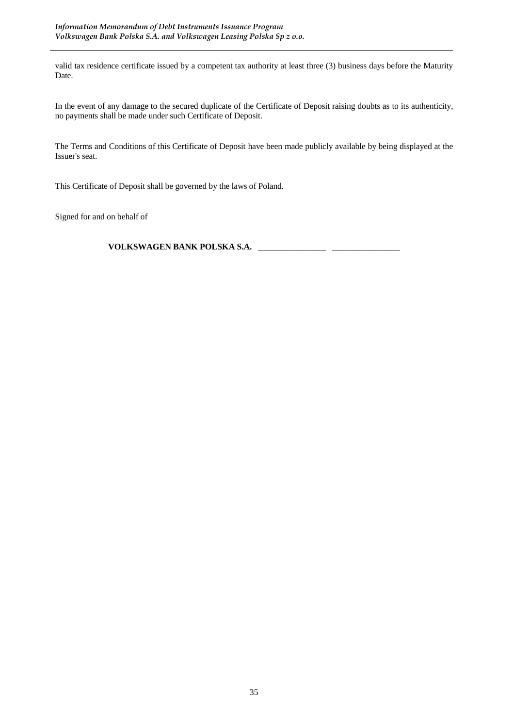valid tax residence certificate issued by a competent tax authority at least three (3) business days before the Maturity Date.

In the event of any damage to the secured duplicate of the Certificate of Deposit raising doubts as to its authenticity, no payments shall be made under such Certificate of Deposit.

The Terms and Conditions of this Certificate of Deposit have been made publicly available by being displayed at the Issuer's seat.

This Certificate of Deposit shall be governed by the laws of Poland.

Signed for and on behalf of

**VOLKSWAGEN BANK POLSKA S.A.** ________________ ________________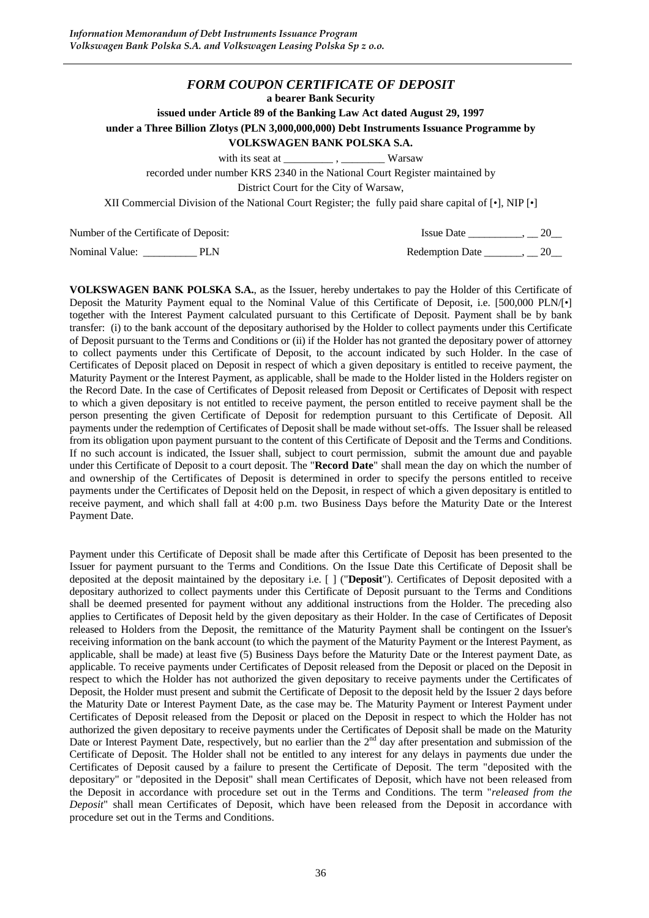## *FORM COUPON CERTIFICATE OF DEPOSIT*

**a bearer Bank Security**

**issued under Article 89 of the Banking Law Act dated August 29, 1997**

**under a Three Billion Zlotys (PLN 3,000,000,000) Debt Instruments Issuance Programme by**

**VOLKSWAGEN BANK POLSKA S.A.**

with its seat at _________ , ________ Warsaw

recorded under number KRS 2340 in the National Court Register maintained by

District Court for the City of Warsaw,

XII Commercial Division of the National Court Register; the fully paid share capital of [•], NIP [•]

Number of the Certificate of Deposit: Issue Date __________, __ 20__

Nominal Value: __________ PLN Redemption Date _______, __ 20__

**VOLKSWAGEN BANK POLSKA S.A.**, as the Issuer, hereby undertakes to pay the Holder of this Certificate of Deposit the Maturity Payment equal to the Nominal Value of this Certificate of Deposit, i.e. [500,000 PLN/[•] together with the Interest Payment calculated pursuant to this Certificate of Deposit. Payment shall be by bank transfer: (i) to the bank account of the depositary authorised by the Holder to collect payments under this Certificate of Deposit pursuant to the Terms and Conditions or (ii) if the Holder has not granted the depositary power of attorney to collect payments under this Certificate of Deposit, to the account indicated by such Holder. In the case of Certificates of Deposit placed on Deposit in respect of which a given depositary is entitled to receive payment, the Maturity Payment or the Interest Payment, as applicable, shall be made to the Holder listed in the Holders register on the Record Date. In the case of Certificates of Deposit released from Deposit or Certificates of Deposit with respect to which a given depositary is not entitled to receive payment, the person entitled to receive payment shall be the person presenting the given Certificate of Deposit for redemption pursuant to this Certificate of Deposit. All payments under the redemption of Certificates of Deposit shall be made without set-offs. The Issuer shall be released from its obligation upon payment pursuant to the content of this Certificate of Deposit and the Terms and Conditions. If no such account is indicated, the Issuer shall, subject to court permission, submit the amount due and payable under this Certificate of Deposit to a court deposit. The "**Record Date**" shall mean the day on which the number of and ownership of the Certificates of Deposit is determined in order to specify the persons entitled to receive payments under the Certificates of Deposit held on the Deposit, in respect of which a given depositary is entitled to receive payment, and which shall fall at 4:00 p.m. two Business Days before the Maturity Date or the Interest Payment Date.

Payment under this Certificate of Deposit shall be made after this Certificate of Deposit has been presented to the Issuer for payment pursuant to the Terms and Conditions. On the Issue Date this Certificate of Deposit shall be deposited at the deposit maintained by the depositary i.e. [ ] ("**Deposit**"). Certificates of Deposit deposited with a depositary authorized to collect payments under this Certificate of Deposit pursuant to the Terms and Conditions shall be deemed presented for payment without any additional instructions from the Holder. The preceding also applies to Certificates of Deposit held by the given depositary as their Holder. In the case of Certificates of Deposit released to Holders from the Deposit, the remittance of the Maturity Payment shall be contingent on the Issuer's receiving information on the bank account (to which the payment of the Maturity Payment or the Interest Payment, as applicable, shall be made) at least five (5) Business Days before the Maturity Date or the Interest payment Date, as applicable. To receive payments under Certificates of Deposit released from the Deposit or placed on the Deposit in respect to which the Holder has not authorized the given depositary to receive payments under the Certificates of Deposit, the Holder must present and submit the Certificate of Deposit to the deposit held by the Issuer 2 days before the Maturity Date or Interest Payment Date, as the case may be. The Maturity Payment or Interest Payment under Certificates of Deposit released from the Deposit or placed on the Deposit in respect to which the Holder has not authorized the given depositary to receive payments under the Certificates of Deposit shall be made on the Maturity Date or Interest Payment Date, respectively, but no earlier than the 2nd day after presentation and submission of the Certificate of Deposit. The Holder shall not be entitled to any interest for any delays in payments due under the Certificates of Deposit caused by a failure to present the Certificate of Deposit. The term "deposited with the depositary" or "deposited in the Deposit" shall mean Certificates of Deposit, which have not been released from the Deposit in accordance with procedure set out in the Terms and Conditions. The term "*released from the Deposit*" shall mean Certificates of Deposit, which have been released from the Deposit in accordance with procedure set out in the Terms and Conditions.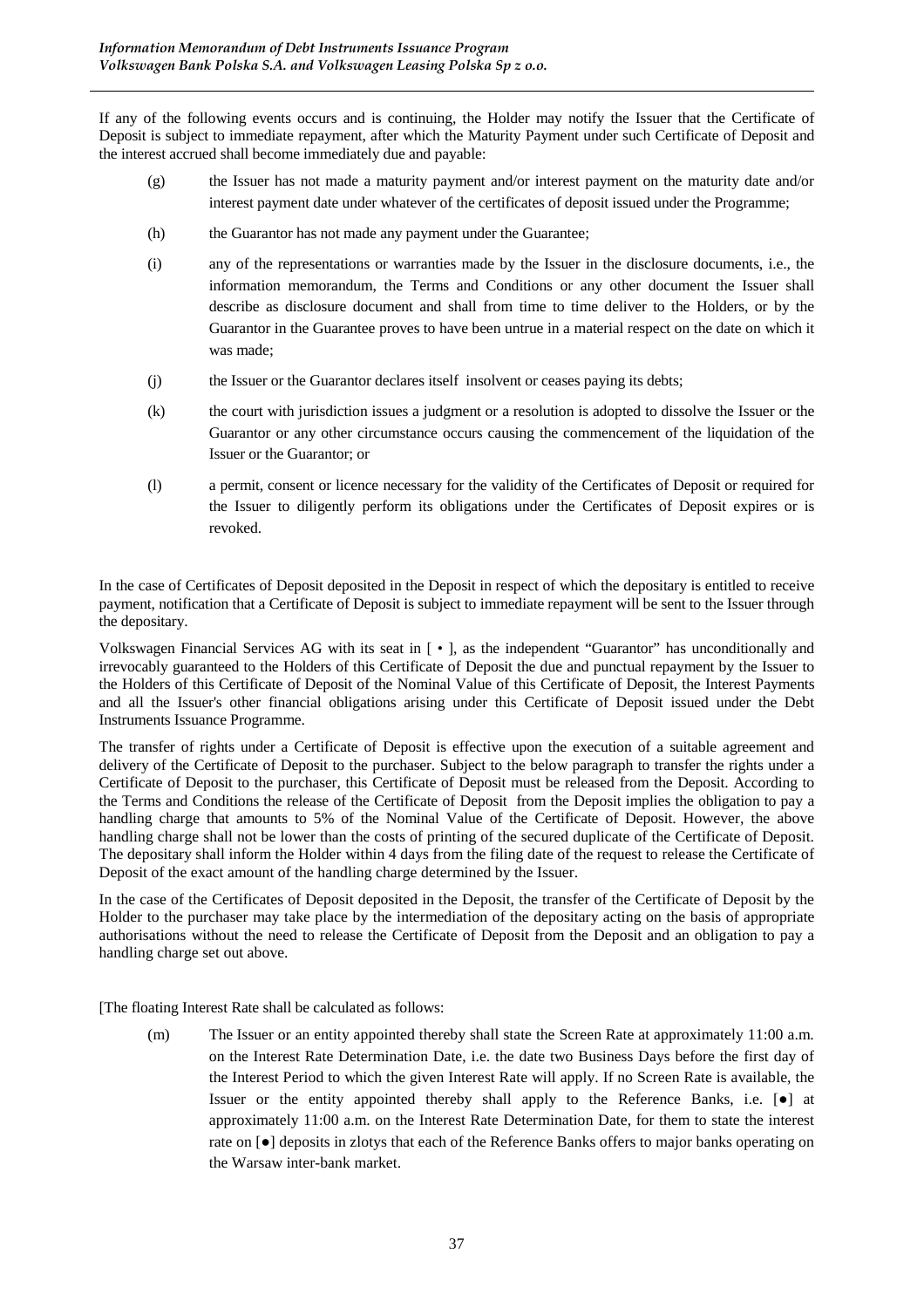If any of the following events occurs and is continuing, the Holder may notify the Issuer that the Certificate of Deposit is subject to immediate repayment, after which the Maturity Payment under such Certificate of Deposit and the interest accrued shall become immediately due and payable:

(g) the Issuer has not made a maturity payment and/or interest payment on the maturity date and/or interest payment date under whatever of the certificates of deposit issued under the Programme;

(h) the Guarantor has not made any payment under the Guarantee;

(i) any of the representations or warranties made by the Issuer in the disclosure documents, i.e., the information memorandum, the Terms and Conditions or any other document the Issuer shall describe as disclosure document and shall from time to time deliver to the Holders, or by the Guarantor in the Guarantee proves to have been untrue in a material respect on the date on which it was made;

(j) the Issuer or the Guarantor declares itself insolvent or ceases paying its debts;

(k) the court with jurisdiction issues a judgment or a resolution is adopted to dissolve the Issuer or the Guarantor or any other circumstance occurs causing the commencement of the liquidation of the Issuer or the Guarantor; or

(l) a permit, consent or licence necessary for the validity of the Certificates of Deposit or required for the Issuer to diligently perform its obligations under the Certificates of Deposit expires or is revoked.

In the case of Certificates of Deposit deposited in the Deposit in respect of which the depositary is entitled to receive payment, notification that a Certificate of Deposit is subject to immediate repayment will be sent to the Issuer through the depositary.

Volkswagen Financial Services AG with its seat in [ • ], as the independent "Guarantor" has unconditionally and irrevocably guaranteed to the Holders of this Certificate of Deposit the due and punctual repayment by the Issuer to the Holders of this Certificate of Deposit of the Nominal Value of this Certificate of Deposit, the Interest Payments and all the Issuer's other financial obligations arising under this Certificate of Deposit issued under the Debt Instruments Issuance Programme.

The transfer of rights under a Certificate of Deposit is effective upon the execution of a suitable agreement and delivery of the Certificate of Deposit to the purchaser. Subject to the below paragraph to transfer the rights under a Certificate of Deposit to the purchaser, this Certificate of Deposit must be released from the Deposit. According to the Terms and Conditions the release of the Certificate of Deposit from the Deposit implies the obligation to pay a handling charge that amounts to 5% of the Nominal Value of the Certificate of Deposit. However, the above handling charge shall not be lower than the costs of printing of the secured duplicate of the Certificate of Deposit. The depositary shall inform the Holder within 4 days from the filing date of the request to release the Certificate of Deposit of the exact amount of the handling charge determined by the Issuer.

In the case of the Certificates of Deposit deposited in the Deposit, the transfer of the Certificate of Deposit by the Holder to the purchaser may take place by the intermediation of the depositary acting on the basis of appropriate authorisations without the need to release the Certificate of Deposit from the Deposit and an obligation to pay a handling charge set out above.

[The floating Interest Rate shall be calculated as follows:

(m) The Issuer or an entity appointed thereby shall state the Screen Rate at approximately 11:00 a.m. on the Interest Rate Determination Date, i.e. the date two Business Days before the first day of the Interest Period to which the given Interest Rate will apply. If no Screen Rate is available, the Issuer or the entity appointed thereby shall apply to the Reference Banks, i.e. [●] at approximately 11:00 a.m. on the Interest Rate Determination Date, for them to state the interest rate on [●] deposits in zlotys that each of the Reference Banks offers to major banks operating on the Warsaw inter-bank market.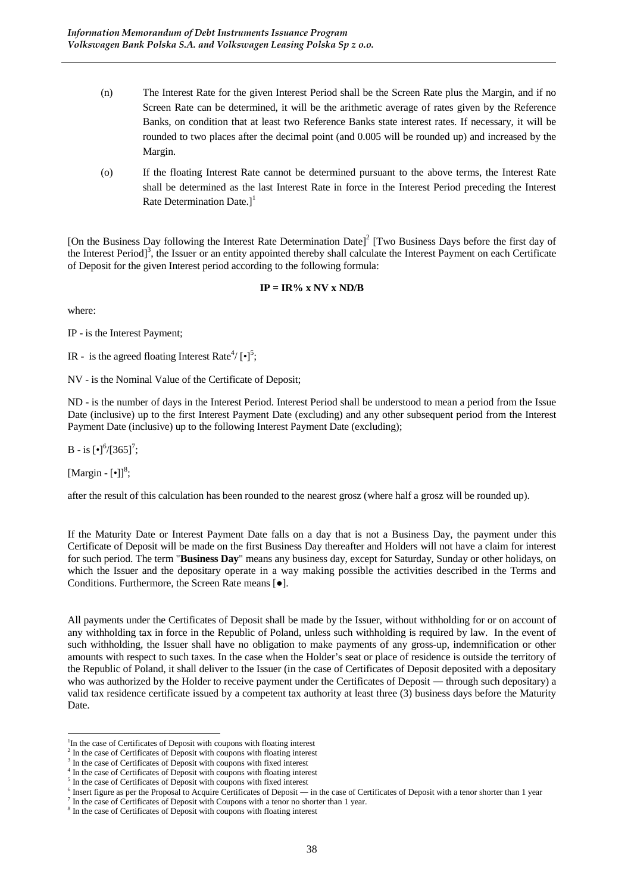(n) The Interest Rate for the given Interest Period shall be the Screen Rate plus the Margin, and if no Screen Rate can be determined, it will be the arithmetic average of rates given by the Reference Banks, on condition that at least two Reference Banks state interest rates. If necessary, it will be rounded to two places after the decimal point (and 0.005 will be rounded up) and increased by the Margin.

(o) If the floating Interest Rate cannot be determined pursuant to the above terms, the Interest Rate shall be determined as the last Interest Rate in force in the Interest Period preceding the Interest Rate Determination Date.][1]

[On the Business Day following the Interest Rate Determination Date][2] [Two Business Days before the first day of the Interest Period][3], the Issuer or an entity appointed thereby shall calculate the Interest Payment on each Certificate of Deposit for the given Interest period according to the following formula:

**IP = IR% x NV x ND/B**

where:

IP - is the Interest Payment;

IR - is the agreed floating Interest Rate[4]/ [•][5];

NV - is the Nominal Value of the Certificate of Deposit;

ND - is the number of days in the Interest Period. Interest Period shall be understood to mean a period from the Issue Date (inclusive) up to the first Interest Payment Date (excluding) and any other subsequent period from the Interest Payment Date (inclusive) up to the following Interest Payment Date (excluding);

B - is [•][6]/[365][7];

[Margin - [•]][8];

after the result of this calculation has been rounded to the nearest grosz (where half a grosz will be rounded up).

If the Maturity Date or Interest Payment Date falls on a day that is not a Business Day, the payment under this Certificate of Deposit will be made on the first Business Day thereafter and Holders will not have a claim for interest for such period. The term "**Business Day**" means any business day, except for Saturday, Sunday or other holidays, on which the Issuer and the depositary operate in a way making possible the activities described in the Terms and Conditions. Furthermore, the Screen Rate means [●].

All payments under the Certificates of Deposit shall be made by the Issuer, without withholding for or on account of any withholding tax in force in the Republic of Poland, unless such withholding is required by law. In the event of such withholding, the Issuer shall have no obligation to make payments of any gross-up, indemnification or other amounts with respect to such taxes. In the case when the Holder's seat or place of residence is outside the territory of the Republic of Poland, it shall deliver to the Issuer (in the case of Certificates of Deposit deposited with a depositary who was authorized by the Holder to receive payment under the Certificates of Deposit ― through such depositary) a valid tax residence certificate issued by a competent tax authority at least three (3) business days before the Maturity Date.

---

[1] In the case of Certificates of Deposit with coupons with floating interest

[2] In the case of Certificates of Deposit with coupons with floating interest

[3] In the case of Certificates of Deposit with coupons with fixed interest

[4] In the case of Certificates of Deposit with coupons with floating interest

[5] In the case of Certificates of Deposit with coupons with fixed interest

[6] Insert figure as per the Proposal to Acquire Certificates of Deposit ― in the case of Certificates of Deposit with a tenor shorter than 1 year

[7] In the case of Certificates of Deposit with Coupons with a tenor no shorter than 1 year.

[8] In the case of Certificates of Deposit with coupons with floating interest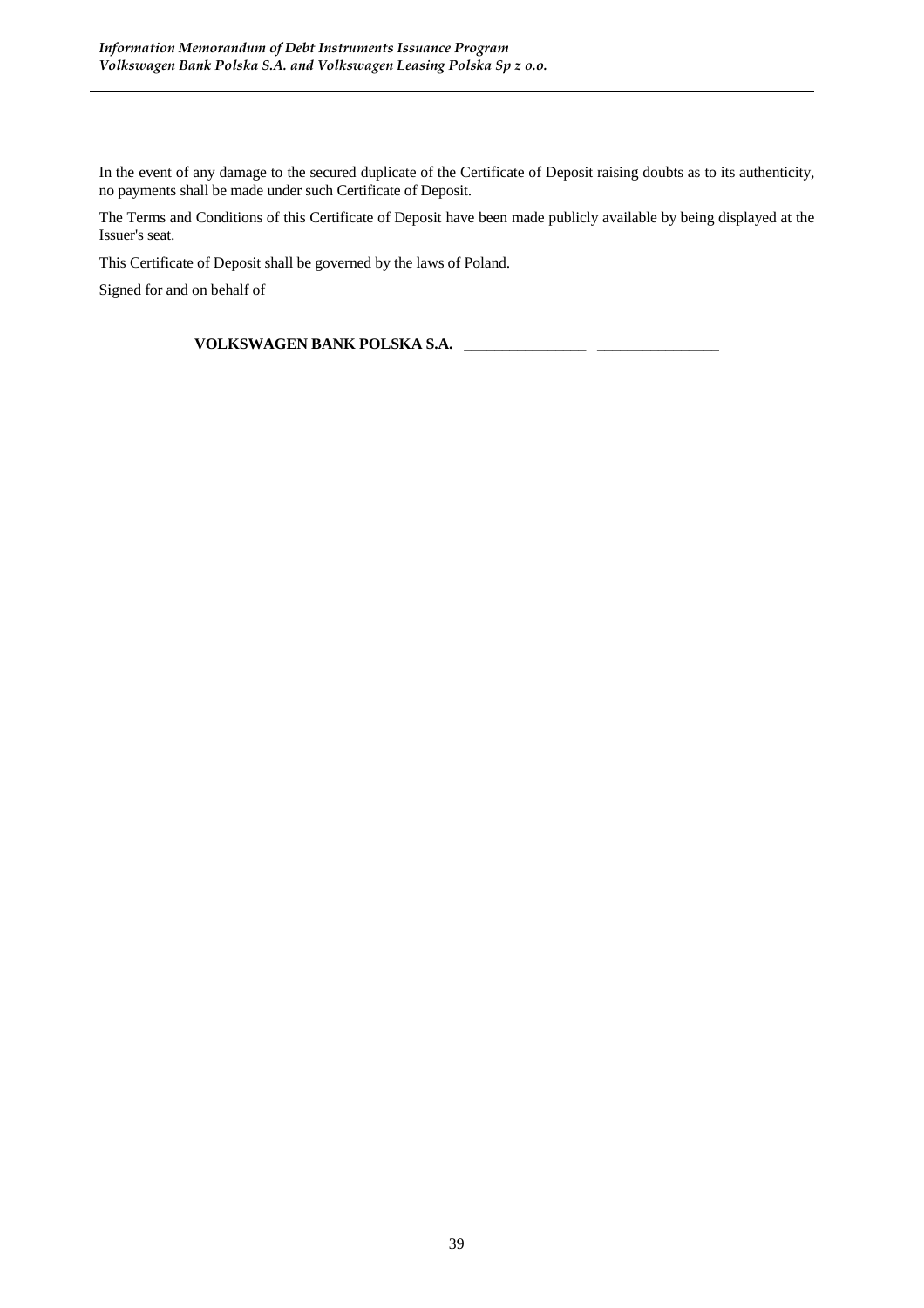In the event of any damage to the secured duplicate of the Certificate of Deposit raising doubts as to its authenticity, no payments shall be made under such Certificate of Deposit.

The Terms and Conditions of this Certificate of Deposit have been made publicly available by being displayed at the Issuer's seat.

This Certificate of Deposit shall be governed by the laws of Poland.

Signed for and on behalf of

**VOLKSWAGEN BANK POLSKA S.A.** ________________ ________________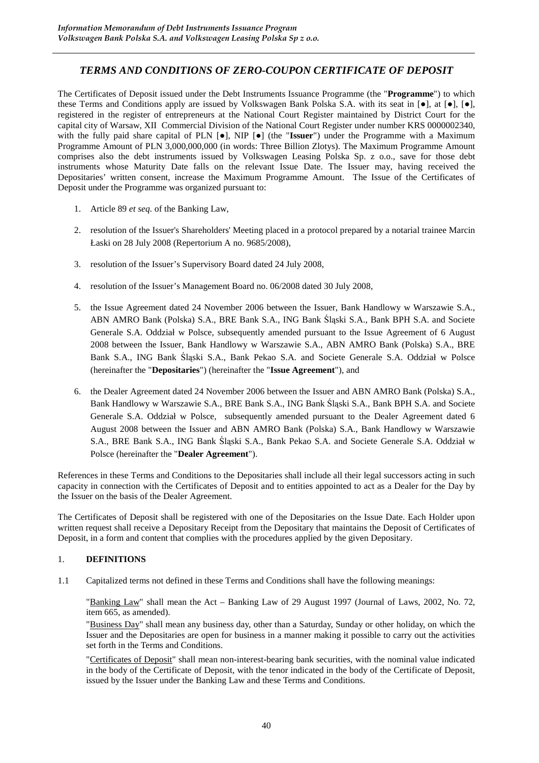## *TERMS AND CONDITIONS OF ZERO-COUPON CERTIFICATE OF DEPOSIT*

The Certificates of Deposit issued under the Debt Instruments Issuance Programme (the "**Programme**") to which these Terms and Conditions apply are issued by Volkswagen Bank Polska S.A. with its seat in [●], at [●], [●], registered in the register of entrepreneurs at the National Court Register maintained by District Court for the capital city of Warsaw, XII Commercial Division of the National Court Register under number KRS 0000002340, with the fully paid share capital of PLN [●], NIP [●] (the "**Issuer**") under the Programme with a Maximum Programme Amount of PLN 3,000,000,000 (in words: Three Billion Zlotys). The Maximum Programme Amount comprises also the debt instruments issued by Volkswagen Leasing Polska Sp. z o.o., save for those debt instruments whose Maturity Date falls on the relevant Issue Date. The Issuer may, having received the Depositaries' written consent, increase the Maximum Programme Amount. The Issue of the Certificates of Deposit under the Programme was organized pursuant to:

1. Article 89 *et seq.* of the Banking Law,
2. resolution of the Issuer's Shareholders' Meeting placed in a protocol prepared by a notarial trainee Marcin Łaski on 28 July 2008 (Repertorium A no. 9685/2008),
3. resolution of the Issuer's Supervisory Board dated 24 July 2008,
4. resolution of the Issuer's Management Board no. 06/2008 dated 30 July 2008,
5. the Issue Agreement dated 24 November 2006 between the Issuer, Bank Handlowy w Warszawie S.A., ABN AMRO Bank (Polska) S.A., BRE Bank S.A., ING Bank Śląski S.A., Bank BPH S.A. and Societe Generale S.A. Oddział w Polsce, subsequently amended pursuant to the Issue Agreement of 6 August 2008 between the Issuer, Bank Handlowy w Warszawie S.A., ABN AMRO Bank (Polska) S.A., BRE Bank S.A., ING Bank Śląski S.A., Bank Pekao S.A. and Societe Generale S.A. Oddział w Polsce (hereinafter the "**Depositaries**") (hereinafter the "**Issue Agreement**"), and
6. the Dealer Agreement dated 24 November 2006 between the Issuer and ABN AMRO Bank (Polska) S.A., Bank Handlowy w Warszawie S.A., BRE Bank S.A., ING Bank Śląski S.A., Bank BPH S.A. and Societe Generale S.A. Oddział w Polsce, subsequently amended pursuant to the Dealer Agreement dated 6 August 2008 between the Issuer and ABN AMRO Bank (Polska) S.A., Bank Handlowy w Warszawie S.A., BRE Bank S.A., ING Bank Śląski S.A., Bank Pekao S.A. and Societe Generale S.A. Oddział w Polsce (hereinafter the "**Dealer Agreement**").

References in these Terms and Conditions to the Depositaries shall include all their legal successors acting in such capacity in connection with the Certificates of Deposit and to entities appointed to act as a Dealer for the Day by the Issuer on the basis of the Dealer Agreement.

The Certificates of Deposit shall be registered with one of the Depositaries on the Issue Date. Each Holder upon written request shall receive a Depositary Receipt from the Depositary that maintains the Deposit of Certificates of Deposit, in a form and content that complies with the procedures applied by the given Depositary.

### 1. DEFINITIONS

1.1 Capitalized terms not defined in these Terms and Conditions shall have the following meanings:

"Banking Law" shall mean the Act – Banking Law of 29 August 1997 (Journal of Laws, 2002, No. 72, item 665, as amended).

"Business Day" shall mean any business day, other than a Saturday, Sunday or other holiday, on which the Issuer and the Depositaries are open for business in a manner making it possible to carry out the activities set forth in the Terms and Conditions.

"Certificates of Deposit" shall mean non-interest-bearing bank securities, with the nominal value indicated in the body of the Certificate of Deposit, with the tenor indicated in the body of the Certificate of Deposit, issued by the Issuer under the Banking Law and these Terms and Conditions.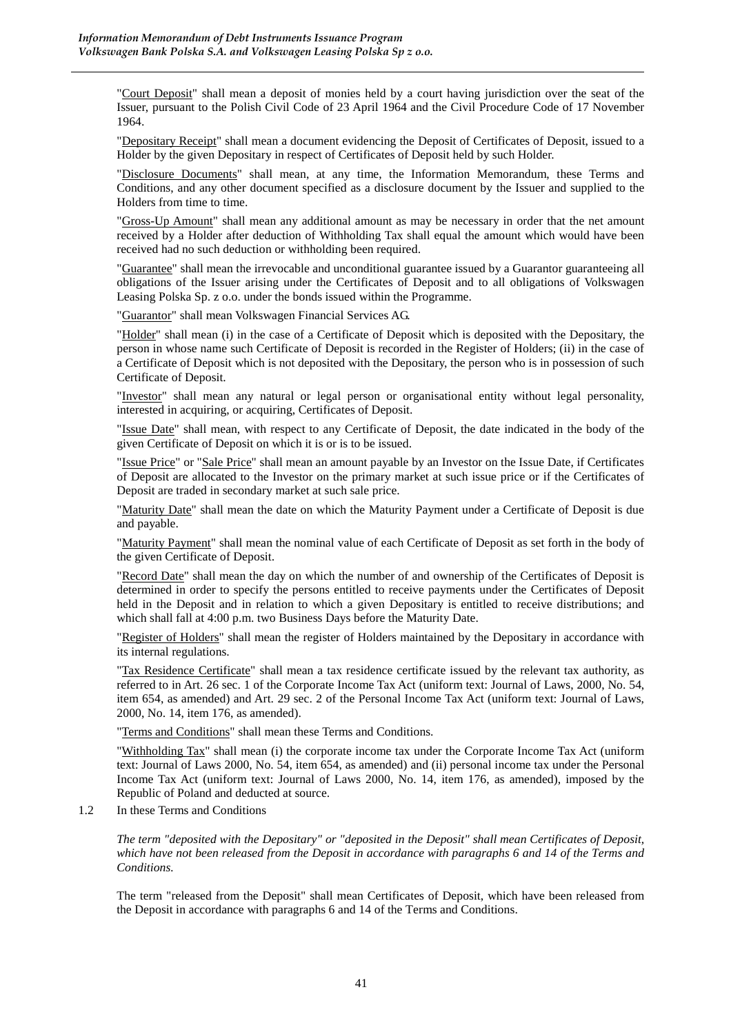"<u>Court Deposit</u>" shall mean a deposit of monies held by a court having jurisdiction over the seat of the Issuer, pursuant to the Polish Civil Code of 23 April 1964 and the Civil Procedure Code of 17 November 1964.

"<u>Depositary Receipt</u>" shall mean a document evidencing the Deposit of Certificates of Deposit, issued to a Holder by the given Depositary in respect of Certificates of Deposit held by such Holder.

"<u>Disclosure Documents</u>" shall mean, at any time, the Information Memorandum, these Terms and Conditions, and any other document specified as a disclosure document by the Issuer and supplied to the Holders from time to time.

"<u>Gross-Up Amount</u>" shall mean any additional amount as may be necessary in order that the net amount received by a Holder after deduction of Withholding Tax shall equal the amount which would have been received had no such deduction or withholding been required.

"<u>Guarantee</u>" shall mean the irrevocable and unconditional guarantee issued by a Guarantor guaranteeing all obligations of the Issuer arising under the Certificates of Deposit and to all obligations of Volkswagen Leasing Polska Sp. z o.o. under the bonds issued within the Programme.

"<u>Guarantor</u>" shall mean Volkswagen Financial Services AG.

"<u>Holder</u>" shall mean (i) in the case of a Certificate of Deposit which is deposited with the Depositary, the person in whose name such Certificate of Deposit is recorded in the Register of Holders; (ii) in the case of a Certificate of Deposit which is not deposited with the Depositary, the person who is in possession of such Certificate of Deposit.

"<u>Investor</u>" shall mean any natural or legal person or organisational entity without legal personality, interested in acquiring, or acquiring, Certificates of Deposit.

"<u>Issue Date</u>" shall mean, with respect to any Certificate of Deposit, the date indicated in the body of the given Certificate of Deposit on which it is or is to be issued.

"<u>Issue Price</u>" or "<u>Sale Price</u>" shall mean an amount payable by an Investor on the Issue Date, if Certificates of Deposit are allocated to the Investor on the primary market at such issue price or if the Certificates of Deposit are traded in secondary market at such sale price.

"<u>Maturity Date</u>" shall mean the date on which the Maturity Payment under a Certificate of Deposit is due and payable.

"<u>Maturity Payment</u>" shall mean the nominal value of each Certificate of Deposit as set forth in the body of the given Certificate of Deposit.

"<u>Record Date</u>" shall mean the day on which the number of and ownership of the Certificates of Deposit is determined in order to specify the persons entitled to receive payments under the Certificates of Deposit held in the Deposit and in relation to which a given Depositary is entitled to receive distributions; and which shall fall at 4:00 p.m. two Business Days before the Maturity Date.

"<u>Register of Holders</u>" shall mean the register of Holders maintained by the Depositary in accordance with its internal regulations.

"<u>Tax Residence Certificate</u>" shall mean a tax residence certificate issued by the relevant tax authority, as referred to in Art. 26 sec. 1 of the Corporate Income Tax Act (uniform text: Journal of Laws, 2000, No. 54, item 654, as amended) and Art. 29 sec. 2 of the Personal Income Tax Act (uniform text: Journal of Laws, 2000, No. 14, item 176, as amended).

"<u>Terms and Conditions</u>" shall mean these Terms and Conditions.

"<u>Withholding Tax</u>" shall mean (i) the corporate income tax under the Corporate Income Tax Act (uniform text: Journal of Laws 2000, No. 54, item 654, as amended) and (ii) personal income tax under the Personal Income Tax Act (uniform text: Journal of Laws 2000, No. 14, item 176, as amended), imposed by the Republic of Poland and deducted at source.

1.2 In these Terms and Conditions

*The term "deposited with the Depositary" or "deposited in the Deposit" shall mean Certificates of Deposit, which have not been released from the Deposit in accordance with paragraphs 6 and 14 of the Terms and Conditions.*

The term "released from the Deposit" shall mean Certificates of Deposit, which have been released from the Deposit in accordance with paragraphs 6 and 14 of the Terms and Conditions.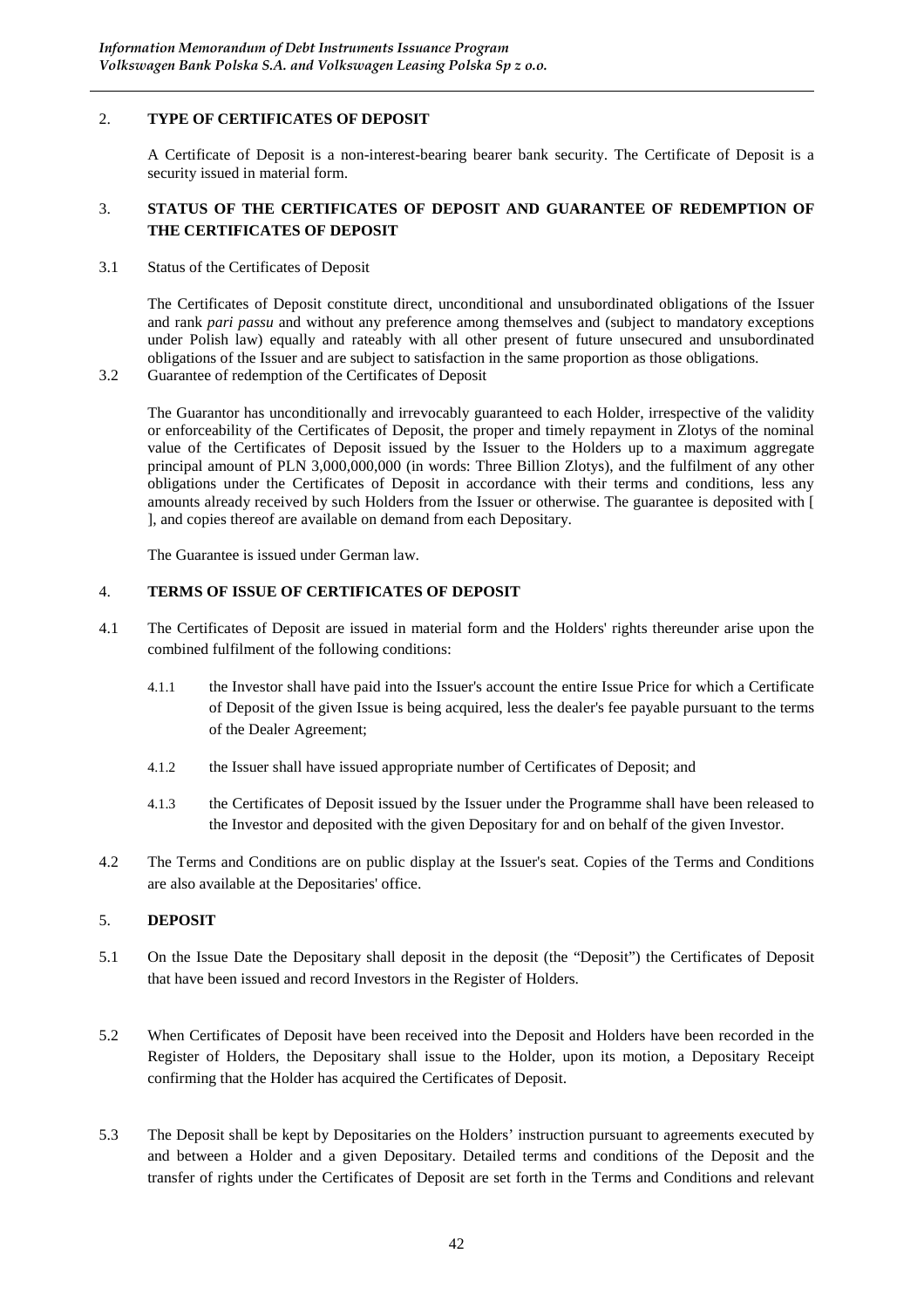## 2. TYPE OF CERTIFICATES OF DEPOSIT

A Certificate of Deposit is a non-interest-bearing bearer bank security. The Certificate of Deposit is a security issued in material form.

## 3. STATUS OF THE CERTIFICATES OF DEPOSIT AND GUARANTEE OF REDEMPTION OF THE CERTIFICATES OF DEPOSIT

3.1 Status of the Certificates of Deposit

The Certificates of Deposit constitute direct, unconditional and unsubordinated obligations of the Issuer and rank *pari passu* and without any preference among themselves and (subject to mandatory exceptions under Polish law) equally and rateably with all other present of future unsecured and unsubordinated obligations of the Issuer and are subject to satisfaction in the same proportion as those obligations.

3.2 Guarantee of redemption of the Certificates of Deposit

The Guarantor has unconditionally and irrevocably guaranteed to each Holder, irrespective of the validity or enforceability of the Certificates of Deposit, the proper and timely repayment in Zlotys of the nominal value of the Certificates of Deposit issued by the Issuer to the Holders up to a maximum aggregate principal amount of PLN 3,000,000,000 (in words: Three Billion Zlotys), and the fulfilment of any other obligations under the Certificates of Deposit in accordance with their terms and conditions, less any amounts already received by such Holders from the Issuer or otherwise. The guarantee is deposited with [ ], and copies thereof are available on demand from each Depositary.

The Guarantee is issued under German law.

## 4. TERMS OF ISSUE OF CERTIFICATES OF DEPOSIT

4.1 The Certificates of Deposit are issued in material form and the Holders' rights thereunder arise upon the combined fulfilment of the following conditions:

4.1.1 the Investor shall have paid into the Issuer's account the entire Issue Price for which a Certificate of Deposit of the given Issue is being acquired, less the dealer's fee payable pursuant to the terms of the Dealer Agreement;

4.1.2 the Issuer shall have issued appropriate number of Certificates of Deposit; and

4.1.3 the Certificates of Deposit issued by the Issuer under the Programme shall have been released to the Investor and deposited with the given Depositary for and on behalf of the given Investor.

4.2 The Terms and Conditions are on public display at the Issuer's seat. Copies of the Terms and Conditions are also available at the Depositaries' office.

## 5. DEPOSIT

5.1 On the Issue Date the Depositary shall deposit in the deposit (the "Deposit") the Certificates of Deposit that have been issued and record Investors in the Register of Holders.

5.2 When Certificates of Deposit have been received into the Deposit and Holders have been recorded in the Register of Holders, the Depositary shall issue to the Holder, upon its motion, a Depositary Receipt confirming that the Holder has acquired the Certificates of Deposit.

5.3 The Deposit shall be kept by Depositaries on the Holders' instruction pursuant to agreements executed by and between a Holder and a given Depositary. Detailed terms and conditions of the Deposit and the transfer of rights under the Certificates of Deposit are set forth in the Terms and Conditions and relevant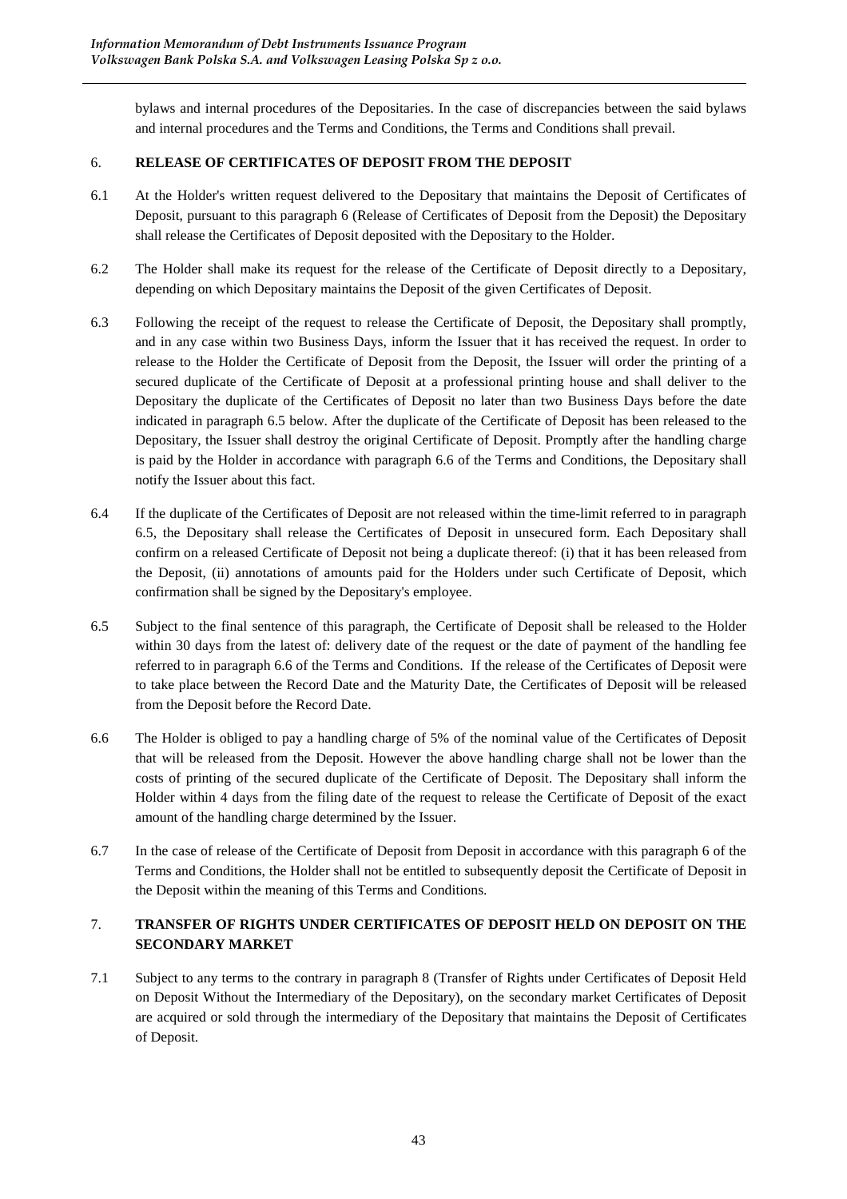bylaws and internal procedures of the Depositaries. In the case of discrepancies between the said bylaws and internal procedures and the Terms and Conditions, the Terms and Conditions shall prevail.

## 6. RELEASE OF CERTIFICATES OF DEPOSIT FROM THE DEPOSIT

6.1 At the Holder's written request delivered to the Depositary that maintains the Deposit of Certificates of Deposit, pursuant to this paragraph 6 (Release of Certificates of Deposit from the Deposit) the Depositary shall release the Certificates of Deposit deposited with the Depositary to the Holder.

6.2 The Holder shall make its request for the release of the Certificate of Deposit directly to a Depositary, depending on which Depositary maintains the Deposit of the given Certificates of Deposit.

6.3 Following the receipt of the request to release the Certificate of Deposit, the Depositary shall promptly, and in any case within two Business Days, inform the Issuer that it has received the request. In order to release to the Holder the Certificate of Deposit from the Deposit, the Issuer will order the printing of a secured duplicate of the Certificate of Deposit at a professional printing house and shall deliver to the Depositary the duplicate of the Certificates of Deposit no later than two Business Days before the date indicated in paragraph 6.5 below. After the duplicate of the Certificate of Deposit has been released to the Depositary, the Issuer shall destroy the original Certificate of Deposit. Promptly after the handling charge is paid by the Holder in accordance with paragraph 6.6 of the Terms and Conditions, the Depositary shall notify the Issuer about this fact.

6.4 If the duplicate of the Certificates of Deposit are not released within the time-limit referred to in paragraph 6.5, the Depositary shall release the Certificates of Deposit in unsecured form. Each Depositary shall confirm on a released Certificate of Deposit not being a duplicate thereof: (i) that it has been released from the Deposit, (ii) annotations of amounts paid for the Holders under such Certificate of Deposit, which confirmation shall be signed by the Depositary's employee.

6.5 Subject to the final sentence of this paragraph, the Certificate of Deposit shall be released to the Holder within 30 days from the latest of: delivery date of the request or the date of payment of the handling fee referred to in paragraph 6.6 of the Terms and Conditions. If the release of the Certificates of Deposit were to take place between the Record Date and the Maturity Date, the Certificates of Deposit will be released from the Deposit before the Record Date.

6.6 The Holder is obliged to pay a handling charge of 5% of the nominal value of the Certificates of Deposit that will be released from the Deposit. However the above handling charge shall not be lower than the costs of printing of the secured duplicate of the Certificate of Deposit. The Depositary shall inform the Holder within 4 days from the filing date of the request to release the Certificate of Deposit of the exact amount of the handling charge determined by the Issuer.

6.7 In the case of release of the Certificate of Deposit from Deposit in accordance with this paragraph 6 of the Terms and Conditions, the Holder shall not be entitled to subsequently deposit the Certificate of Deposit in the Deposit within the meaning of this Terms and Conditions.

## 7. TRANSFER OF RIGHTS UNDER CERTIFICATES OF DEPOSIT HELD ON DEPOSIT ON THE SECONDARY MARKET

7.1 Subject to any terms to the contrary in paragraph 8 (Transfer of Rights under Certificates of Deposit Held on Deposit Without the Intermediary of the Depositary), on the secondary market Certificates of Deposit are acquired or sold through the intermediary of the Depositary that maintains the Deposit of Certificates of Deposit.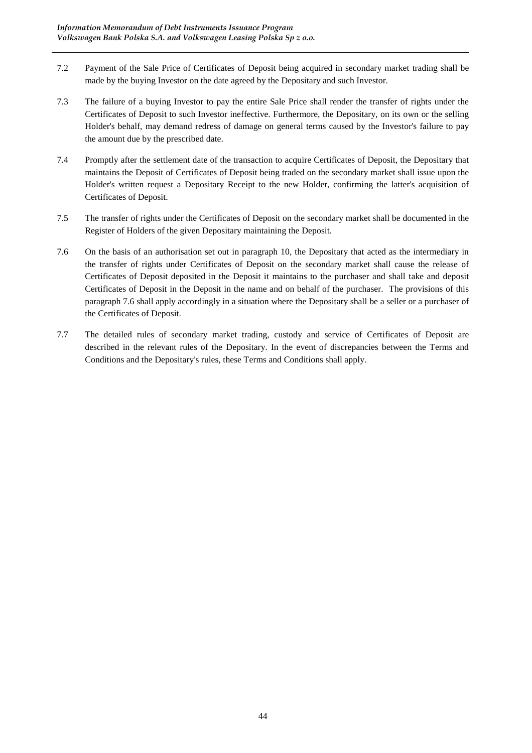7.2 Payment of the Sale Price of Certificates of Deposit being acquired in secondary market trading shall be made by the buying Investor on the date agreed by the Depositary and such Investor.

7.3 The failure of a buying Investor to pay the entire Sale Price shall render the transfer of rights under the Certificates of Deposit to such Investor ineffective. Furthermore, the Depositary, on its own or the selling Holder's behalf, may demand redress of damage on general terms caused by the Investor's failure to pay the amount due by the prescribed date.

7.4 Promptly after the settlement date of the transaction to acquire Certificates of Deposit, the Depositary that maintains the Deposit of Certificates of Deposit being traded on the secondary market shall issue upon the Holder's written request a Depositary Receipt to the new Holder, confirming the latter's acquisition of Certificates of Deposit.

7.5 The transfer of rights under the Certificates of Deposit on the secondary market shall be documented in the Register of Holders of the given Depositary maintaining the Deposit.

7.6 On the basis of an authorisation set out in paragraph 10, the Depositary that acted as the intermediary in the transfer of rights under Certificates of Deposit on the secondary market shall cause the release of Certificates of Deposit deposited in the Deposit it maintains to the purchaser and shall take and deposit Certificates of Deposit in the Deposit in the name and on behalf of the purchaser. The provisions of this paragraph 7.6 shall apply accordingly in a situation where the Depositary shall be a seller or a purchaser of the Certificates of Deposit.

7.7 The detailed rules of secondary market trading, custody and service of Certificates of Deposit are described in the relevant rules of the Depositary. In the event of discrepancies between the Terms and Conditions and the Depositary's rules, these Terms and Conditions shall apply.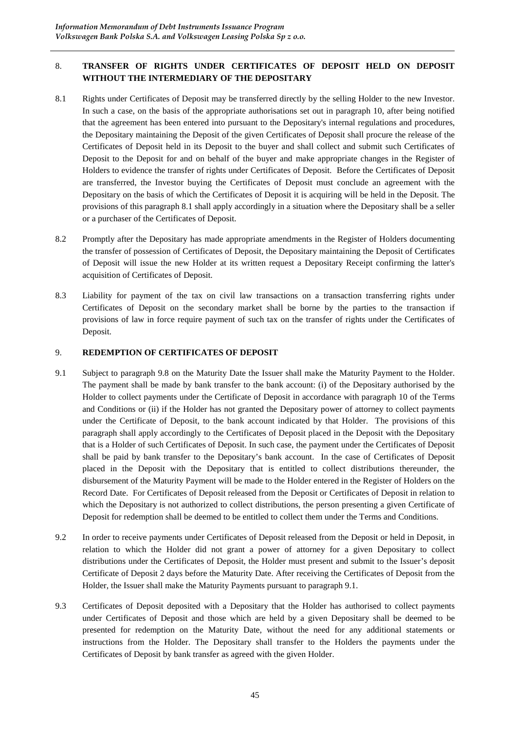## 8. TRANSFER OF RIGHTS UNDER CERTIFICATES OF DEPOSIT HELD ON DEPOSIT WITHOUT THE INTERMEDIARY OF THE DEPOSITARY

8.1 Rights under Certificates of Deposit may be transferred directly by the selling Holder to the new Investor. In such a case, on the basis of the appropriate authorisations set out in paragraph 10, after being notified that the agreement has been entered into pursuant to the Depositary's internal regulations and procedures, the Depositary maintaining the Deposit of the given Certificates of Deposit shall procure the release of the Certificates of Deposit held in its Deposit to the buyer and shall collect and submit such Certificates of Deposit to the Deposit for and on behalf of the buyer and make appropriate changes in the Register of Holders to evidence the transfer of rights under Certificates of Deposit. Before the Certificates of Deposit are transferred, the Investor buying the Certificates of Deposit must conclude an agreement with the Depositary on the basis of which the Certificates of Deposit it is acquiring will be held in the Deposit. The provisions of this paragraph 8.1 shall apply accordingly in a situation where the Depositary shall be a seller or a purchaser of the Certificates of Deposit.

8.2 Promptly after the Depositary has made appropriate amendments in the Register of Holders documenting the transfer of possession of Certificates of Deposit, the Depositary maintaining the Deposit of Certificates of Deposit will issue the new Holder at its written request a Depositary Receipt confirming the latter's acquisition of Certificates of Deposit.

8.3 Liability for payment of the tax on civil law transactions on a transaction transferring rights under Certificates of Deposit on the secondary market shall be borne by the parties to the transaction if provisions of law in force require payment of such tax on the transfer of rights under the Certificates of Deposit.

## 9. REDEMPTION OF CERTIFICATES OF DEPOSIT

9.1 Subject to paragraph 9.8 on the Maturity Date the Issuer shall make the Maturity Payment to the Holder. The payment shall be made by bank transfer to the bank account: (i) of the Depositary authorised by the Holder to collect payments under the Certificate of Deposit in accordance with paragraph 10 of the Terms and Conditions or (ii) if the Holder has not granted the Depositary power of attorney to collect payments under the Certificate of Deposit, to the bank account indicated by that Holder. The provisions of this paragraph shall apply accordingly to the Certificates of Deposit placed in the Deposit with the Depositary that is a Holder of such Certificates of Deposit. In such case, the payment under the Certificates of Deposit shall be paid by bank transfer to the Depositary's bank account. In the case of Certificates of Deposit placed in the Deposit with the Depositary that is entitled to collect distributions thereunder, the disbursement of the Maturity Payment will be made to the Holder entered in the Register of Holders on the Record Date. For Certificates of Deposit released from the Deposit or Certificates of Deposit in relation to which the Depositary is not authorized to collect distributions, the person presenting a given Certificate of Deposit for redemption shall be deemed to be entitled to collect them under the Terms and Conditions.

9.2 In order to receive payments under Certificates of Deposit released from the Deposit or held in Deposit, in relation to which the Holder did not grant a power of attorney for a given Depositary to collect distributions under the Certificates of Deposit, the Holder must present and submit to the Issuer's deposit Certificate of Deposit 2 days before the Maturity Date. After receiving the Certificates of Deposit from the Holder, the Issuer shall make the Maturity Payments pursuant to paragraph 9.1.

9.3 Certificates of Deposit deposited with a Depositary that the Holder has authorised to collect payments under Certificates of Deposit and those which are held by a given Depositary shall be deemed to be presented for redemption on the Maturity Date, without the need for any additional statements or instructions from the Holder. The Depositary shall transfer to the Holders the payments under the Certificates of Deposit by bank transfer as agreed with the given Holder.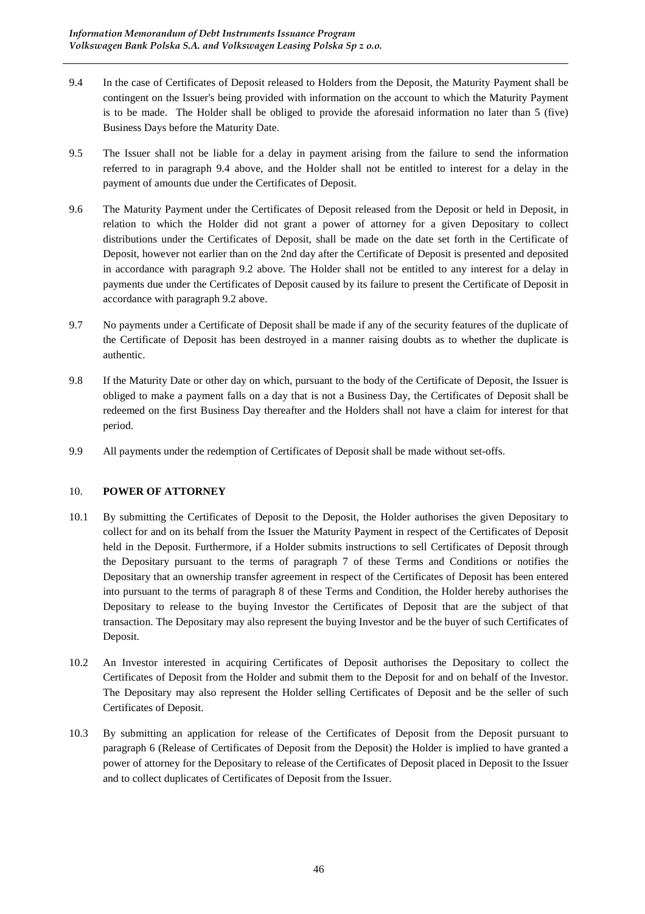9.4 In the case of Certificates of Deposit released to Holders from the Deposit, the Maturity Payment shall be contingent on the Issuer's being provided with information on the account to which the Maturity Payment is to be made. The Holder shall be obliged to provide the aforesaid information no later than 5 (five) Business Days before the Maturity Date.

9.5 The Issuer shall not be liable for a delay in payment arising from the failure to send the information referred to in paragraph 9.4 above, and the Holder shall not be entitled to interest for a delay in the payment of amounts due under the Certificates of Deposit.

9.6 The Maturity Payment under the Certificates of Deposit released from the Deposit or held in Deposit, in relation to which the Holder did not grant a power of attorney for a given Depositary to collect distributions under the Certificates of Deposit, shall be made on the date set forth in the Certificate of Deposit, however not earlier than on the 2nd day after the Certificate of Deposit is presented and deposited in accordance with paragraph 9.2 above. The Holder shall not be entitled to any interest for a delay in payments due under the Certificates of Deposit caused by its failure to present the Certificate of Deposit in accordance with paragraph 9.2 above.

9.7 No payments under a Certificate of Deposit shall be made if any of the security features of the duplicate of the Certificate of Deposit has been destroyed in a manner raising doubts as to whether the duplicate is authentic.

9.8 If the Maturity Date or other day on which, pursuant to the body of the Certificate of Deposit, the Issuer is obliged to make a payment falls on a day that is not a Business Day, the Certificates of Deposit shall be redeemed on the first Business Day thereafter and the Holders shall not have a claim for interest for that period.

9.9 All payments under the redemption of Certificates of Deposit shall be made without set-offs.

## 10. POWER OF ATTORNEY

10.1 By submitting the Certificates of Deposit to the Deposit, the Holder authorises the given Depositary to collect for and on its behalf from the Issuer the Maturity Payment in respect of the Certificates of Deposit held in the Deposit. Furthermore, if a Holder submits instructions to sell Certificates of Deposit through the Depositary pursuant to the terms of paragraph 7 of these Terms and Conditions or notifies the Depositary that an ownership transfer agreement in respect of the Certificates of Deposit has been entered into pursuant to the terms of paragraph 8 of these Terms and Condition, the Holder hereby authorises the Depositary to release to the buying Investor the Certificates of Deposit that are the subject of that transaction. The Depositary may also represent the buying Investor and be the buyer of such Certificates of Deposit.

10.2 An Investor interested in acquiring Certificates of Deposit authorises the Depositary to collect the Certificates of Deposit from the Holder and submit them to the Deposit for and on behalf of the Investor. The Depositary may also represent the Holder selling Certificates of Deposit and be the seller of such Certificates of Deposit.

10.3 By submitting an application for release of the Certificates of Deposit from the Deposit pursuant to paragraph 6 (Release of Certificates of Deposit from the Deposit) the Holder is implied to have granted a power of attorney for the Depositary to release of the Certificates of Deposit placed in Deposit to the Issuer and to collect duplicates of Certificates of Deposit from the Issuer.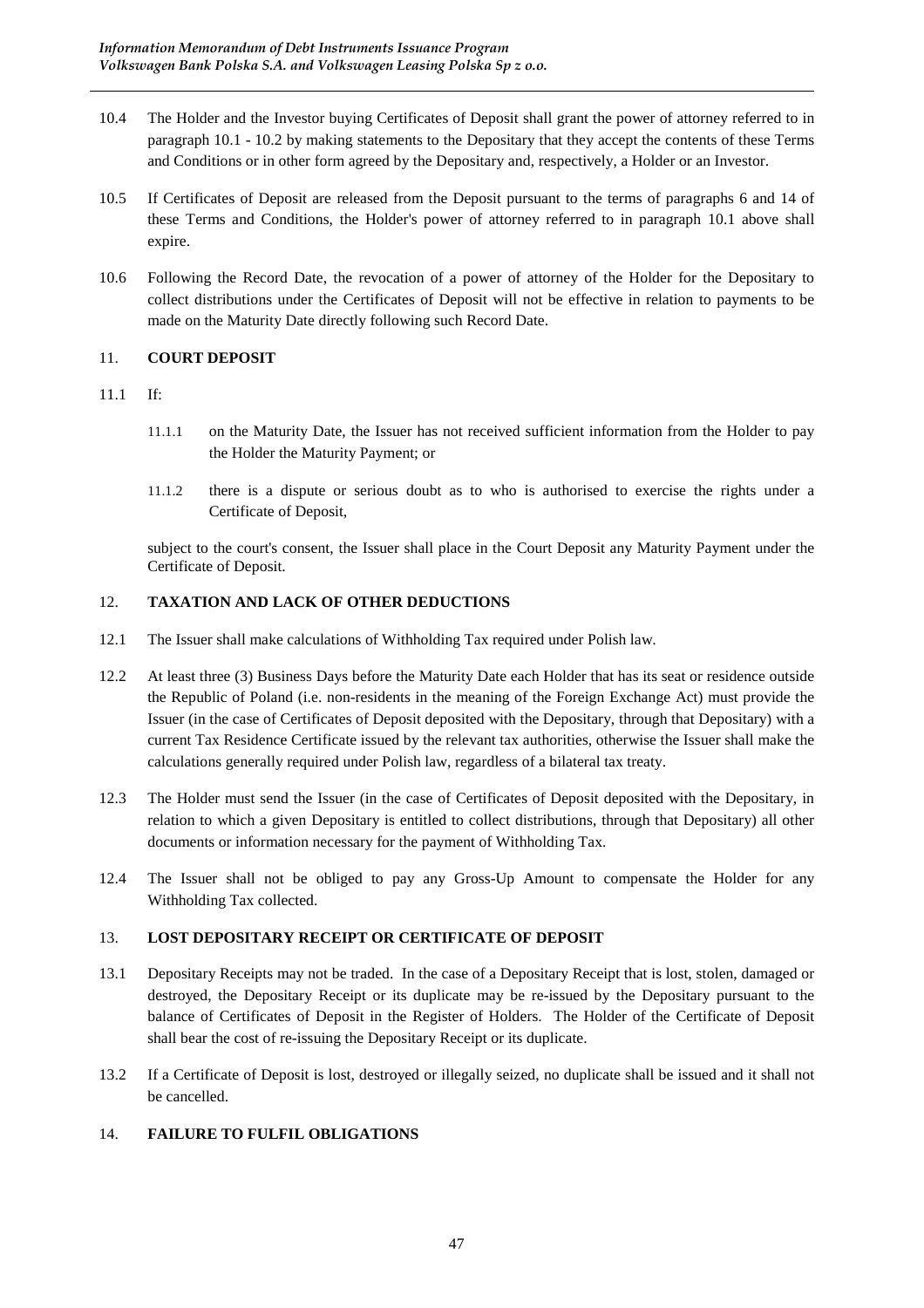10.4 The Holder and the Investor buying Certificates of Deposit shall grant the power of attorney referred to in paragraph 10.1 - 10.2 by making statements to the Depositary that they accept the contents of these Terms and Conditions or in other form agreed by the Depositary and, respectively, a Holder or an Investor.

10.5 If Certificates of Deposit are released from the Deposit pursuant to the terms of paragraphs 6 and 14 of these Terms and Conditions, the Holder's power of attorney referred to in paragraph 10.1 above shall expire.

10.6 Following the Record Date, the revocation of a power of attorney of the Holder for the Depositary to collect distributions under the Certificates of Deposit will not be effective in relation to payments to be made on the Maturity Date directly following such Record Date.

## 11. COURT DEPOSIT

11.1 If:

11.1.1 on the Maturity Date, the Issuer has not received sufficient information from the Holder to pay the Holder the Maturity Payment; or

11.1.2 there is a dispute or serious doubt as to who is authorised to exercise the rights under a Certificate of Deposit,

subject to the court's consent, the Issuer shall place in the Court Deposit any Maturity Payment under the Certificate of Deposit.

## 12. TAXATION AND LACK OF OTHER DEDUCTIONS

12.1 The Issuer shall make calculations of Withholding Tax required under Polish law.

12.2 At least three (3) Business Days before the Maturity Date each Holder that has its seat or residence outside the Republic of Poland (i.e. non-residents in the meaning of the Foreign Exchange Act) must provide the Issuer (in the case of Certificates of Deposit deposited with the Depositary, through that Depositary) with a current Tax Residence Certificate issued by the relevant tax authorities, otherwise the Issuer shall make the calculations generally required under Polish law, regardless of a bilateral tax treaty.

12.3 The Holder must send the Issuer (in the case of Certificates of Deposit deposited with the Depositary, in relation to which a given Depositary is entitled to collect distributions, through that Depositary) all other documents or information necessary for the payment of Withholding Tax.

12.4 The Issuer shall not be obliged to pay any Gross-Up Amount to compensate the Holder for any Withholding Tax collected.

## 13. LOST DEPOSITARY RECEIPT OR CERTIFICATE OF DEPOSIT

13.1 Depositary Receipts may not be traded. In the case of a Depositary Receipt that is lost, stolen, damaged or destroyed, the Depositary Receipt or its duplicate may be re-issued by the Depositary pursuant to the balance of Certificates of Deposit in the Register of Holders. The Holder of the Certificate of Deposit shall bear the cost of re-issuing the Depositary Receipt or its duplicate.

13.2 If a Certificate of Deposit is lost, destroyed or illegally seized, no duplicate shall be issued and it shall not be cancelled.

## 14. FAILURE TO FULFIL OBLIGATIONS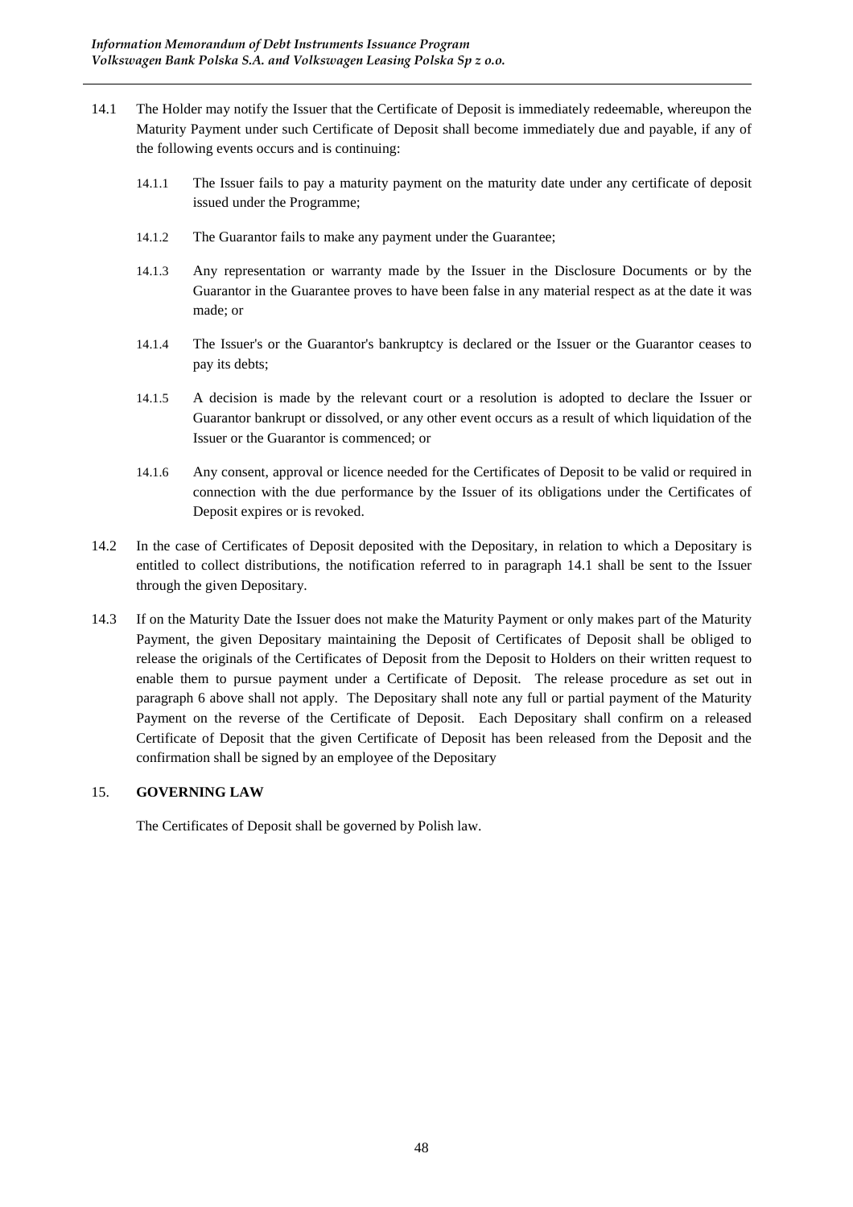14.1 The Holder may notify the Issuer that the Certificate of Deposit is immediately redeemable, whereupon the Maturity Payment under such Certificate of Deposit shall become immediately due and payable, if any of the following events occurs and is continuing:

14.1.1 The Issuer fails to pay a maturity payment on the maturity date under any certificate of deposit issued under the Programme;

14.1.2 The Guarantor fails to make any payment under the Guarantee;

14.1.3 Any representation or warranty made by the Issuer in the Disclosure Documents or by the Guarantor in the Guarantee proves to have been false in any material respect as at the date it was made; or

14.1.4 The Issuer's or the Guarantor's bankruptcy is declared or the Issuer or the Guarantor ceases to pay its debts;

14.1.5 A decision is made by the relevant court or a resolution is adopted to declare the Issuer or Guarantor bankrupt or dissolved, or any other event occurs as a result of which liquidation of the Issuer or the Guarantor is commenced; or

14.1.6 Any consent, approval or licence needed for the Certificates of Deposit to be valid or required in connection with the due performance by the Issuer of its obligations under the Certificates of Deposit expires or is revoked.

14.2 In the case of Certificates of Deposit deposited with the Depositary, in relation to which a Depositary is entitled to collect distributions, the notification referred to in paragraph 14.1 shall be sent to the Issuer through the given Depositary.

14.3 If on the Maturity Date the Issuer does not make the Maturity Payment or only makes part of the Maturity Payment, the given Depositary maintaining the Deposit of Certificates of Deposit shall be obliged to release the originals of the Certificates of Deposit from the Deposit to Holders on their written request to enable them to pursue payment under a Certificate of Deposit. The release procedure as set out in paragraph 6 above shall not apply. The Depositary shall note any full or partial payment of the Maturity Payment on the reverse of the Certificate of Deposit. Each Depositary shall confirm on a released Certificate of Deposit that the given Certificate of Deposit has been released from the Deposit and the confirmation shall be signed by an employee of the Depositary

## 15. GOVERNING LAW

The Certificates of Deposit shall be governed by Polish law.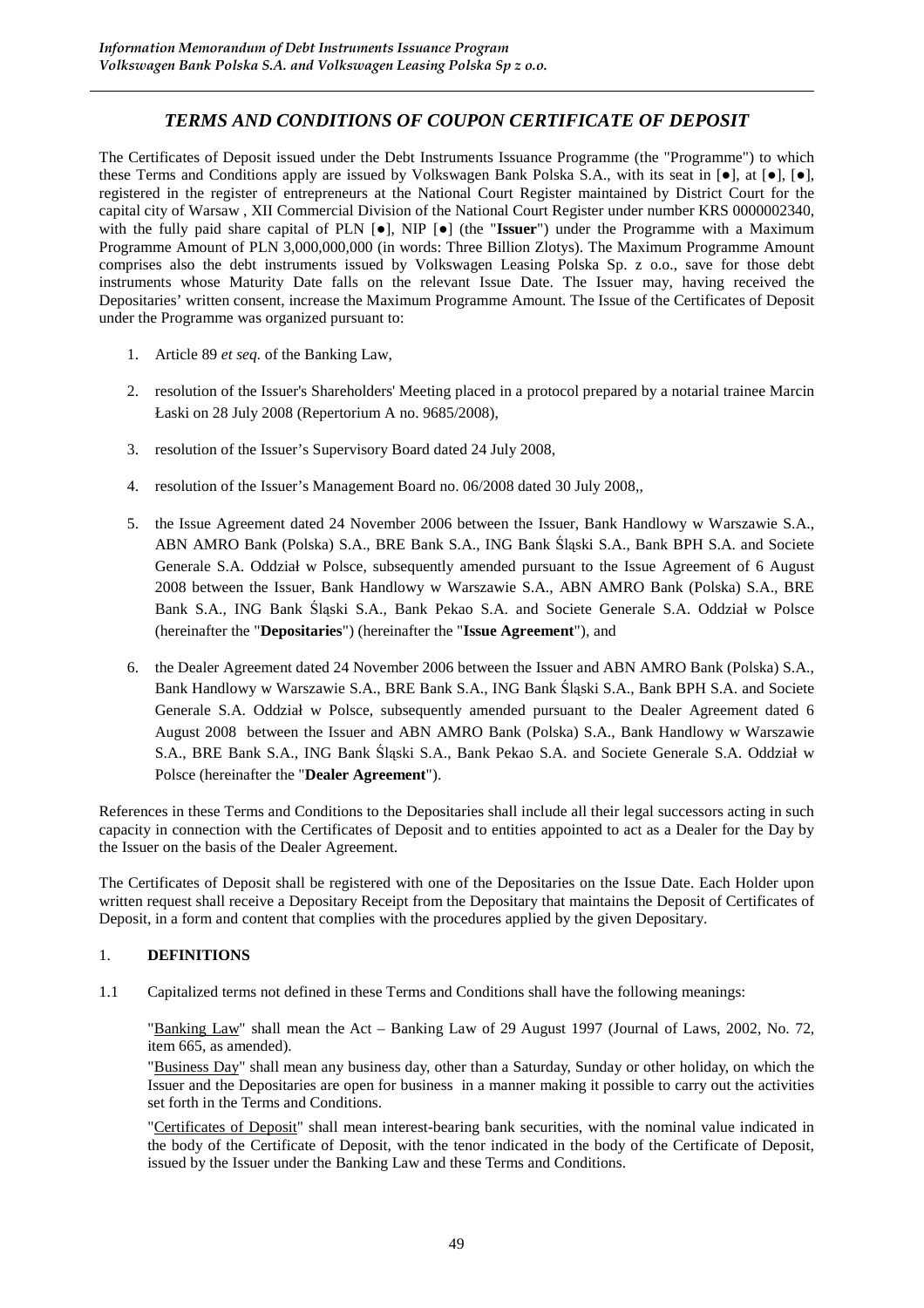## *TERMS AND CONDITIONS OF COUPON CERTIFICATE OF DEPOSIT*

The Certificates of Deposit issued under the Debt Instruments Issuance Programme (the "Programme") to which these Terms and Conditions apply are issued by Volkswagen Bank Polska S.A., with its seat in [●], at [●], [●], registered in the register of entrepreneurs at the National Court Register maintained by District Court for the capital city of Warsaw , XII Commercial Division of the National Court Register under number KRS 0000002340, with the fully paid share capital of PLN [●], NIP [●] (the "**Issuer**") under the Programme with a Maximum Programme Amount of PLN 3,000,000,000 (in words: Three Billion Zlotys). The Maximum Programme Amount comprises also the debt instruments issued by Volkswagen Leasing Polska Sp. z o.o., save for those debt instruments whose Maturity Date falls on the relevant Issue Date. The Issuer may, having received the Depositaries' written consent, increase the Maximum Programme Amount. The Issue of the Certificates of Deposit under the Programme was organized pursuant to:

1. Article 89 *et seq.* of the Banking Law,
2. resolution of the Issuer's Shareholders' Meeting placed in a protocol prepared by a notarial trainee Marcin Łaski on 28 July 2008 (Repertorium A no. 9685/2008),
3. resolution of the Issuer's Supervisory Board dated 24 July 2008,
4. resolution of the Issuer's Management Board no. 06/2008 dated 30 July 2008,,
5. the Issue Agreement dated 24 November 2006 between the Issuer, Bank Handlowy w Warszawie S.A., ABN AMRO Bank (Polska) S.A., BRE Bank S.A., ING Bank Śląski S.A., Bank BPH S.A. and Societe Generale S.A. Oddział w Polsce, subsequently amended pursuant to the Issue Agreement of 6 August 2008 between the Issuer, Bank Handlowy w Warszawie S.A., ABN AMRO Bank (Polska) S.A., BRE Bank S.A., ING Bank Śląski S.A., Bank Pekao S.A. and Societe Generale S.A. Oddział w Polsce (hereinafter the "**Depositaries**") (hereinafter the "**Issue Agreement**"), and
6. the Dealer Agreement dated 24 November 2006 between the Issuer and ABN AMRO Bank (Polska) S.A., Bank Handlowy w Warszawie S.A., BRE Bank S.A., ING Bank Śląski S.A., Bank BPH S.A. and Societe Generale S.A. Oddział w Polsce, subsequently amended pursuant to the Dealer Agreement dated 6 August 2008 between the Issuer and ABN AMRO Bank (Polska) S.A., Bank Handlowy w Warszawie S.A., BRE Bank S.A., ING Bank Śląski S.A., Bank Pekao S.A. and Societe Generale S.A. Oddział w Polsce (hereinafter the "**Dealer Agreement**").

References in these Terms and Conditions to the Depositaries shall include all their legal successors acting in such capacity in connection with the Certificates of Deposit and to entities appointed to act as a Dealer for the Day by the Issuer on the basis of the Dealer Agreement.

The Certificates of Deposit shall be registered with one of the Depositaries on the Issue Date. Each Holder upon written request shall receive a Depositary Receipt from the Depositary that maintains the Deposit of Certificates of Deposit, in a form and content that complies with the procedures applied by the given Depositary.

### 1. DEFINITIONS

1.1 Capitalized terms not defined in these Terms and Conditions shall have the following meanings:

"Banking Law" shall mean the Act – Banking Law of 29 August 1997 (Journal of Laws, 2002, No. 72, item 665, as amended).

"Business Day" shall mean any business day, other than a Saturday, Sunday or other holiday, on which the Issuer and the Depositaries are open for business in a manner making it possible to carry out the activities set forth in the Terms and Conditions.

"Certificates of Deposit" shall mean interest-bearing bank securities, with the nominal value indicated in the body of the Certificate of Deposit, with the tenor indicated in the body of the Certificate of Deposit, issued by the Issuer under the Banking Law and these Terms and Conditions.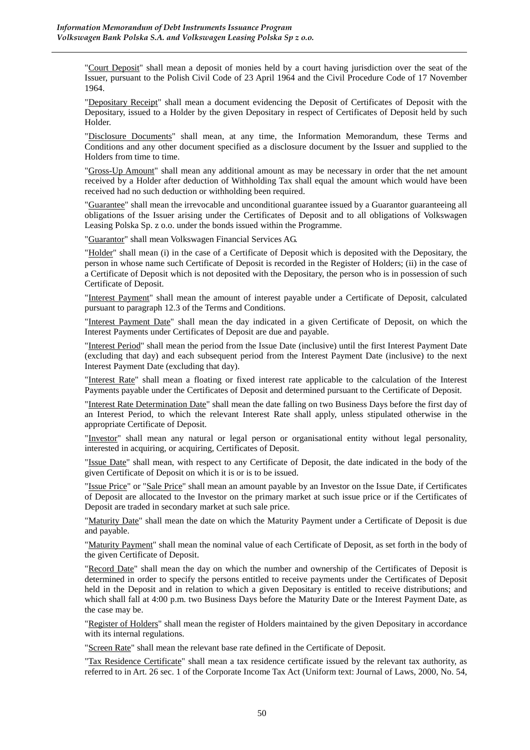"Court Deposit" shall mean a deposit of monies held by a court having jurisdiction over the seat of the Issuer, pursuant to the Polish Civil Code of 23 April 1964 and the Civil Procedure Code of 17 November 1964.

"Depositary Receipt" shall mean a document evidencing the Deposit of Certificates of Deposit with the Depositary, issued to a Holder by the given Depositary in respect of Certificates of Deposit held by such Holder.

"Disclosure Documents" shall mean, at any time, the Information Memorandum, these Terms and Conditions and any other document specified as a disclosure document by the Issuer and supplied to the Holders from time to time.

"Gross-Up Amount" shall mean any additional amount as may be necessary in order that the net amount received by a Holder after deduction of Withholding Tax shall equal the amount which would have been received had no such deduction or withholding been required.

"Guarantee" shall mean the irrevocable and unconditional guarantee issued by a Guarantor guaranteeing all obligations of the Issuer arising under the Certificates of Deposit and to all obligations of Volkswagen Leasing Polska Sp. z o.o. under the bonds issued within the Programme.

"Guarantor" shall mean Volkswagen Financial Services AG.

"Holder" shall mean (i) in the case of a Certificate of Deposit which is deposited with the Depositary, the person in whose name such Certificate of Deposit is recorded in the Register of Holders; (ii) in the case of a Certificate of Deposit which is not deposited with the Depositary, the person who is in possession of such Certificate of Deposit.

"Interest Payment" shall mean the amount of interest payable under a Certificate of Deposit, calculated pursuant to paragraph 12.3 of the Terms and Conditions.

"Interest Payment Date" shall mean the day indicated in a given Certificate of Deposit, on which the Interest Payments under Certificates of Deposit are due and payable.

"Interest Period" shall mean the period from the Issue Date (inclusive) until the first Interest Payment Date (excluding that day) and each subsequent period from the Interest Payment Date (inclusive) to the next Interest Payment Date (excluding that day).

"Interest Rate" shall mean a floating or fixed interest rate applicable to the calculation of the Interest Payments payable under the Certificates of Deposit and determined pursuant to the Certificate of Deposit.

"Interest Rate Determination Date" shall mean the date falling on two Business Days before the first day of an Interest Period, to which the relevant Interest Rate shall apply, unless stipulated otherwise in the appropriate Certificate of Deposit.

"Investor" shall mean any natural or legal person or organisational entity without legal personality, interested in acquiring, or acquiring, Certificates of Deposit.

"Issue Date" shall mean, with respect to any Certificate of Deposit, the date indicated in the body of the given Certificate of Deposit on which it is or is to be issued.

"Issue Price" or "Sale Price" shall mean an amount payable by an Investor on the Issue Date, if Certificates of Deposit are allocated to the Investor on the primary market at such issue price or if the Certificates of Deposit are traded in secondary market at such sale price.

"Maturity Date" shall mean the date on which the Maturity Payment under a Certificate of Deposit is due and payable.

"Maturity Payment" shall mean the nominal value of each Certificate of Deposit, as set forth in the body of the given Certificate of Deposit.

"Record Date" shall mean the day on which the number and ownership of the Certificates of Deposit is determined in order to specify the persons entitled to receive payments under the Certificates of Deposit held in the Deposit and in relation to which a given Depositary is entitled to receive distributions; and which shall fall at 4:00 p.m. two Business Days before the Maturity Date or the Interest Payment Date, as the case may be.

"Register of Holders" shall mean the register of Holders maintained by the given Depositary in accordance with its internal regulations.

"Screen Rate" shall mean the relevant base rate defined in the Certificate of Deposit.

"Tax Residence Certificate" shall mean a tax residence certificate issued by the relevant tax authority, as referred to in Art. 26 sec. 1 of the Corporate Income Tax Act (Uniform text: Journal of Laws, 2000, No. 54,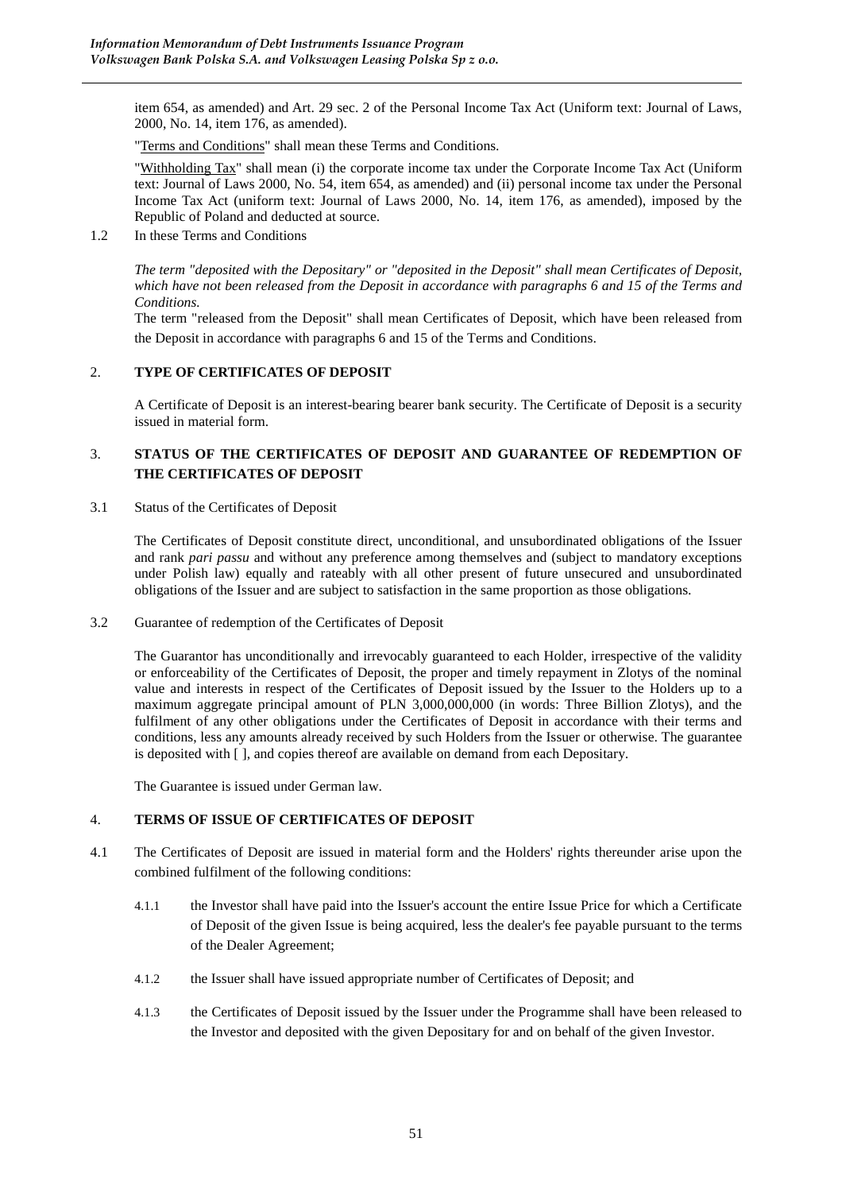item 654, as amended) and Art. 29 sec. 2 of the Personal Income Tax Act (Uniform text: Journal of Laws, 2000, No. 14, item 176, as amended).

"Terms and Conditions" shall mean these Terms and Conditions.

"Withholding Tax" shall mean (i) the corporate income tax under the Corporate Income Tax Act (Uniform text: Journal of Laws 2000, No. 54, item 654, as amended) and (ii) personal income tax under the Personal Income Tax Act (uniform text: Journal of Laws 2000, No. 14, item 176, as amended), imposed by the Republic of Poland and deducted at source.

1.2 In these Terms and Conditions

*The term "deposited with the Depositary" or "deposited in the Deposit" shall mean Certificates of Deposit, which have not been released from the Deposit in accordance with paragraphs 6 and 15 of the Terms and Conditions.*

The term "released from the Deposit" shall mean Certificates of Deposit, which have been released from the Deposit in accordance with paragraphs 6 and 15 of the Terms and Conditions.

## 2. TYPE OF CERTIFICATES OF DEPOSIT

A Certificate of Deposit is an interest-bearing bearer bank security. The Certificate of Deposit is a security issued in material form.

## 3. STATUS OF THE CERTIFICATES OF DEPOSIT AND GUARANTEE OF REDEMPTION OF THE CERTIFICATES OF DEPOSIT

3.1 Status of the Certificates of Deposit

The Certificates of Deposit constitute direct, unconditional, and unsubordinated obligations of the Issuer and rank *pari passu* and without any preference among themselves and (subject to mandatory exceptions under Polish law) equally and rateably with all other present of future unsecured and unsubordinated obligations of the Issuer and are subject to satisfaction in the same proportion as those obligations.

3.2 Guarantee of redemption of the Certificates of Deposit

The Guarantor has unconditionally and irrevocably guaranteed to each Holder, irrespective of the validity or enforceability of the Certificates of Deposit, the proper and timely repayment in Zlotys of the nominal value and interests in respect of the Certificates of Deposit issued by the Issuer to the Holders up to a maximum aggregate principal amount of PLN 3,000,000,000 (in words: Three Billion Zlotys), and the fulfilment of any other obligations under the Certificates of Deposit in accordance with their terms and conditions, less any amounts already received by such Holders from the Issuer or otherwise. The guarantee is deposited with [ ], and copies thereof are available on demand from each Depositary.

The Guarantee is issued under German law.

## 4. TERMS OF ISSUE OF CERTIFICATES OF DEPOSIT

4.1 The Certificates of Deposit are issued in material form and the Holders' rights thereunder arise upon the combined fulfilment of the following conditions:

4.1.1 the Investor shall have paid into the Issuer's account the entire Issue Price for which a Certificate of Deposit of the given Issue is being acquired, less the dealer's fee payable pursuant to the terms of the Dealer Agreement;

4.1.2 the Issuer shall have issued appropriate number of Certificates of Deposit; and

4.1.3 the Certificates of Deposit issued by the Issuer under the Programme shall have been released to the Investor and deposited with the given Depositary for and on behalf of the given Investor.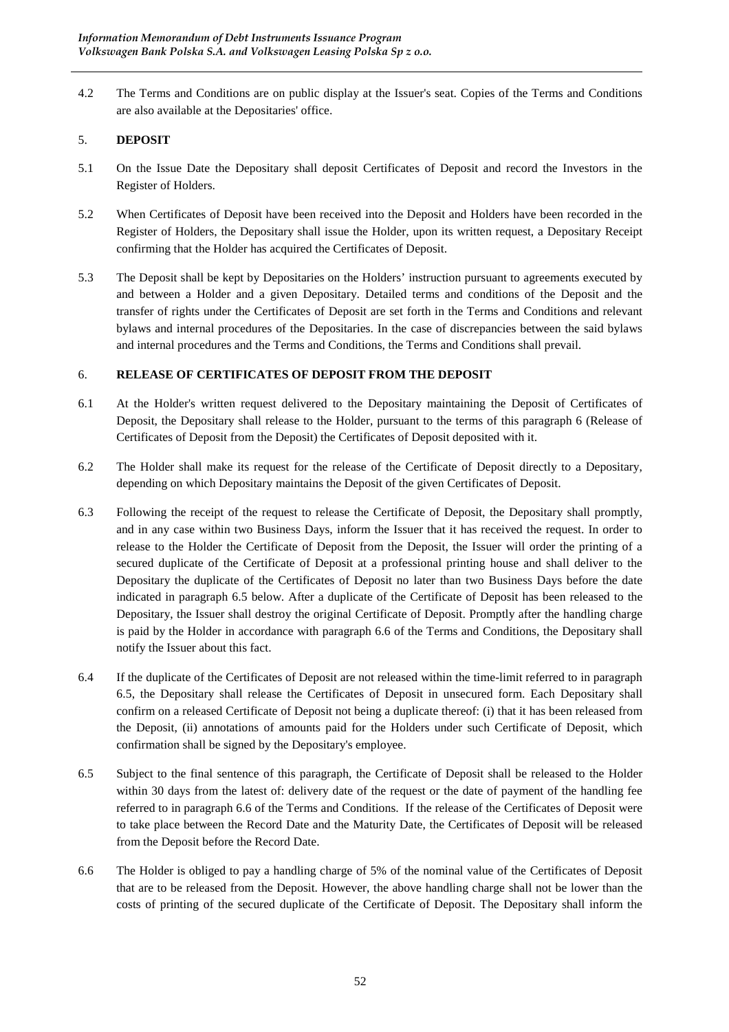4.2 The Terms and Conditions are on public display at the Issuer's seat. Copies of the Terms and Conditions are also available at the Depositaries' office.

## 5. **DEPOSIT**

5.1 On the Issue Date the Depositary shall deposit Certificates of Deposit and record the Investors in the Register of Holders.

5.2 When Certificates of Deposit have been received into the Deposit and Holders have been recorded in the Register of Holders, the Depositary shall issue the Holder, upon its written request, a Depositary Receipt confirming that the Holder has acquired the Certificates of Deposit.

5.3 The Deposit shall be kept by Depositaries on the Holders' instruction pursuant to agreements executed by and between a Holder and a given Depositary. Detailed terms and conditions of the Deposit and the transfer of rights under the Certificates of Deposit are set forth in the Terms and Conditions and relevant bylaws and internal procedures of the Depositaries. In the case of discrepancies between the said bylaws and internal procedures and the Terms and Conditions, the Terms and Conditions shall prevail.

## 6. **RELEASE OF CERTIFICATES OF DEPOSIT FROM THE DEPOSIT**

6.1 At the Holder's written request delivered to the Depositary maintaining the Deposit of Certificates of Deposit, the Depositary shall release to the Holder, pursuant to the terms of this paragraph 6 (Release of Certificates of Deposit from the Deposit) the Certificates of Deposit deposited with it.

6.2 The Holder shall make its request for the release of the Certificate of Deposit directly to a Depositary, depending on which Depositary maintains the Deposit of the given Certificates of Deposit.

6.3 Following the receipt of the request to release the Certificate of Deposit, the Depositary shall promptly, and in any case within two Business Days, inform the Issuer that it has received the request. In order to release to the Holder the Certificate of Deposit from the Deposit, the Issuer will order the printing of a secured duplicate of the Certificate of Deposit at a professional printing house and shall deliver to the Depositary the duplicate of the Certificates of Deposit no later than two Business Days before the date indicated in paragraph 6.5 below. After a duplicate of the Certificate of Deposit has been released to the Depositary, the Issuer shall destroy the original Certificate of Deposit. Promptly after the handling charge is paid by the Holder in accordance with paragraph 6.6 of the Terms and Conditions, the Depositary shall notify the Issuer about this fact.

6.4 If the duplicate of the Certificates of Deposit are not released within the time-limit referred to in paragraph 6.5, the Depositary shall release the Certificates of Deposit in unsecured form. Each Depositary shall confirm on a released Certificate of Deposit not being a duplicate thereof: (i) that it has been released from the Deposit, (ii) annotations of amounts paid for the Holders under such Certificate of Deposit, which confirmation shall be signed by the Depositary's employee.

6.5 Subject to the final sentence of this paragraph, the Certificate of Deposit shall be released to the Holder within 30 days from the latest of: delivery date of the request or the date of payment of the handling fee referred to in paragraph 6.6 of the Terms and Conditions. If the release of the Certificates of Deposit were to take place between the Record Date and the Maturity Date, the Certificates of Deposit will be released from the Deposit before the Record Date.

6.6 The Holder is obliged to pay a handling charge of 5% of the nominal value of the Certificates of Deposit that are to be released from the Deposit. However, the above handling charge shall not be lower than the costs of printing of the secured duplicate of the Certificate of Deposit. The Depositary shall inform the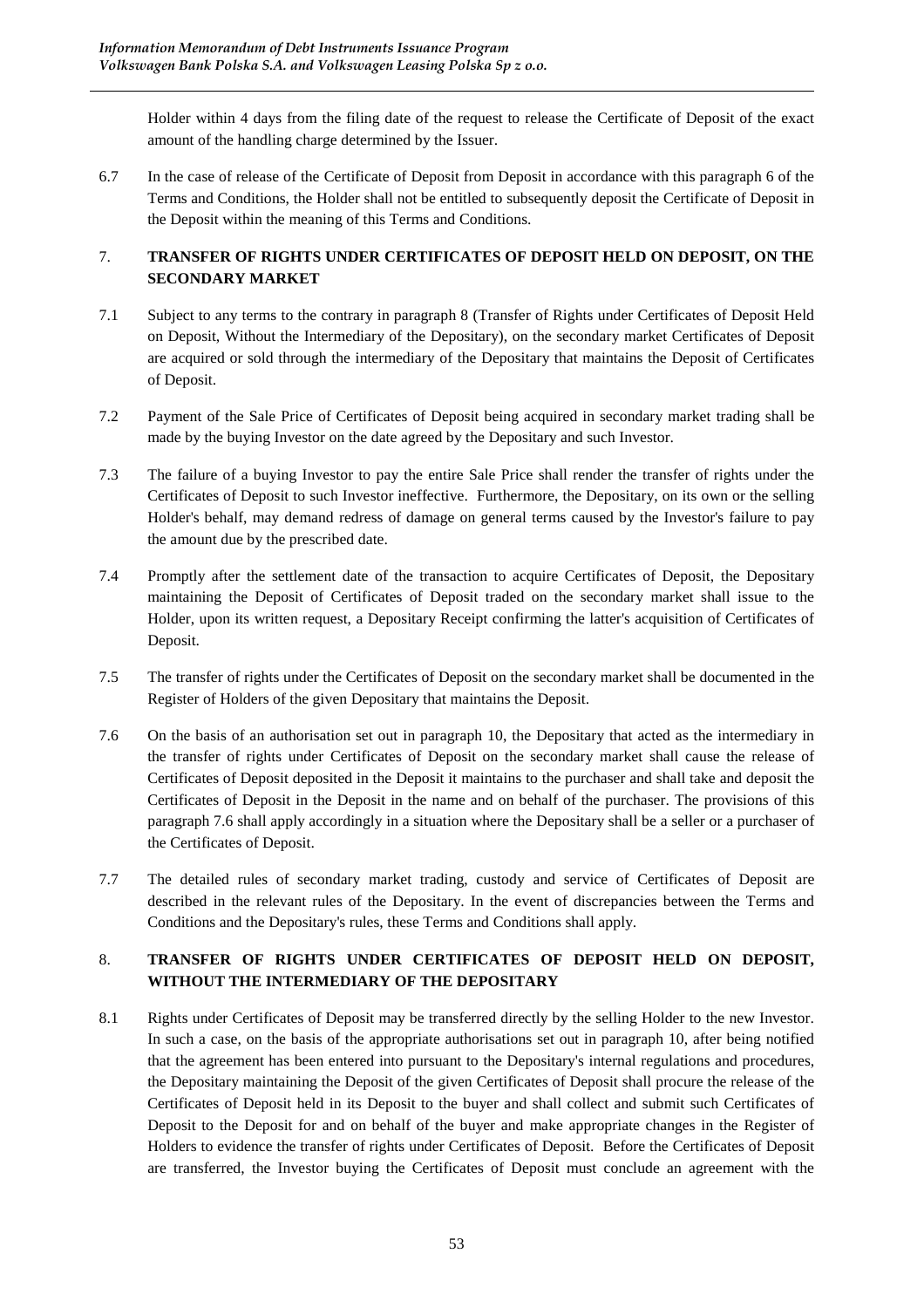Holder within 4 days from the filing date of the request to release the Certificate of Deposit of the exact amount of the handling charge determined by the Issuer.

6.7 In the case of release of the Certificate of Deposit from Deposit in accordance with this paragraph 6 of the Terms and Conditions, the Holder shall not be entitled to subsequently deposit the Certificate of Deposit in the Deposit within the meaning of this Terms and Conditions.

## 7. TRANSFER OF RIGHTS UNDER CERTIFICATES OF DEPOSIT HELD ON DEPOSIT, ON THE SECONDARY MARKET

7.1 Subject to any terms to the contrary in paragraph 8 (Transfer of Rights under Certificates of Deposit Held on Deposit, Without the Intermediary of the Depositary), on the secondary market Certificates of Deposit are acquired or sold through the intermediary of the Depositary that maintains the Deposit of Certificates of Deposit.

7.2 Payment of the Sale Price of Certificates of Deposit being acquired in secondary market trading shall be made by the buying Investor on the date agreed by the Depositary and such Investor.

7.3 The failure of a buying Investor to pay the entire Sale Price shall render the transfer of rights under the Certificates of Deposit to such Investor ineffective. Furthermore, the Depositary, on its own or the selling Holder's behalf, may demand redress of damage on general terms caused by the Investor's failure to pay the amount due by the prescribed date.

7.4 Promptly after the settlement date of the transaction to acquire Certificates of Deposit, the Depositary maintaining the Deposit of Certificates of Deposit traded on the secondary market shall issue to the Holder, upon its written request, a Depositary Receipt confirming the latter's acquisition of Certificates of Deposit.

7.5 The transfer of rights under the Certificates of Deposit on the secondary market shall be documented in the Register of Holders of the given Depositary that maintains the Deposit.

7.6 On the basis of an authorisation set out in paragraph 10, the Depositary that acted as the intermediary in the transfer of rights under Certificates of Deposit on the secondary market shall cause the release of Certificates of Deposit deposited in the Deposit it maintains to the purchaser and shall take and deposit the Certificates of Deposit in the Deposit in the name and on behalf of the purchaser. The provisions of this paragraph 7.6 shall apply accordingly in a situation where the Depositary shall be a seller or a purchaser of the Certificates of Deposit.

7.7 The detailed rules of secondary market trading, custody and service of Certificates of Deposit are described in the relevant rules of the Depositary. In the event of discrepancies between the Terms and Conditions and the Depositary's rules, these Terms and Conditions shall apply.

## 8. TRANSFER OF RIGHTS UNDER CERTIFICATES OF DEPOSIT HELD ON DEPOSIT, WITHOUT THE INTERMEDIARY OF THE DEPOSITARY

8.1 Rights under Certificates of Deposit may be transferred directly by the selling Holder to the new Investor. In such a case, on the basis of the appropriate authorisations set out in paragraph 10, after being notified that the agreement has been entered into pursuant to the Depositary's internal regulations and procedures, the Depositary maintaining the Deposit of the given Certificates of Deposit shall procure the release of the Certificates of Deposit held in its Deposit to the buyer and shall collect and submit such Certificates of Deposit to the Deposit for and on behalf of the buyer and make appropriate changes in the Register of Holders to evidence the transfer of rights under Certificates of Deposit. Before the Certificates of Deposit are transferred, the Investor buying the Certificates of Deposit must conclude an agreement with the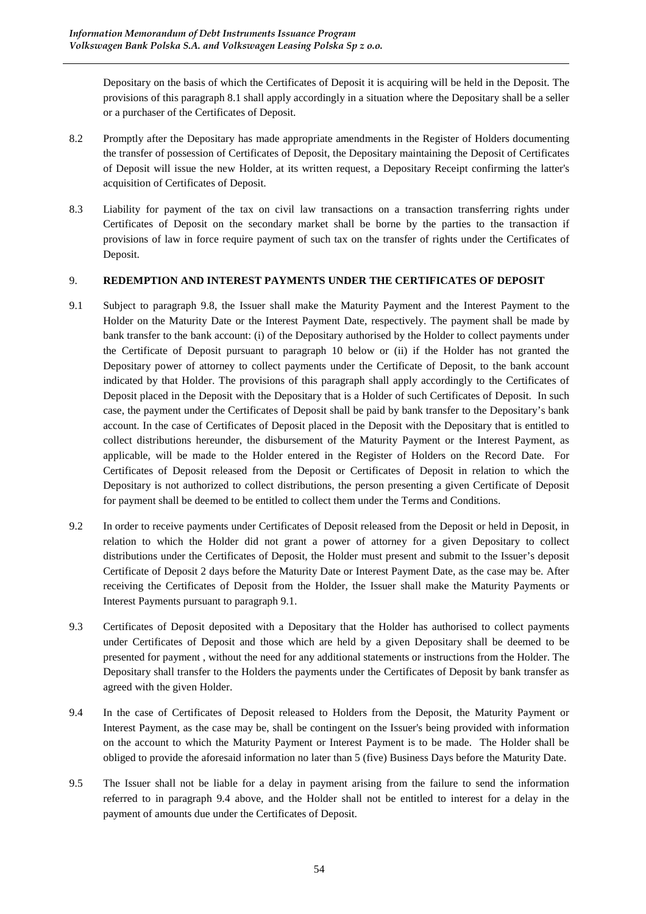Depositary on the basis of which the Certificates of Deposit it is acquiring will be held in the Deposit. The provisions of this paragraph 8.1 shall apply accordingly in a situation where the Depositary shall be a seller or a purchaser of the Certificates of Deposit.

8.2 Promptly after the Depositary has made appropriate amendments in the Register of Holders documenting the transfer of possession of Certificates of Deposit, the Depositary maintaining the Deposit of Certificates of Deposit will issue the new Holder, at its written request, a Depositary Receipt confirming the latter's acquisition of Certificates of Deposit.

8.3 Liability for payment of the tax on civil law transactions on a transaction transferring rights under Certificates of Deposit on the secondary market shall be borne by the parties to the transaction if provisions of law in force require payment of such tax on the transfer of rights under the Certificates of Deposit.

## 9. REDEMPTION AND INTEREST PAYMENTS UNDER THE CERTIFICATES OF DEPOSIT

9.1 Subject to paragraph 9.8, the Issuer shall make the Maturity Payment and the Interest Payment to the Holder on the Maturity Date or the Interest Payment Date, respectively. The payment shall be made by bank transfer to the bank account: (i) of the Depositary authorised by the Holder to collect payments under the Certificate of Deposit pursuant to paragraph 10 below or (ii) if the Holder has not granted the Depositary power of attorney to collect payments under the Certificate of Deposit, to the bank account indicated by that Holder. The provisions of this paragraph shall apply accordingly to the Certificates of Deposit placed in the Deposit with the Depositary that is a Holder of such Certificates of Deposit. In such case, the payment under the Certificates of Deposit shall be paid by bank transfer to the Depositary's bank account. In the case of Certificates of Deposit placed in the Deposit with the Depositary that is entitled to collect distributions hereunder, the disbursement of the Maturity Payment or the Interest Payment, as applicable, will be made to the Holder entered in the Register of Holders on the Record Date. For Certificates of Deposit released from the Deposit or Certificates of Deposit in relation to which the Depositary is not authorized to collect distributions, the person presenting a given Certificate of Deposit for payment shall be deemed to be entitled to collect them under the Terms and Conditions.

9.2 In order to receive payments under Certificates of Deposit released from the Deposit or held in Deposit, in relation to which the Holder did not grant a power of attorney for a given Depositary to collect distributions under the Certificates of Deposit, the Holder must present and submit to the Issuer's deposit Certificate of Deposit 2 days before the Maturity Date or Interest Payment Date, as the case may be. After receiving the Certificates of Deposit from the Holder, the Issuer shall make the Maturity Payments or Interest Payments pursuant to paragraph 9.1.

9.3 Certificates of Deposit deposited with a Depositary that the Holder has authorised to collect payments under Certificates of Deposit and those which are held by a given Depositary shall be deemed to be presented for payment , without the need for any additional statements or instructions from the Holder. The Depositary shall transfer to the Holders the payments under the Certificates of Deposit by bank transfer as agreed with the given Holder.

9.4 In the case of Certificates of Deposit released to Holders from the Deposit, the Maturity Payment or Interest Payment, as the case may be, shall be contingent on the Issuer's being provided with information on the account to which the Maturity Payment or Interest Payment is to be made. The Holder shall be obliged to provide the aforesaid information no later than 5 (five) Business Days before the Maturity Date.

9.5 The Issuer shall not be liable for a delay in payment arising from the failure to send the information referred to in paragraph 9.4 above, and the Holder shall not be entitled to interest for a delay in the payment of amounts due under the Certificates of Deposit.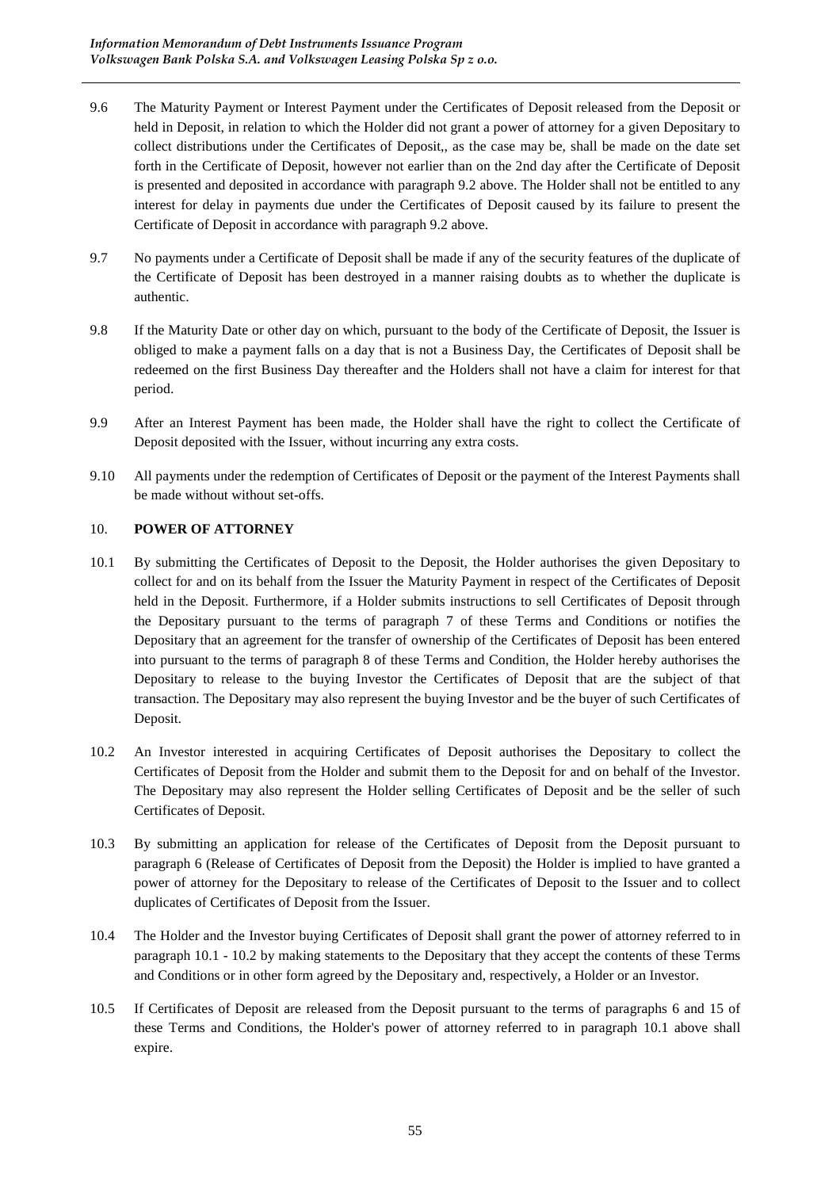9.6 The Maturity Payment or Interest Payment under the Certificates of Deposit released from the Deposit or held in Deposit, in relation to which the Holder did not grant a power of attorney for a given Depositary to collect distributions under the Certificates of Deposit,, as the case may be, shall be made on the date set forth in the Certificate of Deposit, however not earlier than on the 2nd day after the Certificate of Deposit is presented and deposited in accordance with paragraph 9.2 above. The Holder shall not be entitled to any interest for delay in payments due under the Certificates of Deposit caused by its failure to present the Certificate of Deposit in accordance with paragraph 9.2 above.

9.7 No payments under a Certificate of Deposit shall be made if any of the security features of the duplicate of the Certificate of Deposit has been destroyed in a manner raising doubts as to whether the duplicate is authentic.

9.8 If the Maturity Date or other day on which, pursuant to the body of the Certificate of Deposit, the Issuer is obliged to make a payment falls on a day that is not a Business Day, the Certificates of Deposit shall be redeemed on the first Business Day thereafter and the Holders shall not have a claim for interest for that period.

9.9 After an Interest Payment has been made, the Holder shall have the right to collect the Certificate of Deposit deposited with the Issuer, without incurring any extra costs.

9.10 All payments under the redemption of Certificates of Deposit or the payment of the Interest Payments shall be made without without set-offs.

## 10. POWER OF ATTORNEY

10.1 By submitting the Certificates of Deposit to the Deposit, the Holder authorises the given Depositary to collect for and on its behalf from the Issuer the Maturity Payment in respect of the Certificates of Deposit held in the Deposit. Furthermore, if a Holder submits instructions to sell Certificates of Deposit through the Depositary pursuant to the terms of paragraph 7 of these Terms and Conditions or notifies the Depositary that an agreement for the transfer of ownership of the Certificates of Deposit has been entered into pursuant to the terms of paragraph 8 of these Terms and Condition, the Holder hereby authorises the Depositary to release to the buying Investor the Certificates of Deposit that are the subject of that transaction. The Depositary may also represent the buying Investor and be the buyer of such Certificates of Deposit.

10.2 An Investor interested in acquiring Certificates of Deposit authorises the Depositary to collect the Certificates of Deposit from the Holder and submit them to the Deposit for and on behalf of the Investor. The Depositary may also represent the Holder selling Certificates of Deposit and be the seller of such Certificates of Deposit.

10.3 By submitting an application for release of the Certificates of Deposit from the Deposit pursuant to paragraph 6 (Release of Certificates of Deposit from the Deposit) the Holder is implied to have granted a power of attorney for the Depositary to release of the Certificates of Deposit to the Issuer and to collect duplicates of Certificates of Deposit from the Issuer.

10.4 The Holder and the Investor buying Certificates of Deposit shall grant the power of attorney referred to in paragraph 10.1 - 10.2 by making statements to the Depositary that they accept the contents of these Terms and Conditions or in other form agreed by the Depositary and, respectively, a Holder or an Investor.

10.5 If Certificates of Deposit are released from the Deposit pursuant to the terms of paragraphs 6 and 15 of these Terms and Conditions, the Holder's power of attorney referred to in paragraph 10.1 above shall expire.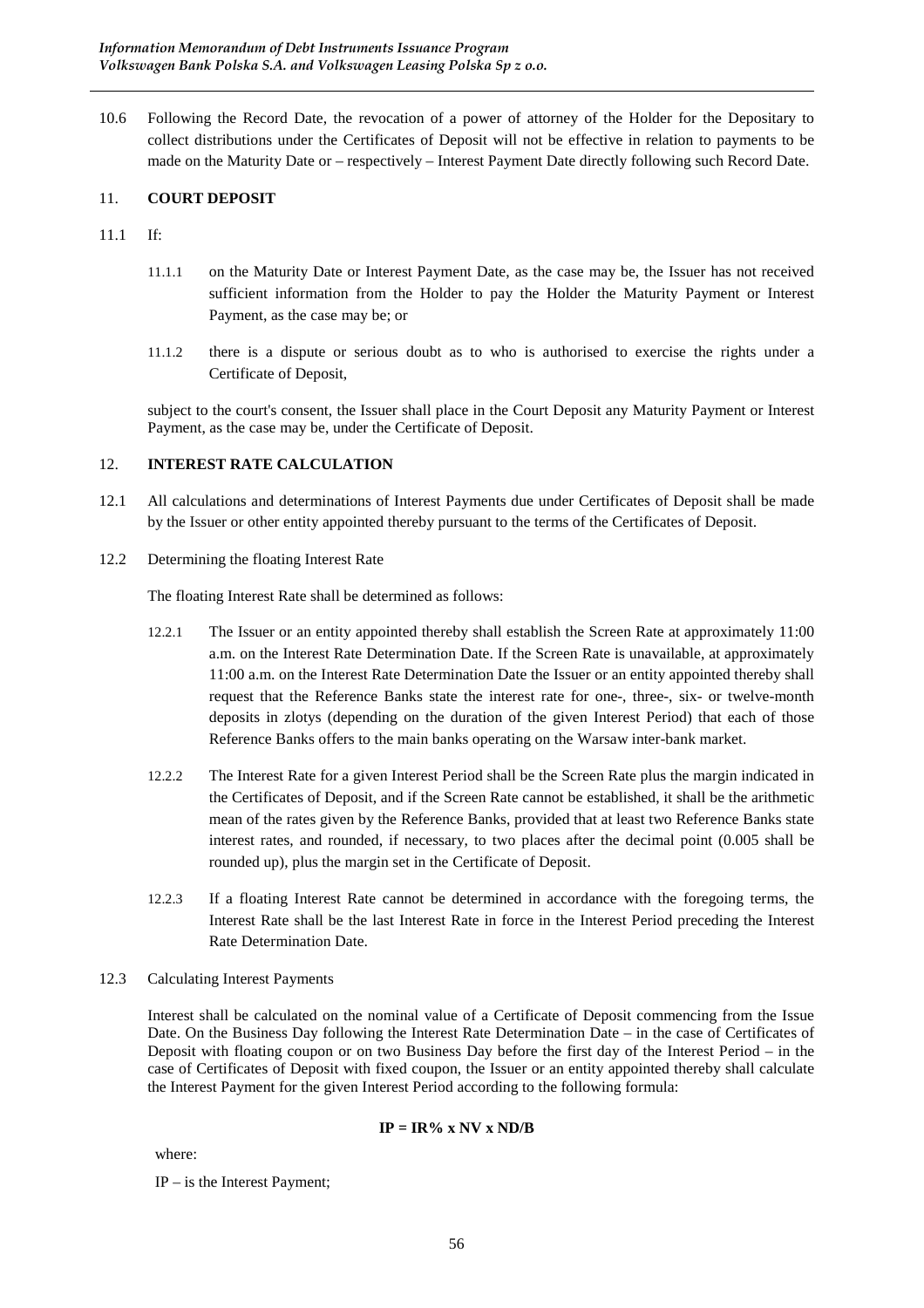10.6 Following the Record Date, the revocation of a power of attorney of the Holder for the Depositary to collect distributions under the Certificates of Deposit will not be effective in relation to payments to be made on the Maturity Date or – respectively – Interest Payment Date directly following such Record Date.

## 11. COURT DEPOSIT

11.1 If:

11.1.1 on the Maturity Date or Interest Payment Date, as the case may be, the Issuer has not received sufficient information from the Holder to pay the Holder the Maturity Payment or Interest Payment, as the case may be; or

11.1.2 there is a dispute or serious doubt as to who is authorised to exercise the rights under a Certificate of Deposit,

subject to the court's consent, the Issuer shall place in the Court Deposit any Maturity Payment or Interest Payment, as the case may be, under the Certificate of Deposit.

## 12. INTEREST RATE CALCULATION

12.1 All calculations and determinations of Interest Payments due under Certificates of Deposit shall be made by the Issuer or other entity appointed thereby pursuant to the terms of the Certificates of Deposit.

12.2 Determining the floating Interest Rate

The floating Interest Rate shall be determined as follows:

12.2.1 The Issuer or an entity appointed thereby shall establish the Screen Rate at approximately 11:00 a.m. on the Interest Rate Determination Date. If the Screen Rate is unavailable, at approximately 11:00 a.m. on the Interest Rate Determination Date the Issuer or an entity appointed thereby shall request that the Reference Banks state the interest rate for one-, three-, six- or twelve-month deposits in zlotys (depending on the duration of the given Interest Period) that each of those Reference Banks offers to the main banks operating on the Warsaw inter-bank market.

12.2.2 The Interest Rate for a given Interest Period shall be the Screen Rate plus the margin indicated in the Certificates of Deposit, and if the Screen Rate cannot be established, it shall be the arithmetic mean of the rates given by the Reference Banks, provided that at least two Reference Banks state interest rates, and rounded, if necessary, to two places after the decimal point (0.005 shall be rounded up), plus the margin set in the Certificate of Deposit.

12.2.3 If a floating Interest Rate cannot be determined in accordance with the foregoing terms, the Interest Rate shall be the last Interest Rate in force in the Interest Period preceding the Interest Rate Determination Date.

12.3 Calculating Interest Payments

Interest shall be calculated on the nominal value of a Certificate of Deposit commencing from the Issue Date. On the Business Day following the Interest Rate Determination Date – in the case of Certificates of Deposit with floating coupon or on two Business Day before the first day of the Interest Period – in the case of Certificates of Deposit with fixed coupon, the Issuer or an entity appointed thereby shall calculate the Interest Payment for the given Interest Period according to the following formula:

$$IP = IR\% \times NV \times ND/B$$

where:

IP – is the Interest Payment;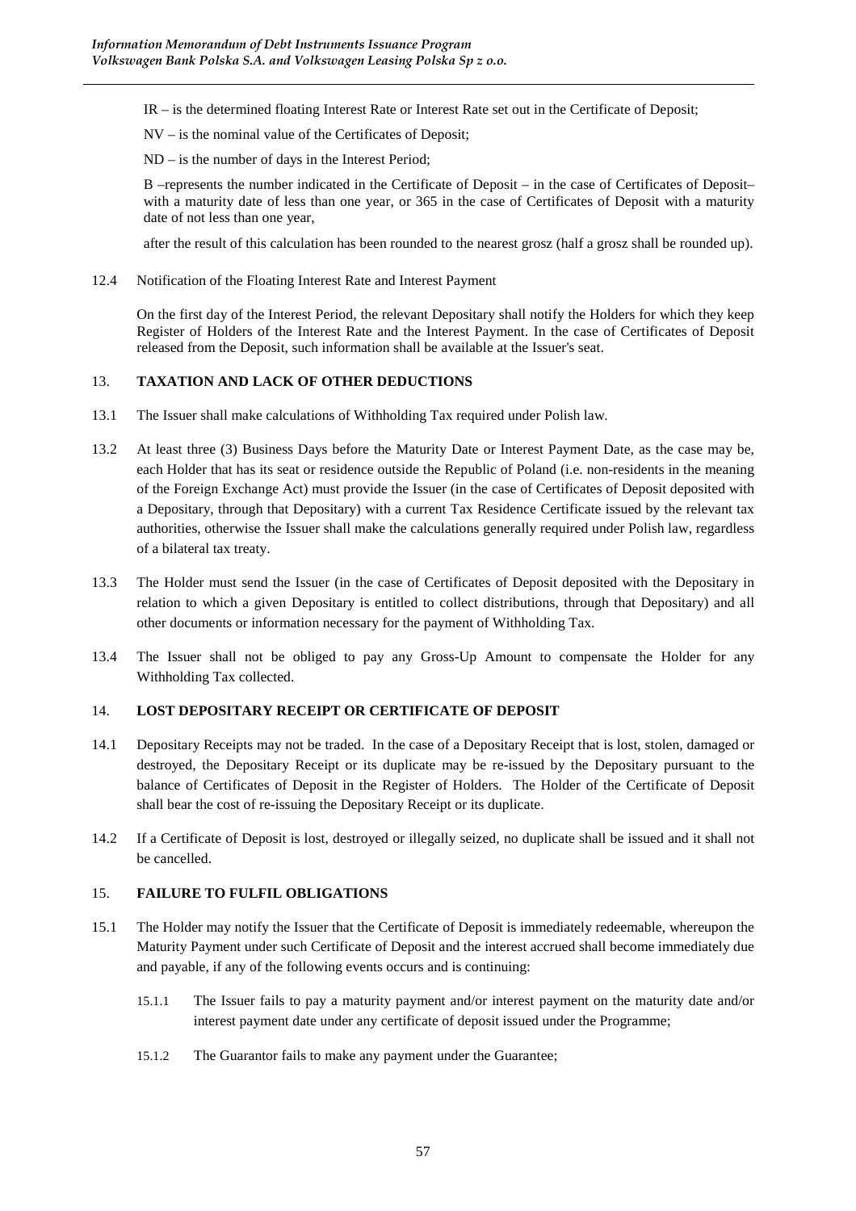IR – is the determined floating Interest Rate or Interest Rate set out in the Certificate of Deposit;

NV – is the nominal value of the Certificates of Deposit;

ND – is the number of days in the Interest Period;

B –represents the number indicated in the Certificate of Deposit – in the case of Certificates of Deposit– with a maturity date of less than one year, or 365 in the case of Certificates of Deposit with a maturity date of not less than one year,

after the result of this calculation has been rounded to the nearest grosz (half a grosz shall be rounded up).

12.4 Notification of the Floating Interest Rate and Interest Payment

On the first day of the Interest Period, the relevant Depositary shall notify the Holders for which they keep Register of Holders of the Interest Rate and the Interest Payment. In the case of Certificates of Deposit released from the Deposit, such information shall be available at the Issuer's seat.

## 13. TAXATION AND LACK OF OTHER DEDUCTIONS

13.1 The Issuer shall make calculations of Withholding Tax required under Polish law.

13.2 At least three (3) Business Days before the Maturity Date or Interest Payment Date, as the case may be, each Holder that has its seat or residence outside the Republic of Poland (i.e. non-residents in the meaning of the Foreign Exchange Act) must provide the Issuer (in the case of Certificates of Deposit deposited with a Depositary, through that Depositary) with a current Tax Residence Certificate issued by the relevant tax authorities, otherwise the Issuer shall make the calculations generally required under Polish law, regardless of a bilateral tax treaty.

13.3 The Holder must send the Issuer (in the case of Certificates of Deposit deposited with the Depositary in relation to which a given Depositary is entitled to collect distributions, through that Depositary) and all other documents or information necessary for the payment of Withholding Tax.

13.4 The Issuer shall not be obliged to pay any Gross-Up Amount to compensate the Holder for any Withholding Tax collected.

## 14. LOST DEPOSITARY RECEIPT OR CERTIFICATE OF DEPOSIT

14.1 Depositary Receipts may not be traded. In the case of a Depositary Receipt that is lost, stolen, damaged or destroyed, the Depositary Receipt or its duplicate may be re-issued by the Depositary pursuant to the balance of Certificates of Deposit in the Register of Holders. The Holder of the Certificate of Deposit shall bear the cost of re-issuing the Depositary Receipt or its duplicate.

14.2 If a Certificate of Deposit is lost, destroyed or illegally seized, no duplicate shall be issued and it shall not be cancelled.

## 15. FAILURE TO FULFIL OBLIGATIONS

15.1 The Holder may notify the Issuer that the Certificate of Deposit is immediately redeemable, whereupon the Maturity Payment under such Certificate of Deposit and the interest accrued shall become immediately due and payable, if any of the following events occurs and is continuing:

15.1.1 The Issuer fails to pay a maturity payment and/or interest payment on the maturity date and/or interest payment date under any certificate of deposit issued under the Programme;

15.1.2 The Guarantor fails to make any payment under the Guarantee;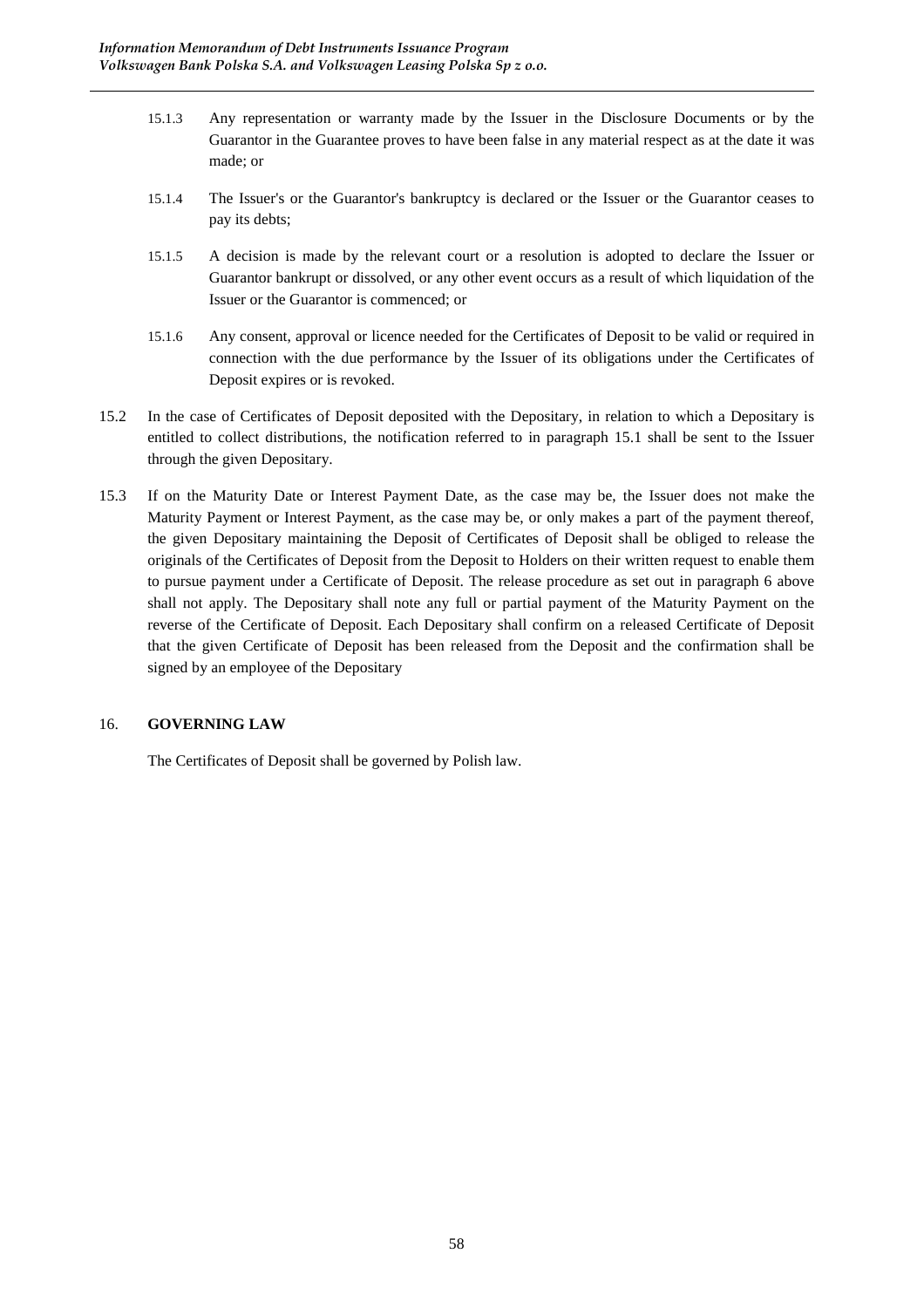15.1.3 Any representation or warranty made by the Issuer in the Disclosure Documents or by the Guarantor in the Guarantee proves to have been false in any material respect as at the date it was made; or

15.1.4 The Issuer's or the Guarantor's bankruptcy is declared or the Issuer or the Guarantor ceases to pay its debts;

15.1.5 A decision is made by the relevant court or a resolution is adopted to declare the Issuer or Guarantor bankrupt or dissolved, or any other event occurs as a result of which liquidation of the Issuer or the Guarantor is commenced; or

15.1.6 Any consent, approval or licence needed for the Certificates of Deposit to be valid or required in connection with the due performance by the Issuer of its obligations under the Certificates of Deposit expires or is revoked.

15.2 In the case of Certificates of Deposit deposited with the Depositary, in relation to which a Depositary is entitled to collect distributions, the notification referred to in paragraph 15.1 shall be sent to the Issuer through the given Depositary.

15.3 If on the Maturity Date or Interest Payment Date, as the case may be, the Issuer does not make the Maturity Payment or Interest Payment, as the case may be, or only makes a part of the payment thereof, the given Depositary maintaining the Deposit of Certificates of Deposit shall be obliged to release the originals of the Certificates of Deposit from the Deposit to Holders on their written request to enable them to pursue payment under a Certificate of Deposit. The release procedure as set out in paragraph 6 above shall not apply. The Depositary shall note any full or partial payment of the Maturity Payment on the reverse of the Certificate of Deposit. Each Depositary shall confirm on a released Certificate of Deposit that the given Certificate of Deposit has been released from the Deposit and the confirmation shall be signed by an employee of the Depositary

## 16. GOVERNING LAW

The Certificates of Deposit shall be governed by Polish law.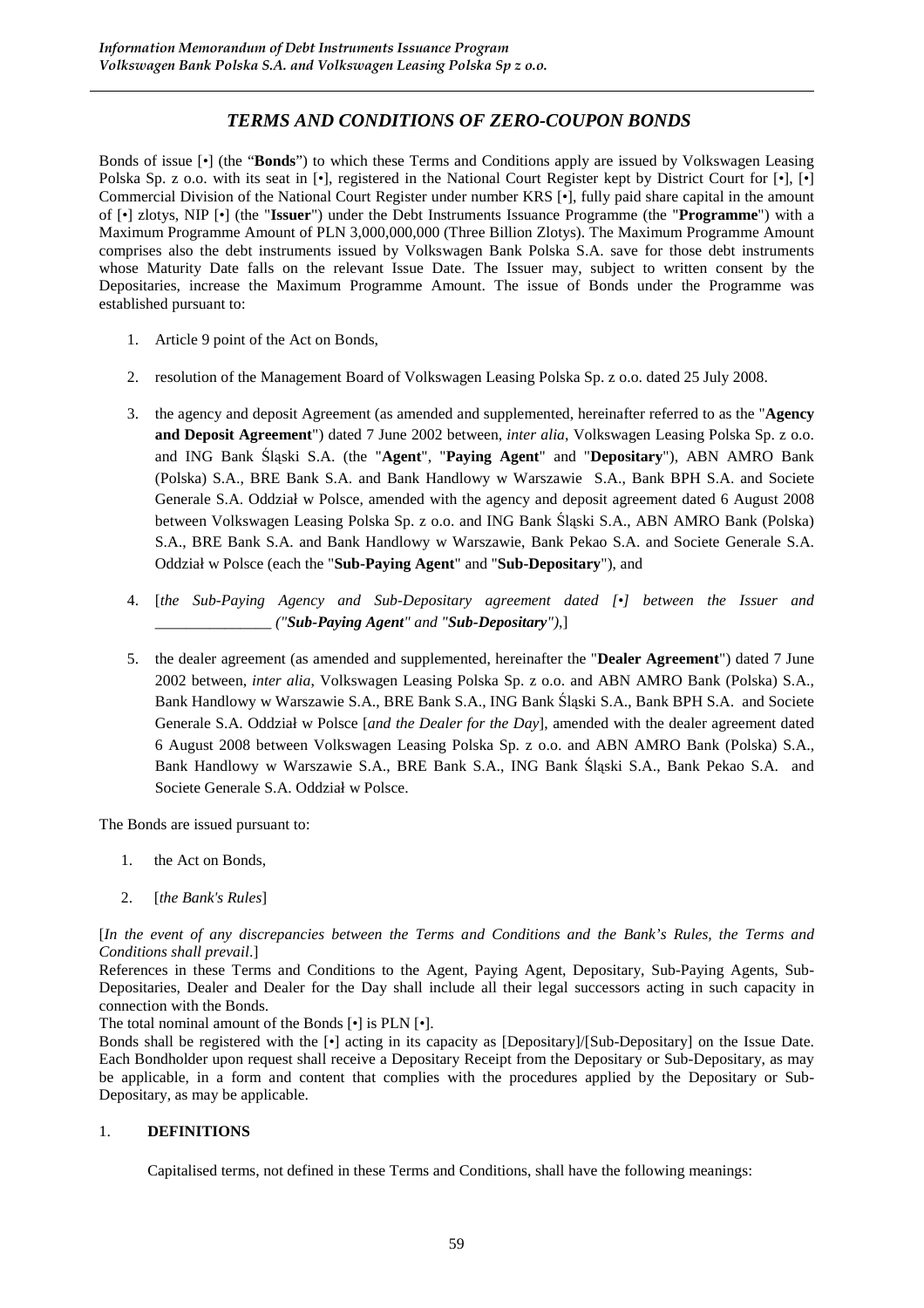## *TERMS AND CONDITIONS OF ZERO-COUPON BONDS*

Bonds of issue [•] (the "**Bonds**") to which these Terms and Conditions apply are issued by Volkswagen Leasing Polska Sp. z o.o. with its seat in [•], registered in the National Court Register kept by District Court for [•], [•] Commercial Division of the National Court Register under number KRS [•], fully paid share capital in the amount of [•] zlotys, NIP [•] (the "**Issuer**") under the Debt Instruments Issuance Programme (the "**Programme**") with a Maximum Programme Amount of PLN 3,000,000,000 (Three Billion Zlotys). The Maximum Programme Amount comprises also the debt instruments issued by Volkswagen Bank Polska S.A. save for those debt instruments whose Maturity Date falls on the relevant Issue Date. The Issuer may, subject to written consent by the Depositaries, increase the Maximum Programme Amount. The issue of Bonds under the Programme was established pursuant to:

1. Article 9 point of the Act on Bonds,
2. resolution of the Management Board of Volkswagen Leasing Polska Sp. z o.o. dated 25 July 2008.
3. the agency and deposit Agreement (as amended and supplemented, hereinafter referred to as the "**Agency and Deposit Agreement**") dated 7 June 2002 between, *inter alia*, Volkswagen Leasing Polska Sp. z o.o. and ING Bank Śląski S.A. (the "**Agent**", "**Paying Agent**" and "**Depositary**"), ABN AMRO Bank (Polska) S.A., BRE Bank S.A. and Bank Handlowy w Warszawie S.A., Bank BPH S.A. and Societe Generale S.A. Oddział w Polsce, amended with the agency and deposit agreement dated 6 August 2008 between Volkswagen Leasing Polska Sp. z o.o. and ING Bank Śląski S.A., ABN AMRO Bank (Polska) S.A., BRE Bank S.A. and Bank Handlowy w Warszawie, Bank Pekao S.A. and Societe Generale S.A. Oddział w Polsce (each the "**Sub-Paying Agent**" and "**Sub-Depositary**"), and
4. [*the Sub-Paying Agency and Sub-Depositary agreement dated [•] between the Issuer and _______________ ("**Sub-Paying Agent**" and "**Sub-Depositary**")*,]
5. the dealer agreement (as amended and supplemented, hereinafter the "**Dealer Agreement**") dated 7 June 2002 between, *inter alia*, Volkswagen Leasing Polska Sp. z o.o. and ABN AMRO Bank (Polska) S.A., Bank Handlowy w Warszawie S.A., BRE Bank S.A., ING Bank Śląski S.A., Bank BPH S.A. and Societe Generale S.A. Oddział w Polsce [*and the Dealer for the Day*], amended with the dealer agreement dated 6 August 2008 between Volkswagen Leasing Polska Sp. z o.o. and ABN AMRO Bank (Polska) S.A., Bank Handlowy w Warszawie S.A., BRE Bank S.A., ING Bank Śląski S.A., Bank Pekao S.A. and Societe Generale S.A. Oddział w Polsce.

The Bonds are issued pursuant to:

1. the Act on Bonds,
2. [*the Bank's Rules*]

[*In the event of any discrepancies between the Terms and Conditions and the Bank's Rules, the Terms and Conditions shall prevail*.]

References in these Terms and Conditions to the Agent, Paying Agent, Depositary, Sub-Paying Agents, Sub-Depositaries, Dealer and Dealer for the Day shall include all their legal successors acting in such capacity in connection with the Bonds.

The total nominal amount of the Bonds [•] is PLN [•].

Bonds shall be registered with the [•] acting in its capacity as [Depositary]/[Sub-Depositary] on the Issue Date. Each Bondholder upon request shall receive a Depositary Receipt from the Depositary or Sub-Depositary, as may be applicable, in a form and content that complies with the procedures applied by the Depositary or Sub-Depositary, as may be applicable.

### 1. DEFINITIONS

Capitalised terms, not defined in these Terms and Conditions, shall have the following meanings: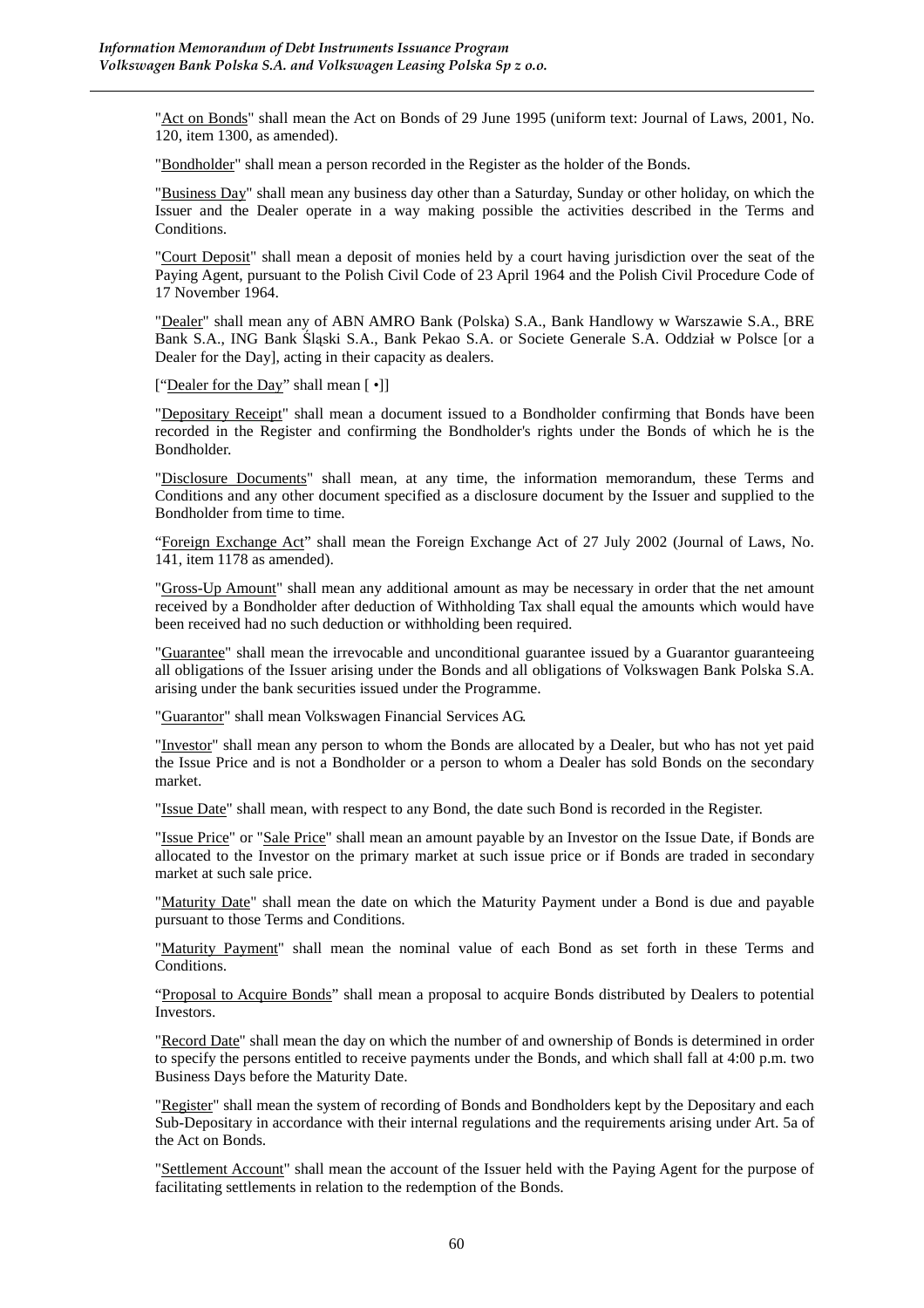"Act on Bonds" shall mean the Act on Bonds of 29 June 1995 (uniform text: Journal of Laws, 2001, No. 120, item 1300, as amended).

"Bondholder" shall mean a person recorded in the Register as the holder of the Bonds.

"Business Day" shall mean any business day other than a Saturday, Sunday or other holiday, on which the Issuer and the Dealer operate in a way making possible the activities described in the Terms and Conditions.

"Court Deposit" shall mean a deposit of monies held by a court having jurisdiction over the seat of the Paying Agent, pursuant to the Polish Civil Code of 23 April 1964 and the Polish Civil Procedure Code of 17 November 1964.

"Dealer" shall mean any of ABN AMRO Bank (Polska) S.A., Bank Handlowy w Warszawie S.A., BRE Bank S.A., ING Bank Śląski S.A., Bank Pekao S.A. or Societe Generale S.A. Oddział w Polsce [or a Dealer for the Day], acting in their capacity as dealers.

["Dealer for the Day" shall mean [ •]]

"Depositary Receipt" shall mean a document issued to a Bondholder confirming that Bonds have been recorded in the Register and confirming the Bondholder's rights under the Bonds of which he is the Bondholder.

"Disclosure Documents" shall mean, at any time, the information memorandum, these Terms and Conditions and any other document specified as a disclosure document by the Issuer and supplied to the Bondholder from time to time.

"Foreign Exchange Act" shall mean the Foreign Exchange Act of 27 July 2002 (Journal of Laws, No. 141, item 1178 as amended).

"Gross-Up Amount" shall mean any additional amount as may be necessary in order that the net amount received by a Bondholder after deduction of Withholding Tax shall equal the amounts which would have been received had no such deduction or withholding been required.

"Guarantee" shall mean the irrevocable and unconditional guarantee issued by a Guarantor guaranteeing all obligations of the Issuer arising under the Bonds and all obligations of Volkswagen Bank Polska S.A. arising under the bank securities issued under the Programme.

"Guarantor" shall mean Volkswagen Financial Services AG.

"Investor" shall mean any person to whom the Bonds are allocated by a Dealer, but who has not yet paid the Issue Price and is not a Bondholder or a person to whom a Dealer has sold Bonds on the secondary market.

"Issue Date" shall mean, with respect to any Bond, the date such Bond is recorded in the Register.

"Issue Price" or "Sale Price" shall mean an amount payable by an Investor on the Issue Date, if Bonds are allocated to the Investor on the primary market at such issue price or if Bonds are traded in secondary market at such sale price.

"Maturity Date" shall mean the date on which the Maturity Payment under a Bond is due and payable pursuant to those Terms and Conditions.

"Maturity Payment" shall mean the nominal value of each Bond as set forth in these Terms and Conditions.

"Proposal to Acquire Bonds" shall mean a proposal to acquire Bonds distributed by Dealers to potential Investors.

"Record Date" shall mean the day on which the number of and ownership of Bonds is determined in order to specify the persons entitled to receive payments under the Bonds, and which shall fall at 4:00 p.m. two Business Days before the Maturity Date.

"Register" shall mean the system of recording of Bonds and Bondholders kept by the Depositary and each Sub-Depositary in accordance with their internal regulations and the requirements arising under Art. 5a of the Act on Bonds.

"Settlement Account" shall mean the account of the Issuer held with the Paying Agent for the purpose of facilitating settlements in relation to the redemption of the Bonds.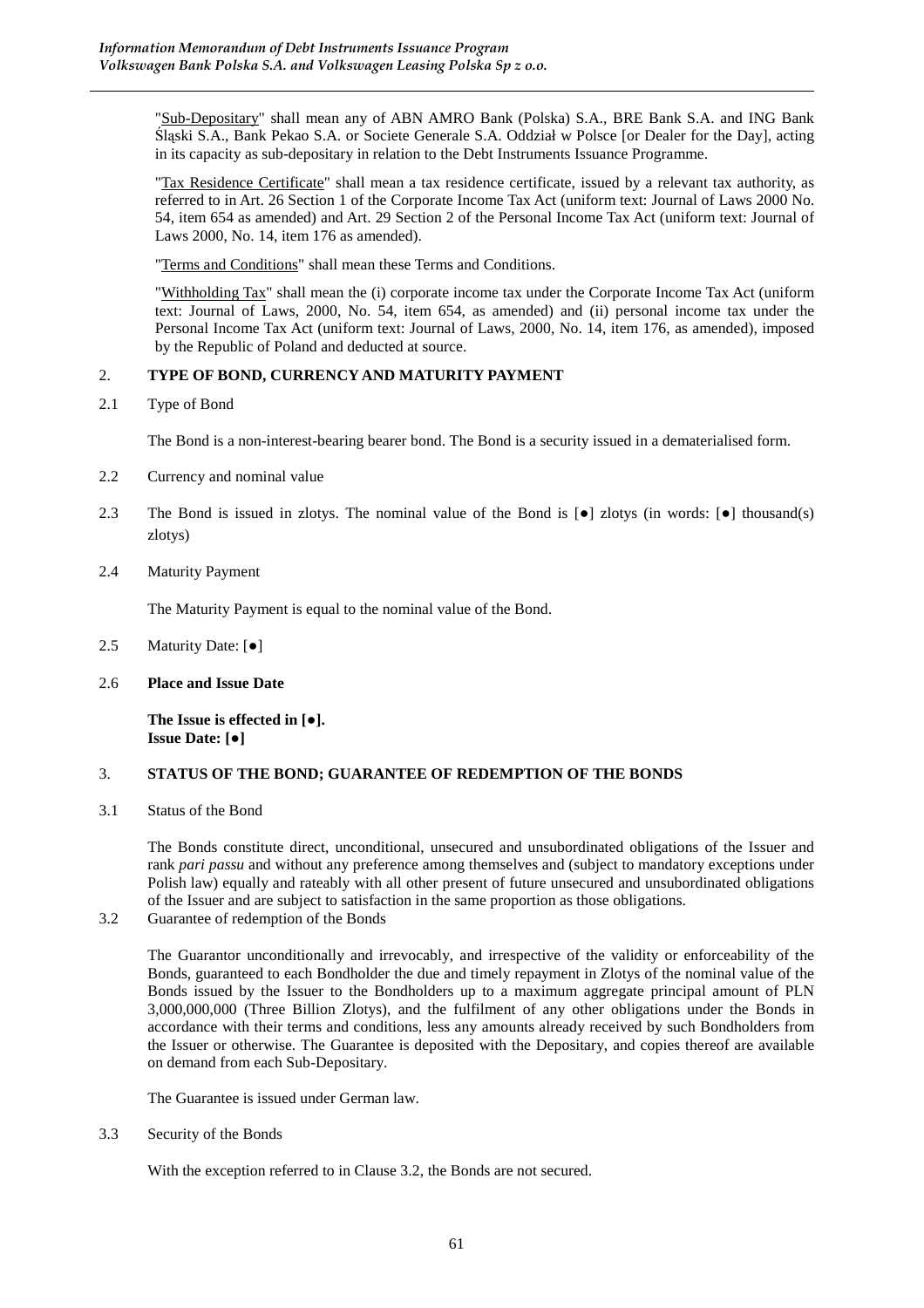"Sub-Depositary" shall mean any of ABN AMRO Bank (Polska) S.A., BRE Bank S.A. and ING Bank Śląski S.A., Bank Pekao S.A. or Societe Generale S.A. Oddział w Polsce [or Dealer for the Day], acting in its capacity as sub-depositary in relation to the Debt Instruments Issuance Programme.

"Tax Residence Certificate" shall mean a tax residence certificate, issued by a relevant tax authority, as referred to in Art. 26 Section 1 of the Corporate Income Tax Act (uniform text: Journal of Laws 2000 No. 54, item 654 as amended) and Art. 29 Section 2 of the Personal Income Tax Act (uniform text: Journal of Laws 2000, No. 14, item 176 as amended).

"Terms and Conditions" shall mean these Terms and Conditions.

"Withholding Tax" shall mean the (i) corporate income tax under the Corporate Income Tax Act (uniform text: Journal of Laws, 2000, No. 54, item 654, as amended) and (ii) personal income tax under the Personal Income Tax Act (uniform text: Journal of Laws, 2000, No. 14, item 176, as amended), imposed by the Republic of Poland and deducted at source.

## 2. TYPE OF BOND, CURRENCY AND MATURITY PAYMENT

2.1 Type of Bond

The Bond is a non-interest-bearing bearer bond. The Bond is a security issued in a dematerialised form.

2.2 Currency and nominal value

2.3 The Bond is issued in zlotys. The nominal value of the Bond is [●] zlotys (in words: [●] thousand(s) zlotys)

2.4 Maturity Payment

The Maturity Payment is equal to the nominal value of the Bond.

2.5 Maturity Date: [●]

2.6 **Place and Issue Date**

**The Issue is effected in [●].**
**Issue Date: [●]**

## 3. STATUS OF THE BOND; GUARANTEE OF REDEMPTION OF THE BONDS

3.1 Status of the Bond

The Bonds constitute direct, unconditional, unsecured and unsubordinated obligations of the Issuer and rank *pari passu* and without any preference among themselves and (subject to mandatory exceptions under Polish law) equally and rateably with all other present of future unsecured and unsubordinated obligations of the Issuer and are subject to satisfaction in the same proportion as those obligations.

3.2 Guarantee of redemption of the Bonds

The Guarantor unconditionally and irrevocably, and irrespective of the validity or enforceability of the Bonds, guaranteed to each Bondholder the due and timely repayment in Zlotys of the nominal value of the Bonds issued by the Issuer to the Bondholders up to a maximum aggregate principal amount of PLN 3,000,000,000 (Three Billion Zlotys), and the fulfilment of any other obligations under the Bonds in accordance with their terms and conditions, less any amounts already received by such Bondholders from the Issuer or otherwise. The Guarantee is deposited with the Depositary, and copies thereof are available on demand from each Sub-Depositary.

The Guarantee is issued under German law.

3.3 Security of the Bonds

With the exception referred to in Clause 3.2, the Bonds are not secured.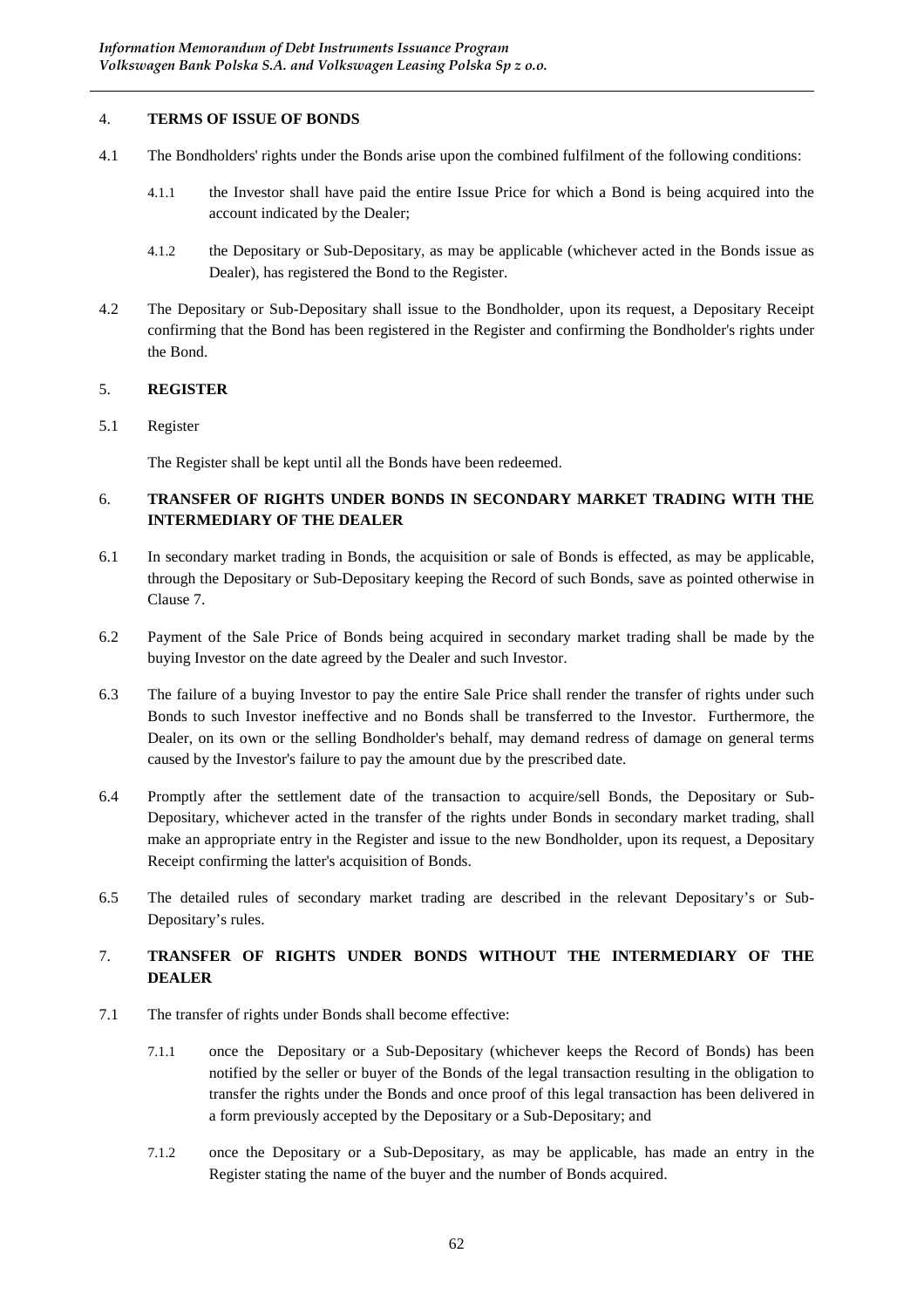## 4. TERMS OF ISSUE OF BONDS

4.1 The Bondholders' rights under the Bonds arise upon the combined fulfilment of the following conditions:

4.1.1 the Investor shall have paid the entire Issue Price for which a Bond is being acquired into the account indicated by the Dealer;

4.1.2 the Depositary or Sub-Depositary, as may be applicable (whichever acted in the Bonds issue as Dealer), has registered the Bond to the Register.

4.2 The Depositary or Sub-Depositary shall issue to the Bondholder, upon its request, a Depositary Receipt confirming that the Bond has been registered in the Register and confirming the Bondholder's rights under the Bond.

## 5. REGISTER

5.1 Register

The Register shall be kept until all the Bonds have been redeemed.

## 6. TRANSFER OF RIGHTS UNDER BONDS IN SECONDARY MARKET TRADING WITH THE INTERMEDIARY OF THE DEALER

6.1 In secondary market trading in Bonds, the acquisition or sale of Bonds is effected, as may be applicable, through the Depositary or Sub-Depositary keeping the Record of such Bonds, save as pointed otherwise in Clause 7.

6.2 Payment of the Sale Price of Bonds being acquired in secondary market trading shall be made by the buying Investor on the date agreed by the Dealer and such Investor.

6.3 The failure of a buying Investor to pay the entire Sale Price shall render the transfer of rights under such Bonds to such Investor ineffective and no Bonds shall be transferred to the Investor. Furthermore, the Dealer, on its own or the selling Bondholder's behalf, may demand redress of damage on general terms caused by the Investor's failure to pay the amount due by the prescribed date.

6.4 Promptly after the settlement date of the transaction to acquire/sell Bonds, the Depositary or Sub-Depositary, whichever acted in the transfer of the rights under Bonds in secondary market trading, shall make an appropriate entry in the Register and issue to the new Bondholder, upon its request, a Depositary Receipt confirming the latter's acquisition of Bonds.

6.5 The detailed rules of secondary market trading are described in the relevant Depositary's or Sub-Depositary's rules.

## 7. TRANSFER OF RIGHTS UNDER BONDS WITHOUT THE INTERMEDIARY OF THE DEALER

7.1 The transfer of rights under Bonds shall become effective:

7.1.1 once the Depositary or a Sub-Depositary (whichever keeps the Record of Bonds) has been notified by the seller or buyer of the Bonds of the legal transaction resulting in the obligation to transfer the rights under the Bonds and once proof of this legal transaction has been delivered in a form previously accepted by the Depositary or a Sub-Depositary; and

7.1.2 once the Depositary or a Sub-Depositary, as may be applicable, has made an entry in the Register stating the name of the buyer and the number of Bonds acquired.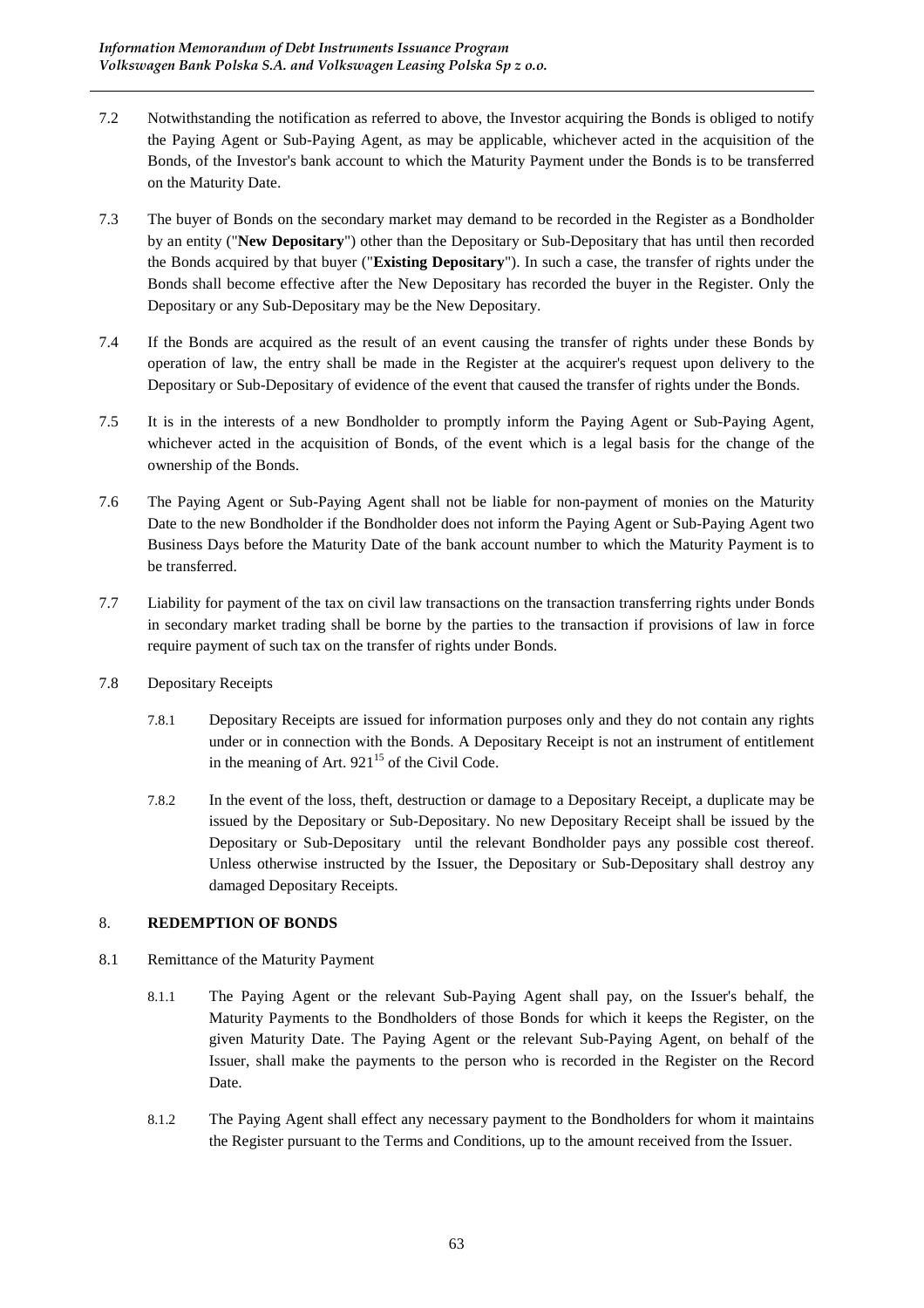7.2 Notwithstanding the notification as referred to above, the Investor acquiring the Bonds is obliged to notify the Paying Agent or Sub-Paying Agent, as may be applicable, whichever acted in the acquisition of the Bonds, of the Investor's bank account to which the Maturity Payment under the Bonds is to be transferred on the Maturity Date.

7.3 The buyer of Bonds on the secondary market may demand to be recorded in the Register as a Bondholder by an entity ("**New Depositary**") other than the Depositary or Sub-Depositary that has until then recorded the Bonds acquired by that buyer ("**Existing Depositary**"). In such a case, the transfer of rights under the Bonds shall become effective after the New Depositary has recorded the buyer in the Register. Only the Depositary or any Sub-Depositary may be the New Depositary.

7.4 If the Bonds are acquired as the result of an event causing the transfer of rights under these Bonds by operation of law, the entry shall be made in the Register at the acquirer's request upon delivery to the Depositary or Sub-Depositary of evidence of the event that caused the transfer of rights under the Bonds.

7.5 It is in the interests of a new Bondholder to promptly inform the Paying Agent or Sub-Paying Agent, whichever acted in the acquisition of Bonds, of the event which is a legal basis for the change of the ownership of the Bonds.

7.6 The Paying Agent or Sub-Paying Agent shall not be liable for non-payment of monies on the Maturity Date to the new Bondholder if the Bondholder does not inform the Paying Agent or Sub-Paying Agent two Business Days before the Maturity Date of the bank account number to which the Maturity Payment is to be transferred.

7.7 Liability for payment of the tax on civil law transactions on the transaction transferring rights under Bonds in secondary market trading shall be borne by the parties to the transaction if provisions of law in force require payment of such tax on the transfer of rights under Bonds.

7.8 Depositary Receipts

7.8.1 Depositary Receipts are issued for information purposes only and they do not contain any rights under or in connection with the Bonds. A Depositary Receipt is not an instrument of entitlement in the meaning of Art. 921[15] of the Civil Code.

7.8.2 In the event of the loss, theft, destruction or damage to a Depositary Receipt, a duplicate may be issued by the Depositary or Sub-Depositary. No new Depositary Receipt shall be issued by the Depositary or Sub-Depositary until the relevant Bondholder pays any possible cost thereof. Unless otherwise instructed by the Issuer, the Depositary or Sub-Depositary shall destroy any damaged Depositary Receipts.

## 8. REDEMPTION OF BONDS

8.1 Remittance of the Maturity Payment

8.1.1 The Paying Agent or the relevant Sub-Paying Agent shall pay, on the Issuer's behalf, the Maturity Payments to the Bondholders of those Bonds for which it keeps the Register, on the given Maturity Date. The Paying Agent or the relevant Sub-Paying Agent, on behalf of the Issuer, shall make the payments to the person who is recorded in the Register on the Record Date.

8.1.2 The Paying Agent shall effect any necessary payment to the Bondholders for whom it maintains the Register pursuant to the Terms and Conditions, up to the amount received from the Issuer.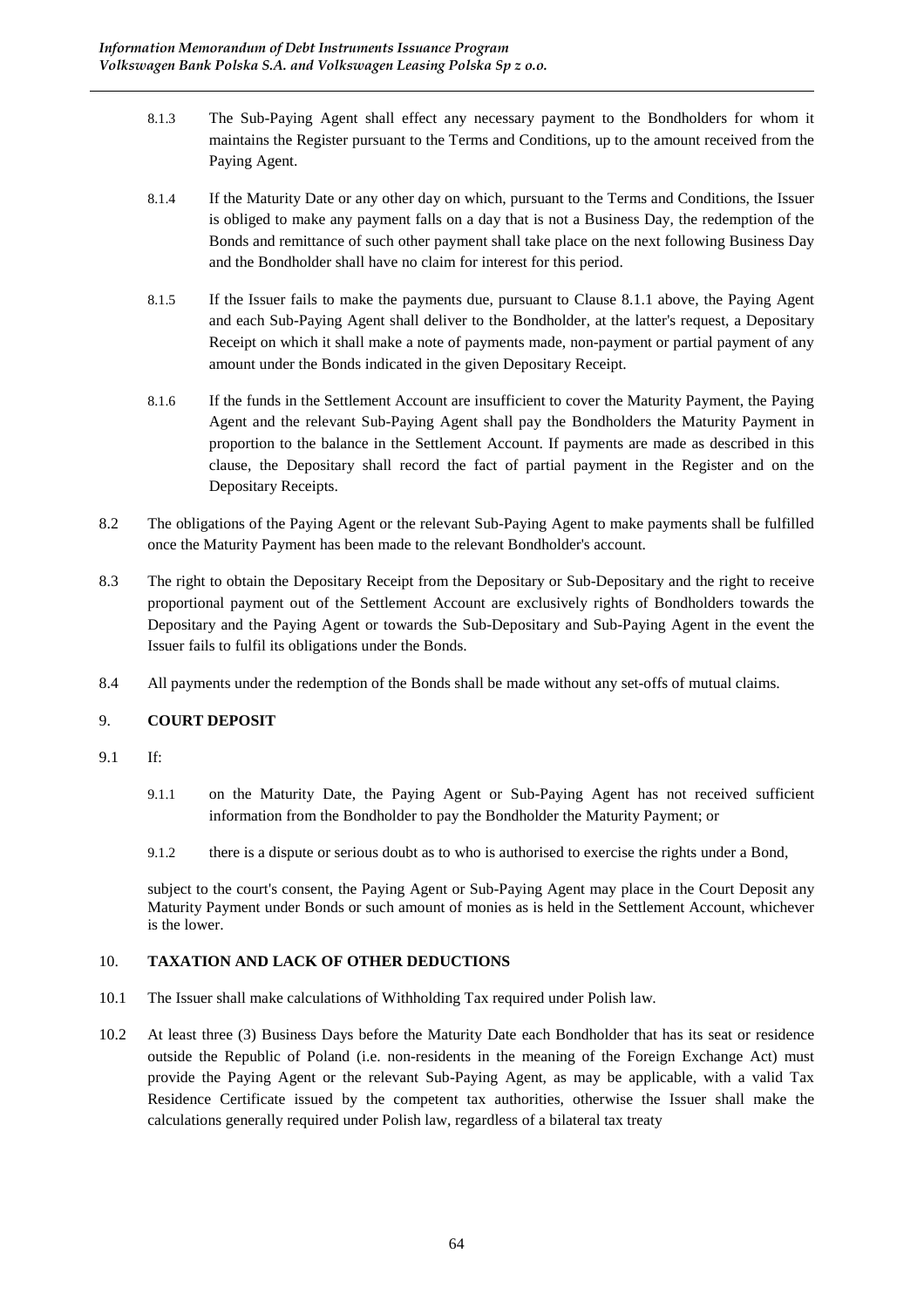8.1.3 The Sub-Paying Agent shall effect any necessary payment to the Bondholders for whom it maintains the Register pursuant to the Terms and Conditions, up to the amount received from the Paying Agent.

8.1.4 If the Maturity Date or any other day on which, pursuant to the Terms and Conditions, the Issuer is obliged to make any payment falls on a day that is not a Business Day, the redemption of the Bonds and remittance of such other payment shall take place on the next following Business Day and the Bondholder shall have no claim for interest for this period.

8.1.5 If the Issuer fails to make the payments due, pursuant to Clause 8.1.1 above, the Paying Agent and each Sub-Paying Agent shall deliver to the Bondholder, at the latter's request, a Depositary Receipt on which it shall make a note of payments made, non-payment or partial payment of any amount under the Bonds indicated in the given Depositary Receipt.

8.1.6 If the funds in the Settlement Account are insufficient to cover the Maturity Payment, the Paying Agent and the relevant Sub-Paying Agent shall pay the Bondholders the Maturity Payment in proportion to the balance in the Settlement Account. If payments are made as described in this clause, the Depositary shall record the fact of partial payment in the Register and on the Depositary Receipts.

8.2 The obligations of the Paying Agent or the relevant Sub-Paying Agent to make payments shall be fulfilled once the Maturity Payment has been made to the relevant Bondholder's account.

8.3 The right to obtain the Depositary Receipt from the Depositary or Sub-Depositary and the right to receive proportional payment out of the Settlement Account are exclusively rights of Bondholders towards the Depositary and the Paying Agent or towards the Sub-Depositary and Sub-Paying Agent in the event the Issuer fails to fulfil its obligations under the Bonds.

8.4 All payments under the redemption of the Bonds shall be made without any set-offs of mutual claims.

## 9. COURT DEPOSIT

9.1 If:

9.1.1 on the Maturity Date, the Paying Agent or Sub-Paying Agent has not received sufficient information from the Bondholder to pay the Bondholder the Maturity Payment; or

9.1.2 there is a dispute or serious doubt as to who is authorised to exercise the rights under a Bond,

subject to the court's consent, the Paying Agent or Sub-Paying Agent may place in the Court Deposit any Maturity Payment under Bonds or such amount of monies as is held in the Settlement Account, whichever is the lower.

## 10. TAXATION AND LACK OF OTHER DEDUCTIONS

10.1 The Issuer shall make calculations of Withholding Tax required under Polish law.

10.2 At least three (3) Business Days before the Maturity Date each Bondholder that has its seat or residence outside the Republic of Poland (i.e. non-residents in the meaning of the Foreign Exchange Act) must provide the Paying Agent or the relevant Sub-Paying Agent, as may be applicable, with a valid Tax Residence Certificate issued by the competent tax authorities, otherwise the Issuer shall make the calculations generally required under Polish law, regardless of a bilateral tax treaty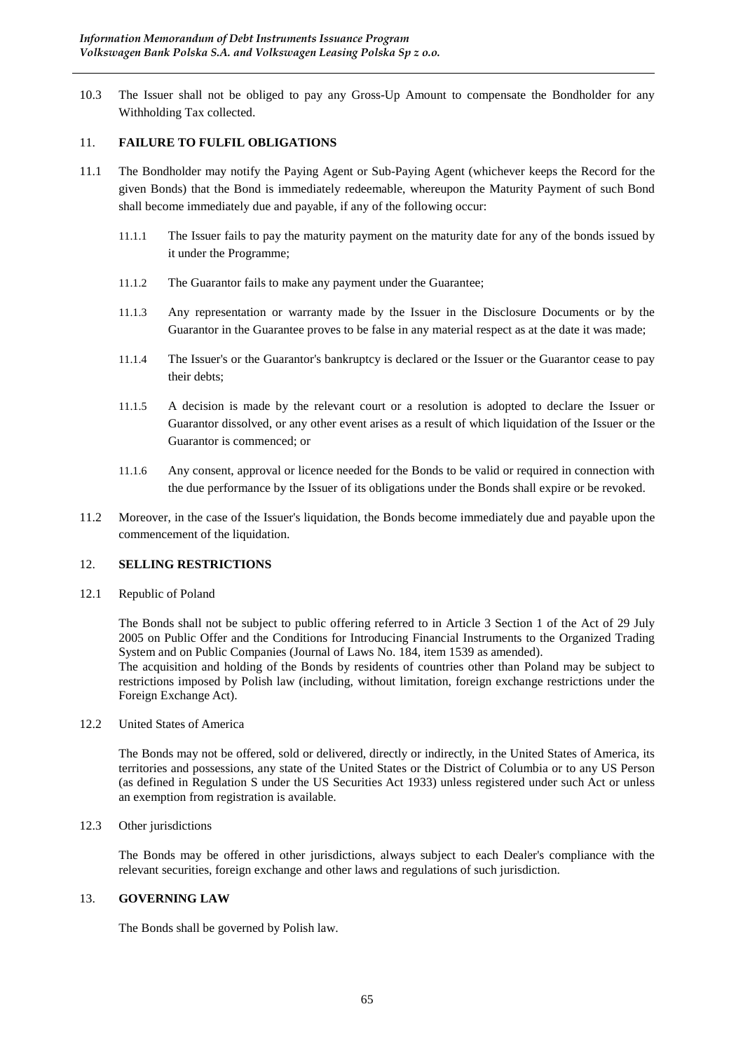10.3 The Issuer shall not be obliged to pay any Gross-Up Amount to compensate the Bondholder for any Withholding Tax collected.

## 11. FAILURE TO FULFIL OBLIGATIONS

11.1 The Bondholder may notify the Paying Agent or Sub-Paying Agent (whichever keeps the Record for the given Bonds) that the Bond is immediately redeemable, whereupon the Maturity Payment of such Bond shall become immediately due and payable, if any of the following occur:

11.1.1 The Issuer fails to pay the maturity payment on the maturity date for any of the bonds issued by it under the Programme;

11.1.2 The Guarantor fails to make any payment under the Guarantee;

11.1.3 Any representation or warranty made by the Issuer in the Disclosure Documents or by the Guarantor in the Guarantee proves to be false in any material respect as at the date it was made;

11.1.4 The Issuer's or the Guarantor's bankruptcy is declared or the Issuer or the Guarantor cease to pay their debts;

11.1.5 A decision is made by the relevant court or a resolution is adopted to declare the Issuer or Guarantor dissolved, or any other event arises as a result of which liquidation of the Issuer or the Guarantor is commenced; or

11.1.6 Any consent, approval or licence needed for the Bonds to be valid or required in connection with the due performance by the Issuer of its obligations under the Bonds shall expire or be revoked.

11.2 Moreover, in the case of the Issuer's liquidation, the Bonds become immediately due and payable upon the commencement of the liquidation.

## 12. SELLING RESTRICTIONS

12.1 Republic of Poland

The Bonds shall not be subject to public offering referred to in Article 3 Section 1 of the Act of 29 July 2005 on Public Offer and the Conditions for Introducing Financial Instruments to the Organized Trading System and on Public Companies (Journal of Laws No. 184, item 1539 as amended).
The acquisition and holding of the Bonds by residents of countries other than Poland may be subject to restrictions imposed by Polish law (including, without limitation, foreign exchange restrictions under the Foreign Exchange Act).

12.2 United States of America

The Bonds may not be offered, sold or delivered, directly or indirectly, in the United States of America, its territories and possessions, any state of the United States or the District of Columbia or to any US Person (as defined in Regulation S under the US Securities Act 1933) unless registered under such Act or unless an exemption from registration is available.

12.3 Other jurisdictions

The Bonds may be offered in other jurisdictions, always subject to each Dealer's compliance with the relevant securities, foreign exchange and other laws and regulations of such jurisdiction.

## 13. GOVERNING LAW

The Bonds shall be governed by Polish law.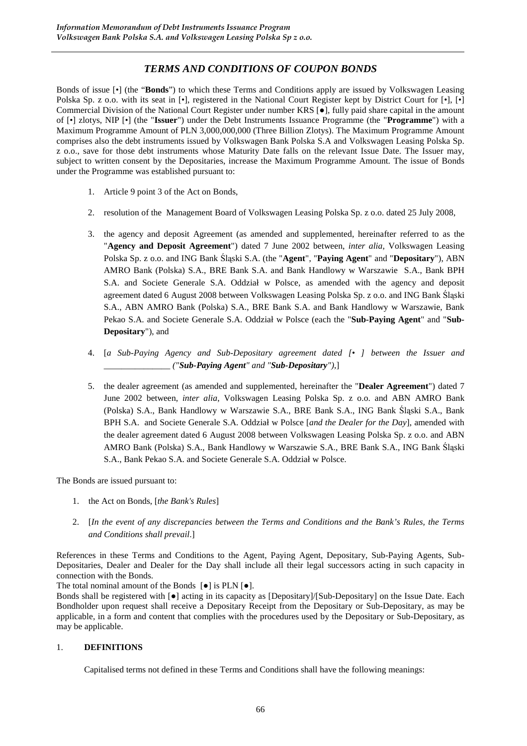## *TERMS AND CONDITIONS OF COUPON BONDS*

Bonds of issue [•] (the "**Bonds**") to which these Terms and Conditions apply are issued by Volkswagen Leasing Polska Sp. z o.o. with its seat in [•], registered in the National Court Register kept by District Court for [•], [•] Commercial Division of the National Court Register under number KRS [●], fully paid share capital in the amount of [•] zlotys, NIP [•] (the "**Issuer**") under the Debt Instruments Issuance Programme (the "**Programme**") with a Maximum Programme Amount of PLN 3,000,000,000 (Three Billion Zlotys). The Maximum Programme Amount comprises also the debt instruments issued by Volkswagen Bank Polska S.A and Volkswagen Leasing Polska Sp. z o.o., save for those debt instruments whose Maturity Date falls on the relevant Issue Date. The Issuer may, subject to written consent by the Depositaries, increase the Maximum Programme Amount. The issue of Bonds under the Programme was established pursuant to:

1. Article 9 point 3 of the Act on Bonds,
2. resolution of the Management Board of Volkswagen Leasing Polska Sp. z o.o. dated 25 July 2008,
3. the agency and deposit Agreement (as amended and supplemented, hereinafter referred to as the "**Agency and Deposit Agreement**") dated 7 June 2002 between, *inter alia*, Volkswagen Leasing Polska Sp. z o.o. and ING Bank Śląski S.A. (the "**Agent**", "**Paying Agent**" and "**Depositary**"), ABN AMRO Bank (Polska) S.A., BRE Bank S.A. and Bank Handlowy w Warszawie S.A., Bank BPH S.A. and Societe Generale S.A. Oddział w Polsce, as amended with the agency and deposit agreement dated 6 August 2008 between Volkswagen Leasing Polska Sp. z o.o. and ING Bank Śląski S.A., ABN AMRO Bank (Polska) S.A., BRE Bank S.A. and Bank Handlowy w Warszawie, Bank Pekao S.A. and Societe Generale S.A. Oddział w Polsce (each the "**Sub-Paying Agent**" and "**Sub-Depositary**"), and
4. [*a Sub-Paying Agency and Sub-Depositary agreement dated [• ] between the Issuer and \_\_\_\_\_\_\_\_\_\_\_\_\_\_\_ ("**Sub-Paying Agent**" and "**Sub-Depositary**"),*]
5. the dealer agreement (as amended and supplemented, hereinafter the "**Dealer Agreement**") dated 7 June 2002 between, *inter alia*, Volkswagen Leasing Polska Sp. z o.o. and ABN AMRO Bank (Polska) S.A., Bank Handlowy w Warszawie S.A., BRE Bank S.A., ING Bank Śląski S.A., Bank BPH S.A. and Societe Generale S.A. Oddział w Polsce [*and the Dealer for the Day*], amended with the dealer agreement dated 6 August 2008 between Volkswagen Leasing Polska Sp. z o.o. and ABN AMRO Bank (Polska) S.A., Bank Handlowy w Warszawie S.A., BRE Bank S.A., ING Bank Śląski S.A., Bank Pekao S.A. and Societe Generale S.A. Oddział w Polsce.

The Bonds are issued pursuant to:

1. the Act on Bonds, [*the Bank's Rules*]
2. [*In the event of any discrepancies between the Terms and Conditions and the Bank's Rules, the Terms and Conditions shall prevail*.]

References in these Terms and Conditions to the Agent, Paying Agent, Depositary, Sub-Paying Agents, Sub-Depositaries, Dealer and Dealer for the Day shall include all their legal successors acting in such capacity in connection with the Bonds.

The total nominal amount of the Bonds [●] is PLN [●].

Bonds shall be registered with [●] acting in its capacity as [Depositary]/[Sub-Depositary] on the Issue Date. Each Bondholder upon request shall receive a Depositary Receipt from the Depositary or Sub-Depositary, as may be applicable, in a form and content that complies with the procedures used by the Depositary or Sub-Depositary, as may be applicable.

### 1. DEFINITIONS

Capitalised terms not defined in these Terms and Conditions shall have the following meanings: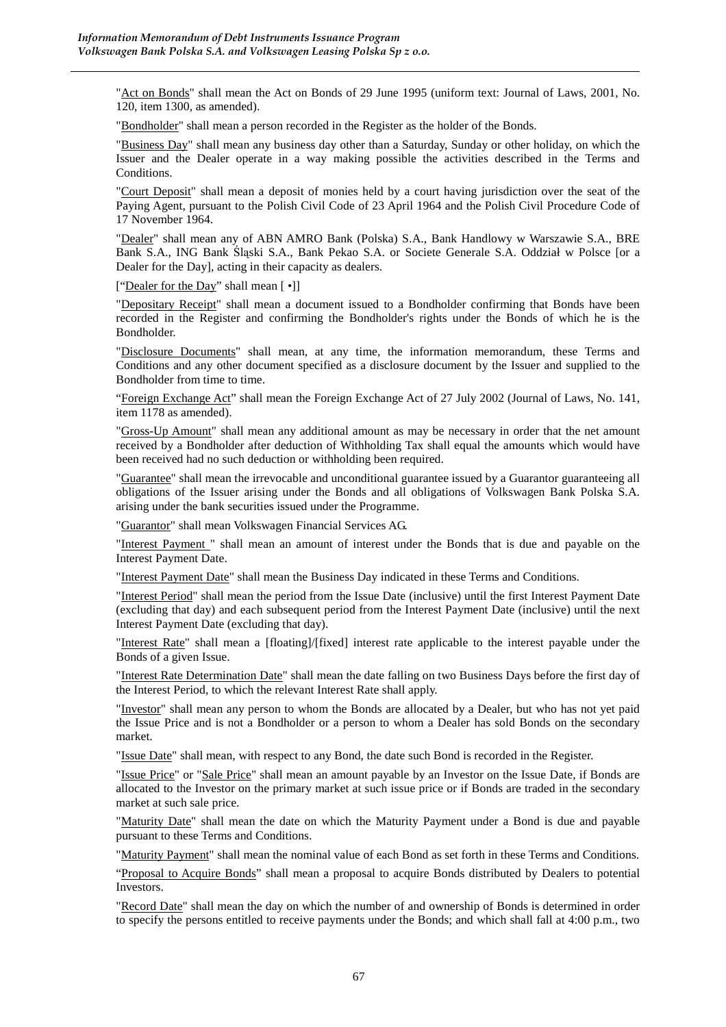"Act on Bonds" shall mean the Act on Bonds of 29 June 1995 (uniform text: Journal of Laws, 2001, No. 120, item 1300, as amended).

"Bondholder" shall mean a person recorded in the Register as the holder of the Bonds.

"Business Day" shall mean any business day other than a Saturday, Sunday or other holiday, on which the Issuer and the Dealer operate in a way making possible the activities described in the Terms and Conditions.

"Court Deposit" shall mean a deposit of monies held by a court having jurisdiction over the seat of the Paying Agent, pursuant to the Polish Civil Code of 23 April 1964 and the Polish Civil Procedure Code of 17 November 1964.

"Dealer" shall mean any of ABN AMRO Bank (Polska) S.A., Bank Handlowy w Warszawie S.A., BRE Bank S.A., ING Bank Śląski S.A., Bank Pekao S.A. or Societe Generale S.A. Oddział w Polsce [or a Dealer for the Day], acting in their capacity as dealers.

["Dealer for the Day" shall mean [ •]]

"Depositary Receipt" shall mean a document issued to a Bondholder confirming that Bonds have been recorded in the Register and confirming the Bondholder's rights under the Bonds of which he is the Bondholder.

"Disclosure Documents" shall mean, at any time, the information memorandum, these Terms and Conditions and any other document specified as a disclosure document by the Issuer and supplied to the Bondholder from time to time.

"Foreign Exchange Act" shall mean the Foreign Exchange Act of 27 July 2002 (Journal of Laws, No. 141, item 1178 as amended).

"Gross-Up Amount" shall mean any additional amount as may be necessary in order that the net amount received by a Bondholder after deduction of Withholding Tax shall equal the amounts which would have been received had no such deduction or withholding been required.

"Guarantee" shall mean the irrevocable and unconditional guarantee issued by a Guarantor guaranteeing all obligations of the Issuer arising under the Bonds and all obligations of Volkswagen Bank Polska S.A. arising under the bank securities issued under the Programme.

"Guarantor" shall mean Volkswagen Financial Services AG.

"Interest Payment " shall mean an amount of interest under the Bonds that is due and payable on the Interest Payment Date.

"Interest Payment Date" shall mean the Business Day indicated in these Terms and Conditions.

"Interest Period" shall mean the period from the Issue Date (inclusive) until the first Interest Payment Date (excluding that day) and each subsequent period from the Interest Payment Date (inclusive) until the next Interest Payment Date (excluding that day).

"Interest Rate" shall mean a [floating]/[fixed] interest rate applicable to the interest payable under the Bonds of a given Issue.

"Interest Rate Determination Date" shall mean the date falling on two Business Days before the first day of the Interest Period, to which the relevant Interest Rate shall apply.

"Investor" shall mean any person to whom the Bonds are allocated by a Dealer, but who has not yet paid the Issue Price and is not a Bondholder or a person to whom a Dealer has sold Bonds on the secondary market.

"Issue Date" shall mean, with respect to any Bond, the date such Bond is recorded in the Register.

"Issue Price" or "Sale Price" shall mean an amount payable by an Investor on the Issue Date, if Bonds are allocated to the Investor on the primary market at such issue price or if Bonds are traded in the secondary market at such sale price.

"Maturity Date" shall mean the date on which the Maturity Payment under a Bond is due and payable pursuant to these Terms and Conditions.

"Maturity Payment" shall mean the nominal value of each Bond as set forth in these Terms and Conditions.

"Proposal to Acquire Bonds" shall mean a proposal to acquire Bonds distributed by Dealers to potential Investors.

"Record Date" shall mean the day on which the number of and ownership of Bonds is determined in order to specify the persons entitled to receive payments under the Bonds; and which shall fall at 4:00 p.m., two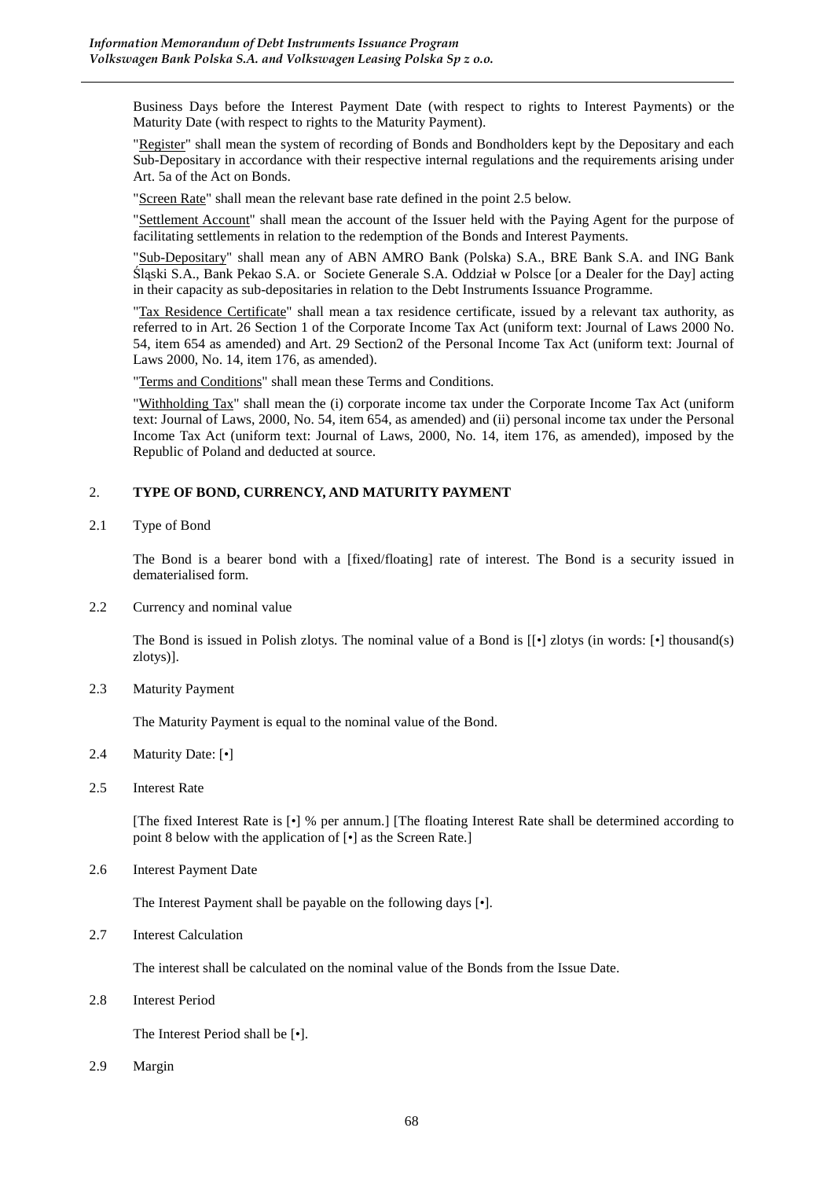Business Days before the Interest Payment Date (with respect to rights to Interest Payments) or the Maturity Date (with respect to rights to the Maturity Payment).

"Register" shall mean the system of recording of Bonds and Bondholders kept by the Depositary and each Sub-Depositary in accordance with their respective internal regulations and the requirements arising under Art. 5a of the Act on Bonds.

"Screen Rate" shall mean the relevant base rate defined in the point 2.5 below.

"Settlement Account" shall mean the account of the Issuer held with the Paying Agent for the purpose of facilitating settlements in relation to the redemption of the Bonds and Interest Payments.

"Sub-Depositary" shall mean any of ABN AMRO Bank (Polska) S.A., BRE Bank S.A. and ING Bank Śląski S.A., Bank Pekao S.A. or Societe Generale S.A. Oddział w Polsce [or a Dealer for the Day] acting in their capacity as sub-depositaries in relation to the Debt Instruments Issuance Programme.

"Tax Residence Certificate" shall mean a tax residence certificate, issued by a relevant tax authority, as referred to in Art. 26 Section 1 of the Corporate Income Tax Act (uniform text: Journal of Laws 2000 No. 54, item 654 as amended) and Art. 29 Section2 of the Personal Income Tax Act (uniform text: Journal of Laws 2000, No. 14, item 176, as amended).

"Terms and Conditions" shall mean these Terms and Conditions.

"Withholding Tax" shall mean the (i) corporate income tax under the Corporate Income Tax Act (uniform text: Journal of Laws, 2000, No. 54, item 654, as amended) and (ii) personal income tax under the Personal Income Tax Act (uniform text: Journal of Laws, 2000, No. 14, item 176, as amended), imposed by the Republic of Poland and deducted at source.

## 2. TYPE OF BOND, CURRENCY, AND MATURITY PAYMENT

### 2.1 Type of Bond

The Bond is a bearer bond with a [fixed/floating] rate of interest. The Bond is a security issued in dematerialised form.

### 2.2 Currency and nominal value

The Bond is issued in Polish zlotys. The nominal value of a Bond is [[•] zlotys (in words: [•] thousand(s) zlotys)].

### 2.3 Maturity Payment

The Maturity Payment is equal to the nominal value of the Bond.

### 2.4 Maturity Date: [•]

### 2.5 Interest Rate

[The fixed Interest Rate is [•] % per annum.] [The floating Interest Rate shall be determined according to point 8 below with the application of [•] as the Screen Rate.]

### 2.6 Interest Payment Date

The Interest Payment shall be payable on the following days [•].

### 2.7 Interest Calculation

The interest shall be calculated on the nominal value of the Bonds from the Issue Date.

### 2.8 Interest Period

The Interest Period shall be [•].

### 2.9 Margin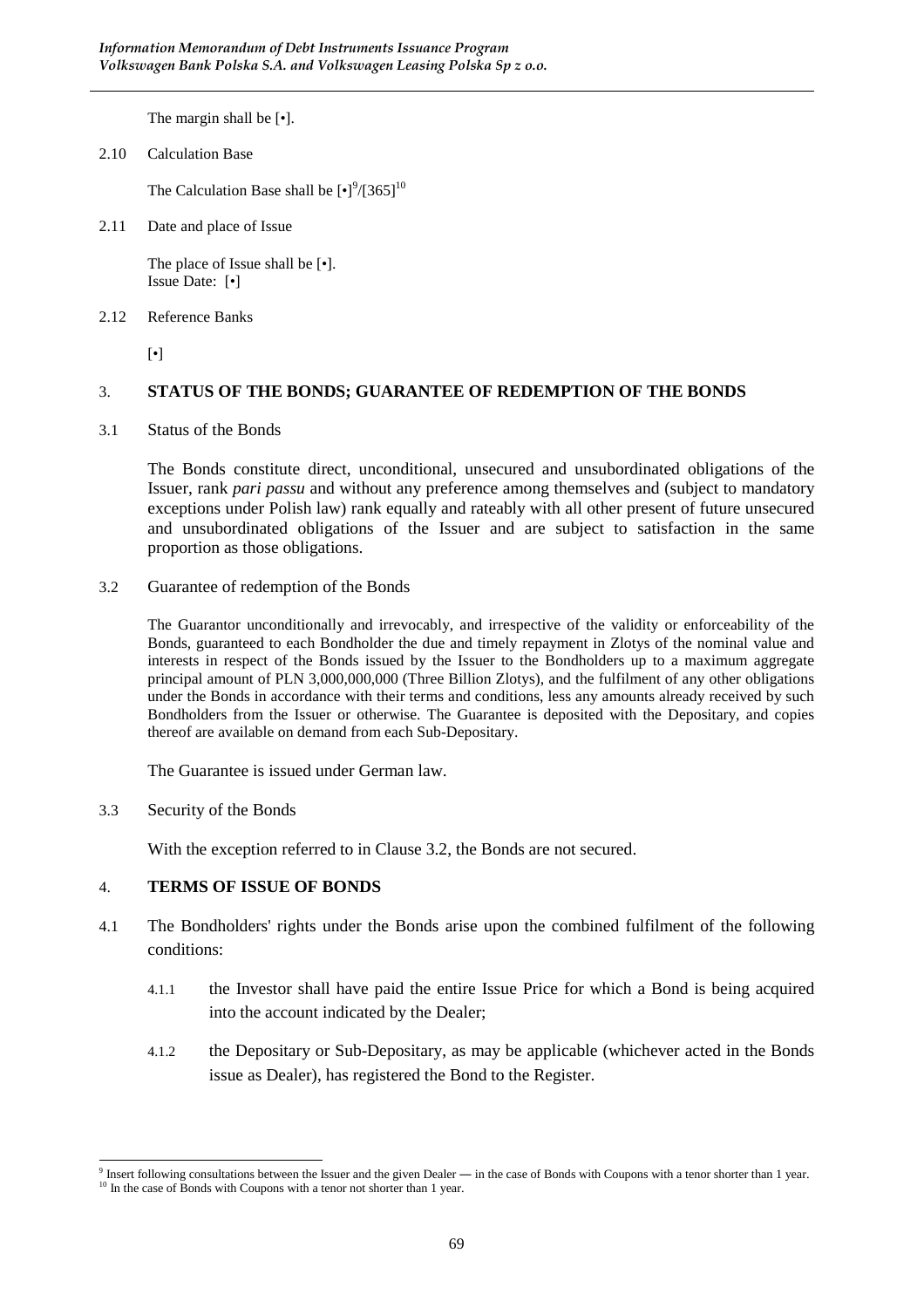The margin shall be [•].

2.10 Calculation Base

The Calculation Base shall be [•][9]/[365][10]

2.11 Date and place of Issue

The place of Issue shall be [•].
Issue Date: [•]

2.12 Reference Banks

[•]

## 3. STATUS OF THE BONDS; GUARANTEE OF REDEMPTION OF THE BONDS

3.1 Status of the Bonds

The Bonds constitute direct, unconditional, unsecured and unsubordinated obligations of the Issuer, rank *pari passu* and without any preference among themselves and (subject to mandatory exceptions under Polish law) rank equally and rateably with all other present of future unsecured and unsubordinated obligations of the Issuer and are subject to satisfaction in the same proportion as those obligations.

3.2 Guarantee of redemption of the Bonds

The Guarantor unconditionally and irrevocably, and irrespective of the validity or enforceability of the Bonds, guaranteed to each Bondholder the due and timely repayment in Zlotys of the nominal value and interests in respect of the Bonds issued by the Issuer to the Bondholders up to a maximum aggregate principal amount of PLN 3,000,000,000 (Three Billion Zlotys), and the fulfilment of any other obligations under the Bonds in accordance with their terms and conditions, less any amounts already received by such Bondholders from the Issuer or otherwise. The Guarantee is deposited with the Depositary, and copies thereof are available on demand from each Sub-Depositary.

The Guarantee is issued under German law.

3.3 Security of the Bonds

With the exception referred to in Clause 3.2, the Bonds are not secured.

## 4. TERMS OF ISSUE OF BONDS

4.1 The Bondholders' rights under the Bonds arise upon the combined fulfilment of the following conditions:

4.1.1 the Investor shall have paid the entire Issue Price for which a Bond is being acquired into the account indicated by the Dealer;

4.1.2 the Depositary or Sub-Depositary, as may be applicable (whichever acted in the Bonds issue as Dealer), has registered the Bond to the Register.

[9] Insert following consultations between the Issuer and the given Dealer — in the case of Bonds with Coupons with a tenor shorter than 1 year.

[10] In the case of Bonds with Coupons with a tenor not shorter than 1 year.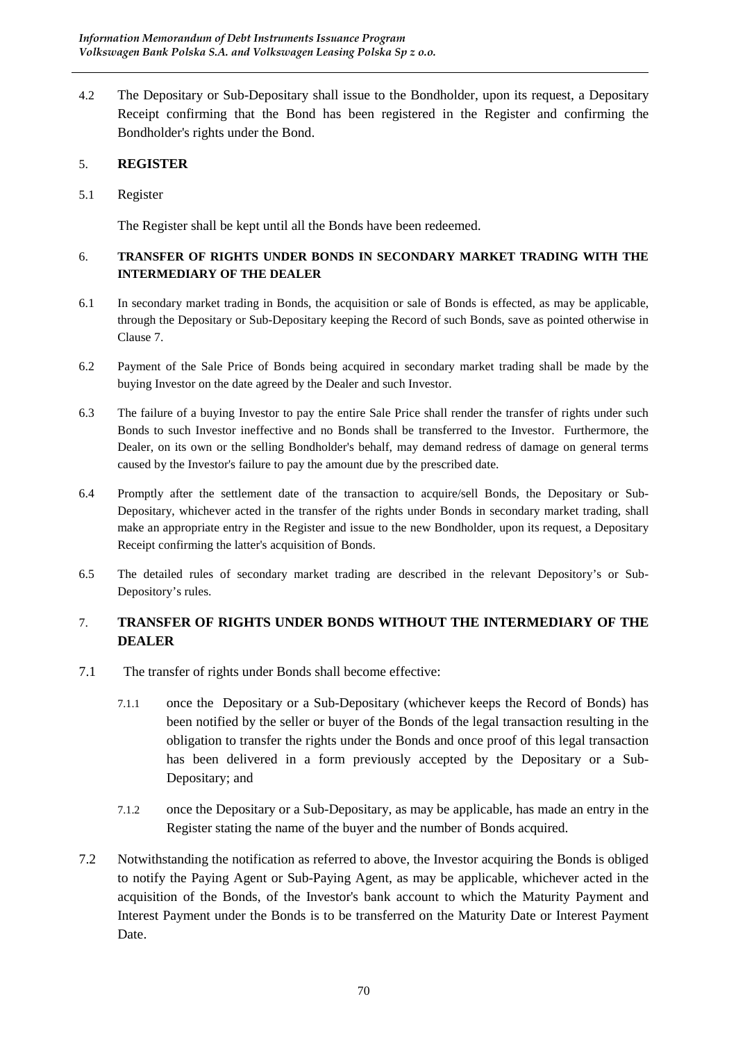4.2 The Depositary or Sub-Depositary shall issue to the Bondholder, upon its request, a Depositary Receipt confirming that the Bond has been registered in the Register and confirming the Bondholder's rights under the Bond.

## 5. REGISTER

5.1 Register

The Register shall be kept until all the Bonds have been redeemed.

## 6. TRANSFER OF RIGHTS UNDER BONDS IN SECONDARY MARKET TRADING WITH THE INTERMEDIARY OF THE DEALER

6.1 In secondary market trading in Bonds, the acquisition or sale of Bonds is effected, as may be applicable, through the Depositary or Sub-Depositary keeping the Record of such Bonds, save as pointed otherwise in Clause 7.

6.2 Payment of the Sale Price of Bonds being acquired in secondary market trading shall be made by the buying Investor on the date agreed by the Dealer and such Investor.

6.3 The failure of a buying Investor to pay the entire Sale Price shall render the transfer of rights under such Bonds to such Investor ineffective and no Bonds shall be transferred to the Investor. Furthermore, the Dealer, on its own or the selling Bondholder's behalf, may demand redress of damage on general terms caused by the Investor's failure to pay the amount due by the prescribed date.

6.4 Promptly after the settlement date of the transaction to acquire/sell Bonds, the Depositary or Sub-Depositary, whichever acted in the transfer of the rights under Bonds in secondary market trading, shall make an appropriate entry in the Register and issue to the new Bondholder, upon its request, a Depositary Receipt confirming the latter's acquisition of Bonds.

6.5 The detailed rules of secondary market trading are described in the relevant Depository's or Sub-Depository's rules.

## 7. TRANSFER OF RIGHTS UNDER BONDS WITHOUT THE INTERMEDIARY OF THE DEALER

7.1 The transfer of rights under Bonds shall become effective:

7.1.1 once the Depositary or a Sub-Depositary (whichever keeps the Record of Bonds) has been notified by the seller or buyer of the Bonds of the legal transaction resulting in the obligation to transfer the rights under the Bonds and once proof of this legal transaction has been delivered in a form previously accepted by the Depositary or a Sub-Depositary; and

7.1.2 once the Depositary or a Sub-Depositary, as may be applicable, has made an entry in the Register stating the name of the buyer and the number of Bonds acquired.

7.2 Notwithstanding the notification as referred to above, the Investor acquiring the Bonds is obliged to notify the Paying Agent or Sub-Paying Agent, as may be applicable, whichever acted in the acquisition of the Bonds, of the Investor's bank account to which the Maturity Payment and Interest Payment under the Bonds is to be transferred on the Maturity Date or Interest Payment Date.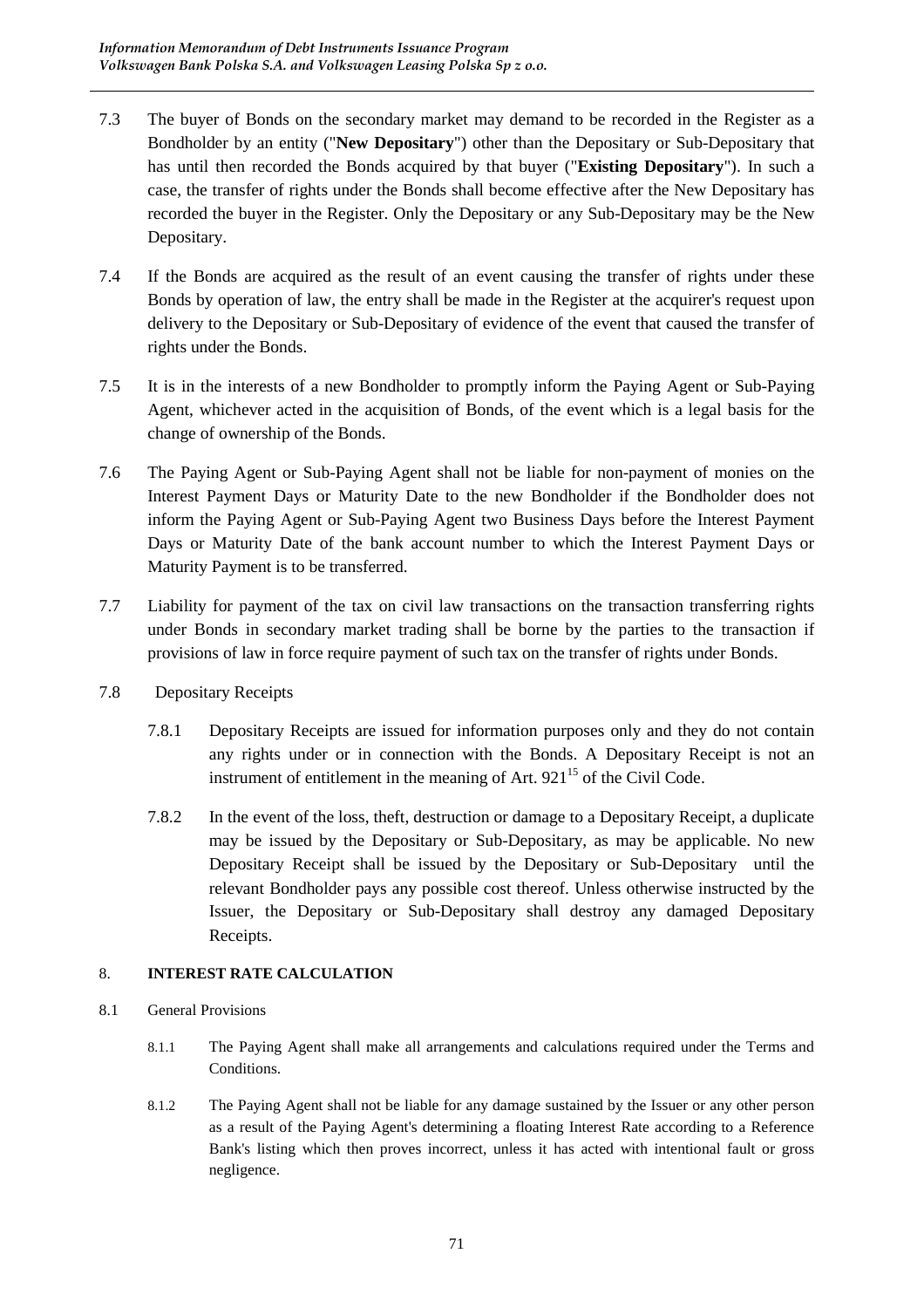7.3 The buyer of Bonds on the secondary market may demand to be recorded in the Register as a Bondholder by an entity ("**New Depositary**") other than the Depositary or Sub-Depositary that has until then recorded the Bonds acquired by that buyer ("**Existing Depositary**"). In such a case, the transfer of rights under the Bonds shall become effective after the New Depositary has recorded the buyer in the Register. Only the Depositary or any Sub-Depositary may be the New Depositary.

7.4 If the Bonds are acquired as the result of an event causing the transfer of rights under these Bonds by operation of law, the entry shall be made in the Register at the acquirer's request upon delivery to the Depositary or Sub-Depositary of evidence of the event that caused the transfer of rights under the Bonds.

7.5 It is in the interests of a new Bondholder to promptly inform the Paying Agent or Sub-Paying Agent, whichever acted in the acquisition of Bonds, of the event which is a legal basis for the change of ownership of the Bonds.

7.6 The Paying Agent or Sub-Paying Agent shall not be liable for non-payment of monies on the Interest Payment Days or Maturity Date to the new Bondholder if the Bondholder does not inform the Paying Agent or Sub-Paying Agent two Business Days before the Interest Payment Days or Maturity Date of the bank account number to which the Interest Payment Days or Maturity Payment is to be transferred.

7.7 Liability for payment of the tax on civil law transactions on the transaction transferring rights under Bonds in secondary market trading shall be borne by the parties to the transaction if provisions of law in force require payment of such tax on the transfer of rights under Bonds.

7.8 Depositary Receipts

7.8.1 Depositary Receipts are issued for information purposes only and they do not contain any rights under or in connection with the Bonds. A Depositary Receipt is not an instrument of entitlement in the meaning of Art. 921[15] of the Civil Code.

7.8.2 In the event of the loss, theft, destruction or damage to a Depositary Receipt, a duplicate may be issued by the Depositary or Sub-Depositary, as may be applicable. No new Depositary Receipt shall be issued by the Depositary or Sub-Depositary until the relevant Bondholder pays any possible cost thereof. Unless otherwise instructed by the Issuer, the Depositary or Sub-Depositary shall destroy any damaged Depositary Receipts.

## 8. INTEREST RATE CALCULATION

8.1 General Provisions

8.1.1 The Paying Agent shall make all arrangements and calculations required under the Terms and Conditions.

8.1.2 The Paying Agent shall not be liable for any damage sustained by the Issuer or any other person as a result of the Paying Agent's determining a floating Interest Rate according to a Reference Bank's listing which then proves incorrect, unless it has acted with intentional fault or gross negligence.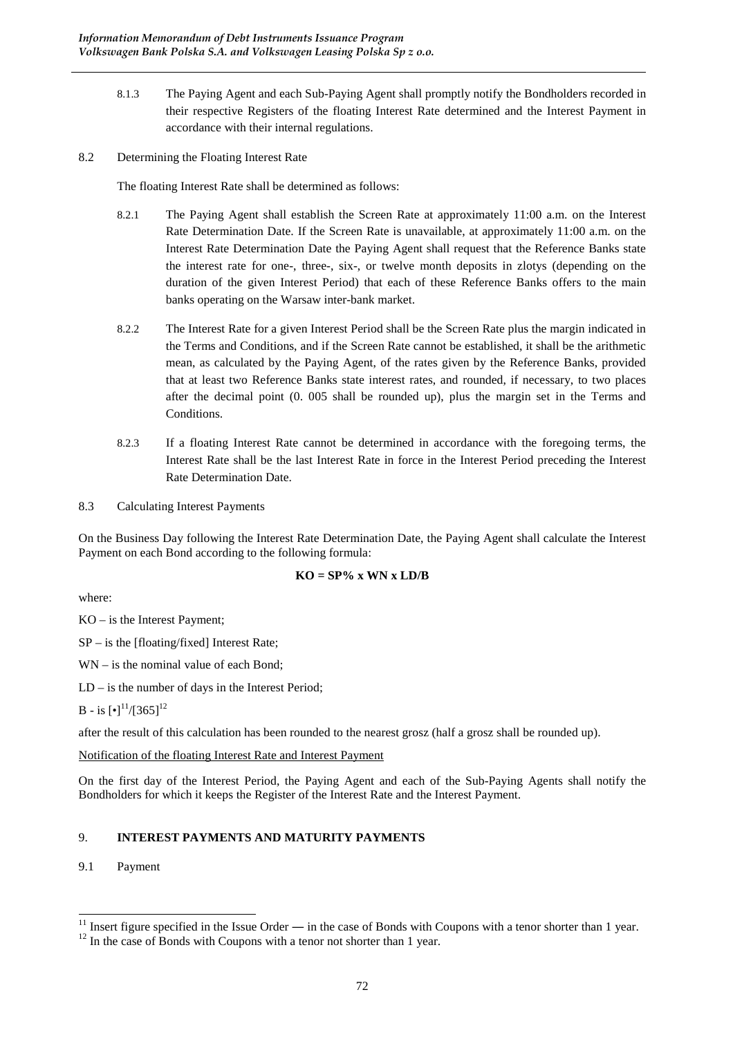8.1.3 The Paying Agent and each Sub-Paying Agent shall promptly notify the Bondholders recorded in their respective Registers of the floating Interest Rate determined and the Interest Payment in accordance with their internal regulations.

8.2 Determining the Floating Interest Rate

The floating Interest Rate shall be determined as follows:

8.2.1 The Paying Agent shall establish the Screen Rate at approximately 11:00 a.m. on the Interest Rate Determination Date. If the Screen Rate is unavailable, at approximately 11:00 a.m. on the Interest Rate Determination Date the Paying Agent shall request that the Reference Banks state the interest rate for one-, three-, six-, or twelve month deposits in zlotys (depending on the duration of the given Interest Period) that each of these Reference Banks offers to the main banks operating on the Warsaw inter-bank market.

8.2.2 The Interest Rate for a given Interest Period shall be the Screen Rate plus the margin indicated in the Terms and Conditions, and if the Screen Rate cannot be established, it shall be the arithmetic mean, as calculated by the Paying Agent, of the rates given by the Reference Banks, provided that at least two Reference Banks state interest rates, and rounded, if necessary, to two places after the decimal point (0. 005 shall be rounded up), plus the margin set in the Terms and Conditions.

8.2.3 If a floating Interest Rate cannot be determined in accordance with the foregoing terms, the Interest Rate shall be the last Interest Rate in force in the Interest Period preceding the Interest Rate Determination Date.

8.3 Calculating Interest Payments

On the Business Day following the Interest Rate Determination Date, the Paying Agent shall calculate the Interest Payment on each Bond according to the following formula:

**KO = SP% x WN x LD/B**

where:

KO – is the Interest Payment;

SP – is the [floating/fixed] Interest Rate;

WN – is the nominal value of each Bond;

LD – is the number of days in the Interest Period;

B - is [•][11]/[365][12]

after the result of this calculation has been rounded to the nearest grosz (half a grosz shall be rounded up).

Notification of the floating Interest Rate and Interest Payment

On the first day of the Interest Period, the Paying Agent and each of the Sub-Paying Agents shall notify the Bondholders for which it keeps the Register of the Interest Rate and the Interest Payment.

## 9. INTEREST PAYMENTS AND MATURITY PAYMENTS

9.1 Payment

---

[11] Insert figure specified in the Issue Order ― in the case of Bonds with Coupons with a tenor shorter than 1 year.

[12] In the case of Bonds with Coupons with a tenor not shorter than 1 year.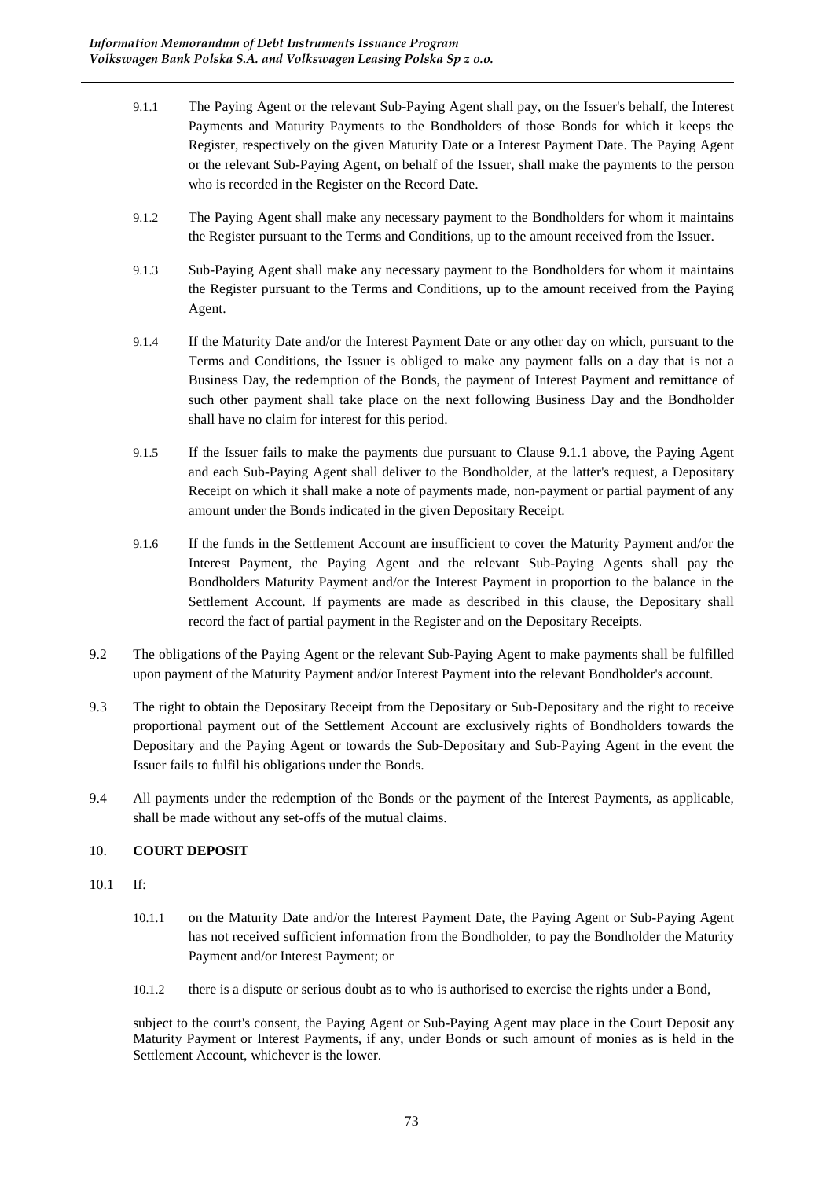9.1.1 The Paying Agent or the relevant Sub-Paying Agent shall pay, on the Issuer's behalf, the Interest Payments and Maturity Payments to the Bondholders of those Bonds for which it keeps the Register, respectively on the given Maturity Date or a Interest Payment Date. The Paying Agent or the relevant Sub-Paying Agent, on behalf of the Issuer, shall make the payments to the person who is recorded in the Register on the Record Date.

9.1.2 The Paying Agent shall make any necessary payment to the Bondholders for whom it maintains the Register pursuant to the Terms and Conditions, up to the amount received from the Issuer.

9.1.3 Sub-Paying Agent shall make any necessary payment to the Bondholders for whom it maintains the Register pursuant to the Terms and Conditions, up to the amount received from the Paying Agent.

9.1.4 If the Maturity Date and/or the Interest Payment Date or any other day on which, pursuant to the Terms and Conditions, the Issuer is obliged to make any payment falls on a day that is not a Business Day, the redemption of the Bonds, the payment of Interest Payment and remittance of such other payment shall take place on the next following Business Day and the Bondholder shall have no claim for interest for this period.

9.1.5 If the Issuer fails to make the payments due pursuant to Clause 9.1.1 above, the Paying Agent and each Sub-Paying Agent shall deliver to the Bondholder, at the latter's request, a Depositary Receipt on which it shall make a note of payments made, non-payment or partial payment of any amount under the Bonds indicated in the given Depositary Receipt.

9.1.6 If the funds in the Settlement Account are insufficient to cover the Maturity Payment and/or the Interest Payment, the Paying Agent and the relevant Sub-Paying Agents shall pay the Bondholders Maturity Payment and/or the Interest Payment in proportion to the balance in the Settlement Account. If payments are made as described in this clause, the Depositary shall record the fact of partial payment in the Register and on the Depositary Receipts.

9.2 The obligations of the Paying Agent or the relevant Sub-Paying Agent to make payments shall be fulfilled upon payment of the Maturity Payment and/or Interest Payment into the relevant Bondholder's account.

9.3 The right to obtain the Depositary Receipt from the Depositary or Sub-Depositary and the right to receive proportional payment out of the Settlement Account are exclusively rights of Bondholders towards the Depositary and the Paying Agent or towards the Sub-Depositary and Sub-Paying Agent in the event the Issuer fails to fulfil his obligations under the Bonds.

9.4 All payments under the redemption of the Bonds or the payment of the Interest Payments, as applicable, shall be made without any set-offs of the mutual claims.

## 10. COURT DEPOSIT

10.1 If:

10.1.1 on the Maturity Date and/or the Interest Payment Date, the Paying Agent or Sub-Paying Agent has not received sufficient information from the Bondholder, to pay the Bondholder the Maturity Payment and/or Interest Payment; or

10.1.2 there is a dispute or serious doubt as to who is authorised to exercise the rights under a Bond,

subject to the court's consent, the Paying Agent or Sub-Paying Agent may place in the Court Deposit any Maturity Payment or Interest Payments, if any, under Bonds or such amount of monies as is held in the Settlement Account, whichever is the lower.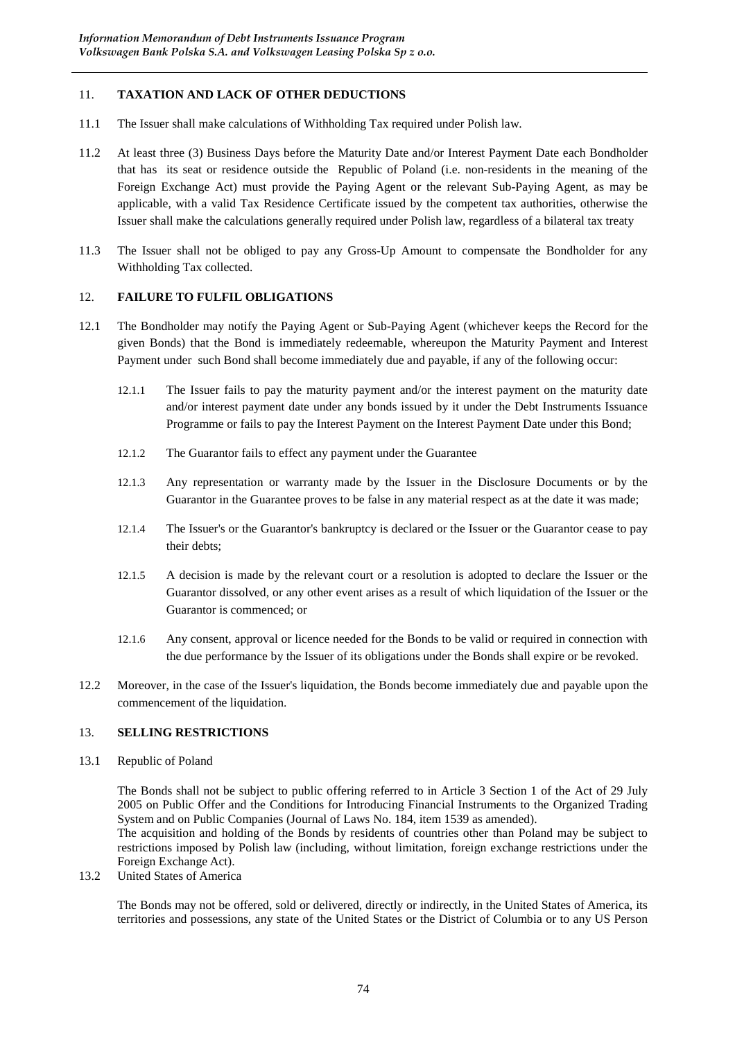## 11. TAXATION AND LACK OF OTHER DEDUCTIONS

11.1 The Issuer shall make calculations of Withholding Tax required under Polish law.

11.2 At least three (3) Business Days before the Maturity Date and/or Interest Payment Date each Bondholder that has its seat or residence outside the Republic of Poland (i.e. non-residents in the meaning of the Foreign Exchange Act) must provide the Paying Agent or the relevant Sub-Paying Agent, as may be applicable, with a valid Tax Residence Certificate issued by the competent tax authorities, otherwise the Issuer shall make the calculations generally required under Polish law, regardless of a bilateral tax treaty

11.3 The Issuer shall not be obliged to pay any Gross-Up Amount to compensate the Bondholder for any Withholding Tax collected.

## 12. FAILURE TO FULFIL OBLIGATIONS

12.1 The Bondholder may notify the Paying Agent or Sub-Paying Agent (whichever keeps the Record for the given Bonds) that the Bond is immediately redeemable, whereupon the Maturity Payment and Interest Payment under such Bond shall become immediately due and payable, if any of the following occur:

12.1.1 The Issuer fails to pay the maturity payment and/or the interest payment on the maturity date and/or interest payment date under any bonds issued by it under the Debt Instruments Issuance Programme or fails to pay the Interest Payment on the Interest Payment Date under this Bond;

12.1.2 The Guarantor fails to effect any payment under the Guarantee

12.1.3 Any representation or warranty made by the Issuer in the Disclosure Documents or by the Guarantor in the Guarantee proves to be false in any material respect as at the date it was made;

12.1.4 The Issuer's or the Guarantor's bankruptcy is declared or the Issuer or the Guarantor cease to pay their debts;

12.1.5 A decision is made by the relevant court or a resolution is adopted to declare the Issuer or the Guarantor dissolved, or any other event arises as a result of which liquidation of the Issuer or the Guarantor is commenced; or

12.1.6 Any consent, approval or licence needed for the Bonds to be valid or required in connection with the due performance by the Issuer of its obligations under the Bonds shall expire or be revoked.

12.2 Moreover, in the case of the Issuer's liquidation, the Bonds become immediately due and payable upon the commencement of the liquidation.

## 13. SELLING RESTRICTIONS

13.1 Republic of Poland

The Bonds shall not be subject to public offering referred to in Article 3 Section 1 of the Act of 29 July 2005 on Public Offer and the Conditions for Introducing Financial Instruments to the Organized Trading System and on Public Companies (Journal of Laws No. 184, item 1539 as amended).
The acquisition and holding of the Bonds by residents of countries other than Poland may be subject to restrictions imposed by Polish law (including, without limitation, foreign exchange restrictions under the Foreign Exchange Act).

13.2 United States of America

The Bonds may not be offered, sold or delivered, directly or indirectly, in the United States of America, its territories and possessions, any state of the United States or the District of Columbia or to any US Person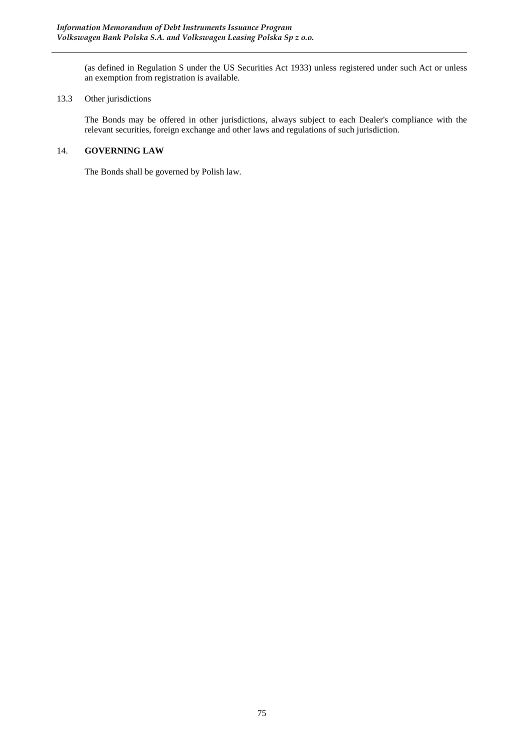(as defined in Regulation S under the US Securities Act 1933) unless registered under such Act or unless an exemption from registration is available.

13.3 Other jurisdictions

The Bonds may be offered in other jurisdictions, always subject to each Dealer's compliance with the relevant securities, foreign exchange and other laws and regulations of such jurisdiction.

## 14. GOVERNING LAW

The Bonds shall be governed by Polish law.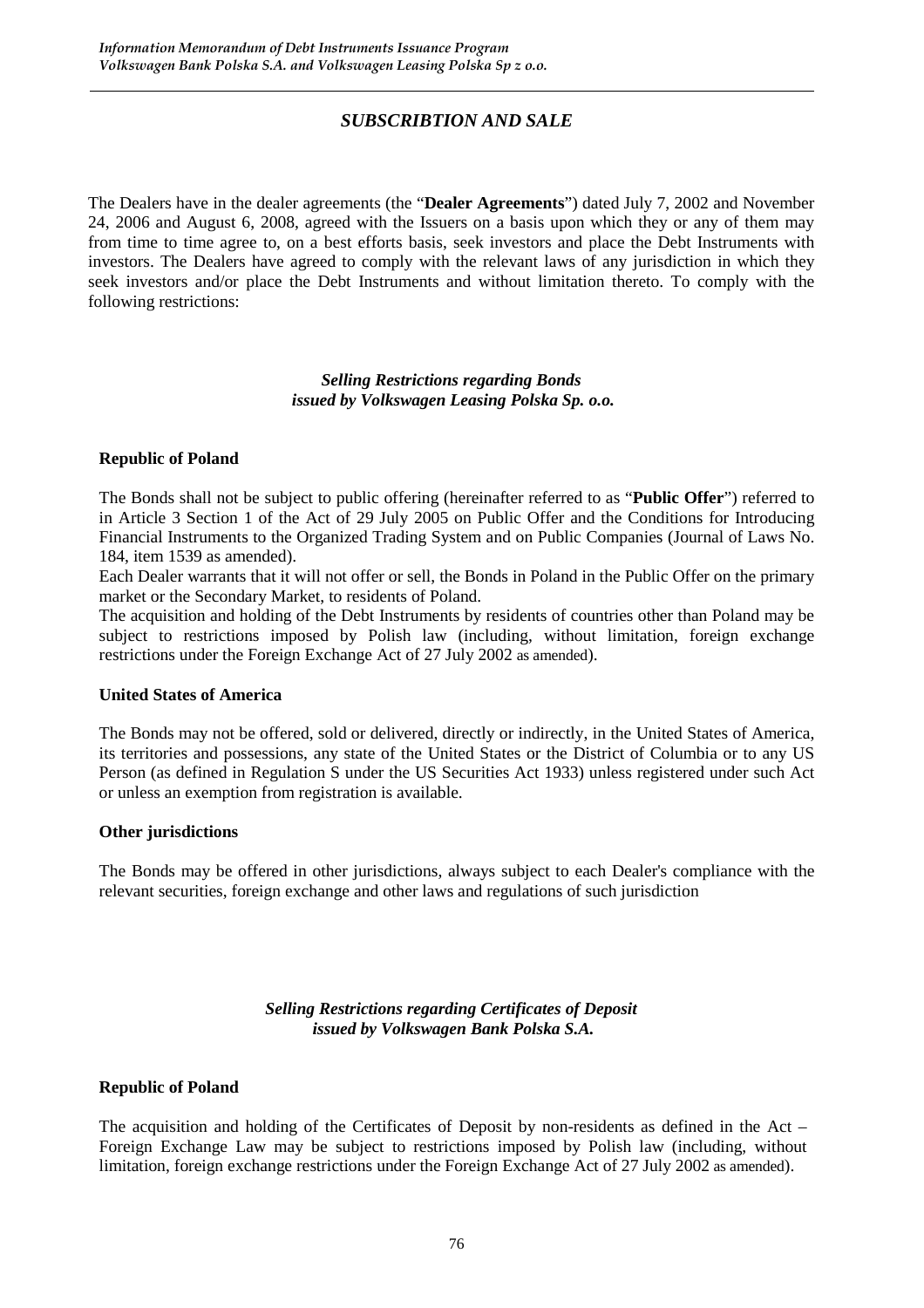## *SUBSCRIBTION AND SALE*

The Dealers have in the dealer agreements (the "**Dealer Agreements**") dated July 7, 2002 and November 24, 2006 and August 6, 2008, agreed with the Issuers on a basis upon which they or any of them may from time to time agree to, on a best efforts basis, seek investors and place the Debt Instruments with investors. The Dealers have agreed to comply with the relevant laws of any jurisdiction in which they seek investors and/or place the Debt Instruments and without limitation thereto. To comply with the following restrictions:

### *Selling Restrictions regarding Bonds issued by Volkswagen Leasing Polska Sp. o.o.*

**Republic of Poland**

The Bonds shall not be subject to public offering (hereinafter referred to as "**Public Offer**") referred to in Article 3 Section 1 of the Act of 29 July 2005 on Public Offer and the Conditions for Introducing Financial Instruments to the Organized Trading System and on Public Companies (Journal of Laws No. 184, item 1539 as amended).

Each Dealer warrants that it will not offer or sell, the Bonds in Poland in the Public Offer on the primary market or the Secondary Market, to residents of Poland.

The acquisition and holding of the Debt Instruments by residents of countries other than Poland may be subject to restrictions imposed by Polish law (including, without limitation, foreign exchange restrictions under the Foreign Exchange Act of 27 July 2002 as amended).

**United States of America**

The Bonds may not be offered, sold or delivered, directly or indirectly, in the United States of America, its territories and possessions, any state of the United States or the District of Columbia or to any US Person (as defined in Regulation S under the US Securities Act 1933) unless registered under such Act or unless an exemption from registration is available.

**Other jurisdictions**

The Bonds may be offered in other jurisdictions, always subject to each Dealer's compliance with the relevant securities, foreign exchange and other laws and regulations of such jurisdiction

### *Selling Restrictions regarding Certificates of Deposit issued by Volkswagen Bank Polska S.A.*

**Republic of Poland**

The acquisition and holding of the Certificates of Deposit by non-residents as defined in the Act – Foreign Exchange Law may be subject to restrictions imposed by Polish law (including, without limitation, foreign exchange restrictions under the Foreign Exchange Act of 27 July 2002 as amended).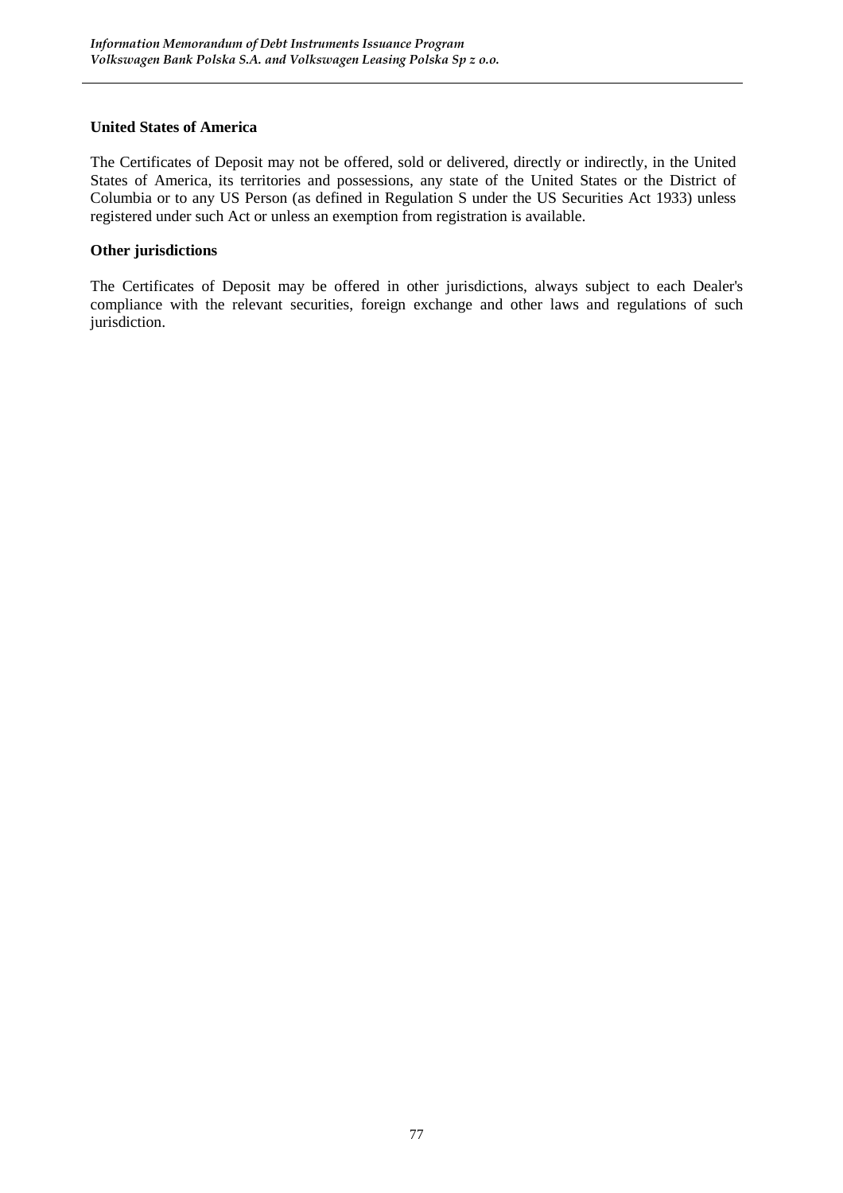**United States of America**

The Certificates of Deposit may not be offered, sold or delivered, directly or indirectly, in the United States of America, its territories and possessions, any state of the United States or the District of Columbia or to any US Person (as defined in Regulation S under the US Securities Act 1933) unless registered under such Act or unless an exemption from registration is available.

**Other jurisdictions**

The Certificates of Deposit may be offered in other jurisdictions, always subject to each Dealer's compliance with the relevant securities, foreign exchange and other laws and regulations of such jurisdiction.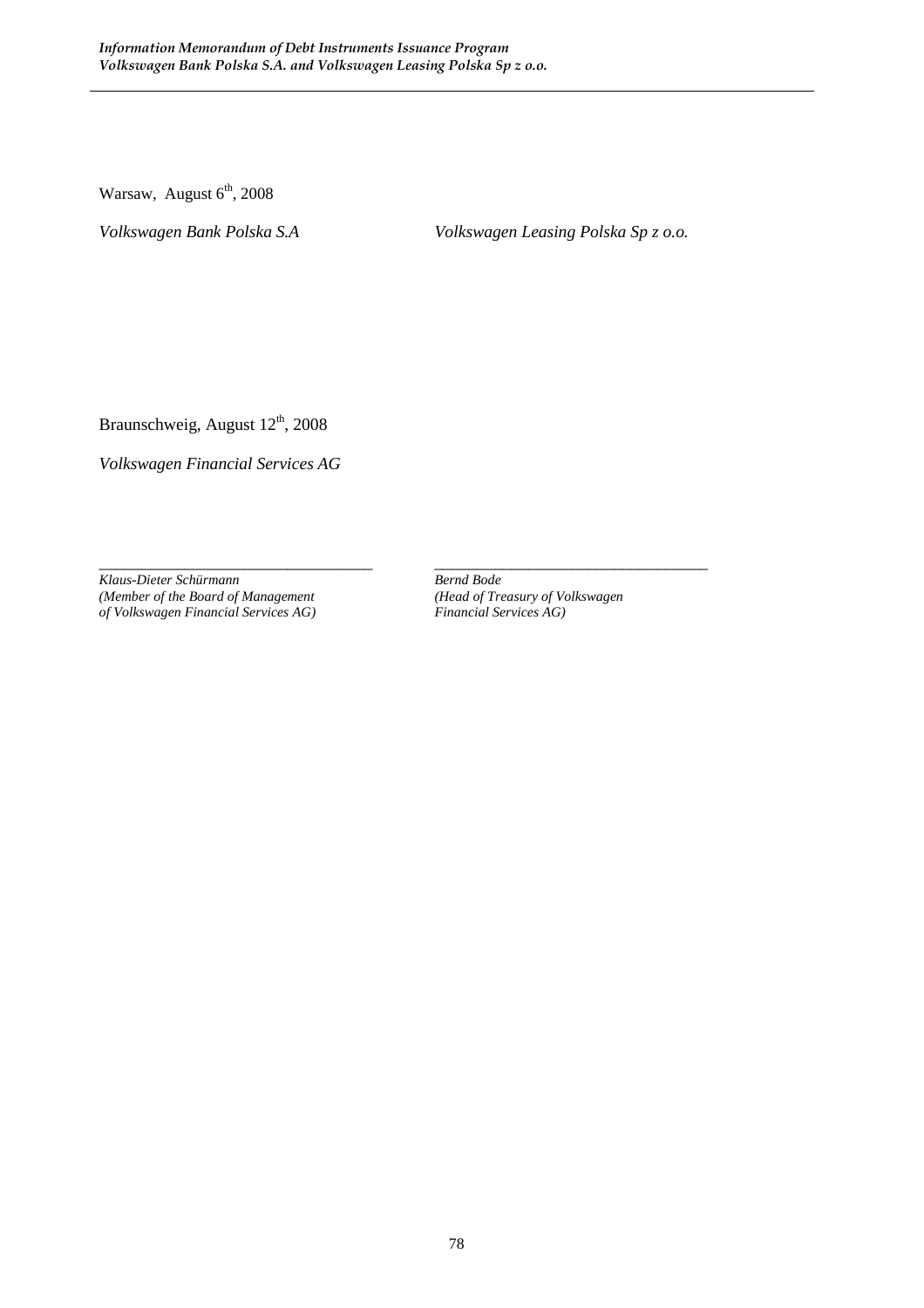Warsaw, August 6th, 2008

*Volkswagen Bank Polska S.A*

*Volkswagen Leasing Polska Sp z o.o.*

Braunschweig, August 12th, 2008

*Volkswagen Financial Services AG*

| | |
|---|---|
| \_\_\_\_\_\_\_\_\_\_\_\_\_\_\_\_\_\_\_\_\_\_\_\_\_\_\_\_\_\_\_\_\_\_\_\_ | \_\_\_\_\_\_\_\_\_\_\_\_\_\_\_\_\_\_\_\_\_\_\_\_\_\_\_\_\_\_\_\_\_\_\_\_ |
| *Klaus-Dieter Schürmann* | *Bernd Bode* |
| *(Member of the Board of Management of Volkswagen Financial Services AG)* | *(Head of Treasury of Volkswagen Financial Services AG)* |